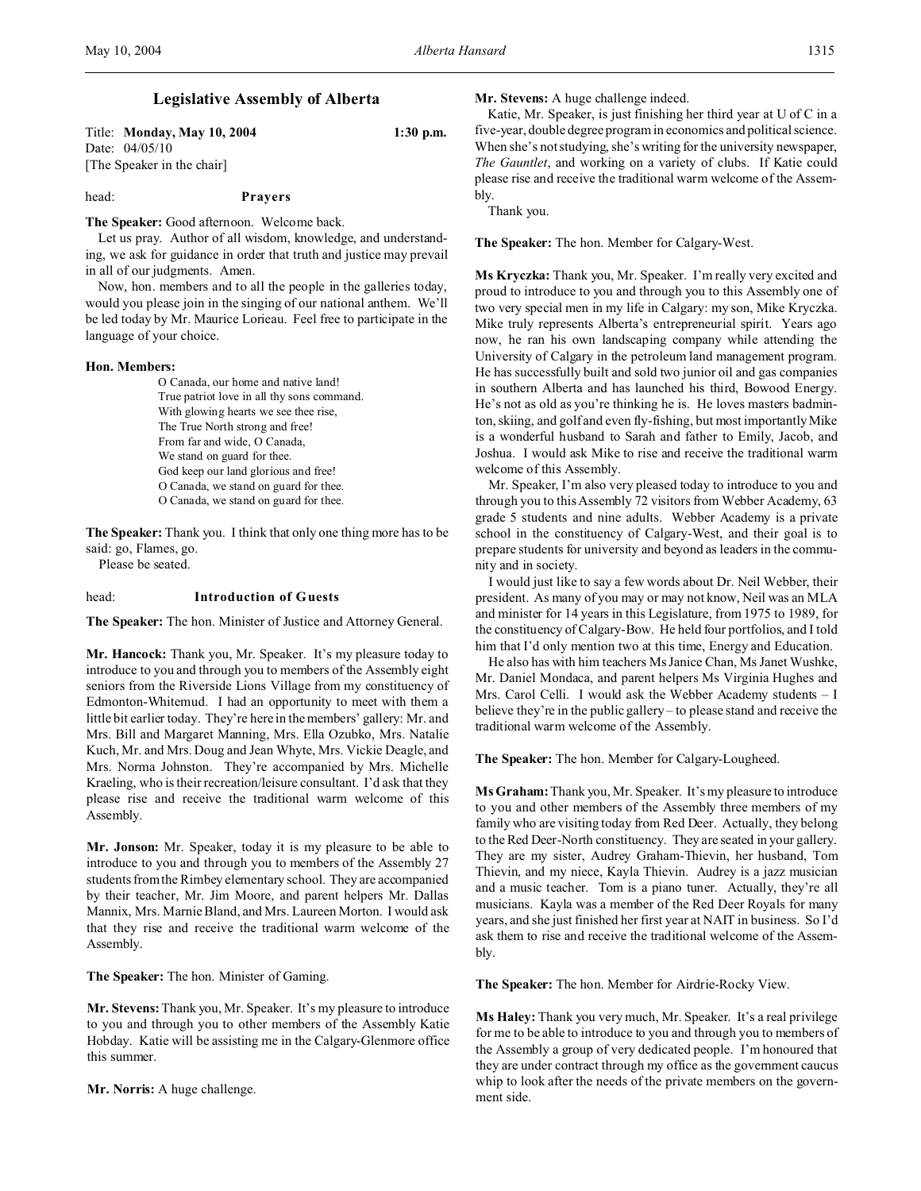# Legislative Assembly of Alberta

Title: **Monday, May 10, 2004** **1:30 p.m.**
Date: 04/05/10
[The Speaker in the chair]

head: **Prayers**

**The Speaker:** Good afternoon. Welcome back.

Let us pray. Author of all wisdom, knowledge, and understanding, we ask for guidance in order that truth and justice may prevail in all of our judgments. Amen.

Now, hon. members and to all the people in the galleries today, would you please join in the singing of our national anthem. We'll be led today by Mr. Maurice Lorieau. Feel free to participate in the language of your choice.

**Hon. Members:**

O Canada, our home and native land!
True patriot love in all thy sons command.
With glowing hearts we see thee rise,
The True North strong and free!
From far and wide, O Canada,
We stand on guard for thee.
God keep our land glorious and free!
O Canada, we stand on guard for thee.
O Canada, we stand on guard for thee.

**The Speaker:** Thank you. I think that only one thing more has to be said: go, Flames, go.

Please be seated.

head: **Introduction of Guests**

**The Speaker:** The hon. Minister of Justice and Attorney General.

**Mr. Hancock:** Thank you, Mr. Speaker. It's my pleasure today to introduce to you and through you to members of the Assembly eight seniors from the Riverside Lions Village from my constituency of Edmonton-Whitemud. I had an opportunity to meet with them a little bit earlier today. They're here in the members' gallery: Mr. and Mrs. Bill and Margaret Manning, Mrs. Ella Ozubko, Mrs. Natalie Kuch, Mr. and Mrs. Doug and Jean Whyte, Mrs. Vickie Deagle, and Mrs. Norma Johnston. They're accompanied by Mrs. Michelle Kraeling, who is their recreation/leisure consultant. I'd ask that they please rise and receive the traditional warm welcome of this Assembly.

**Mr. Jonson:** Mr. Speaker, today it is my pleasure to be able to introduce to you and through you to members of the Assembly 27 students from the Rimbey elementary school. They are accompanied by their teacher, Mr. Jim Moore, and parent helpers Mr. Dallas Mannix, Mrs. Marnie Bland, and Mrs. Laureen Morton. I would ask that they rise and receive the traditional warm welcome of the Assembly.

**The Speaker:** The hon. Minister of Gaming.

**Mr. Stevens:** Thank you, Mr. Speaker. It's my pleasure to introduce to you and through you to other members of the Assembly Katie Hobday. Katie will be assisting me in the Calgary-Glenmore office this summer.

**Mr. Norris:** A huge challenge.

**Mr. Stevens:** A huge challenge indeed.

Katie, Mr. Speaker, is just finishing her third year at U of C in a five-year, double degree program in economics and political science. When she's not studying, she's writing for the university newspaper, *The Gauntlet*, and working on a variety of clubs. If Katie could please rise and receive the traditional warm welcome of the Assembly.

Thank you.

**The Speaker:** The hon. Member for Calgary-West.

**Ms Kryczka:** Thank you, Mr. Speaker. I'm really very excited and proud to introduce to you and through you to this Assembly one of two very special men in my life in Calgary: my son, Mike Kryczka. Mike truly represents Alberta's entrepreneurial spirit. Years ago now, he ran his own landscaping company while attending the University of Calgary in the petroleum land management program. He has successfully built and sold two junior oil and gas companies in southern Alberta and has launched his third, Bowood Energy. He's not as old as you're thinking he is. He loves masters badminton, skiing, and golf and even fly-fishing, but most importantly Mike is a wonderful husband to Sarah and father to Emily, Jacob, and Joshua. I would ask Mike to rise and receive the traditional warm welcome of this Assembly.

Mr. Speaker, I'm also very pleased today to introduce to you and through you to this Assembly 72 visitors from Webber Academy, 63 grade 5 students and nine adults. Webber Academy is a private school in the constituency of Calgary-West, and their goal is to prepare students for university and beyond as leaders in the community and in society.

I would just like to say a few words about Dr. Neil Webber, their president. As many of you may or may not know, Neil was an MLA and minister for 14 years in this Legislature, from 1975 to 1989, for the constituency of Calgary-Bow. He held four portfolios, and I told him that I'd only mention two at this time, Energy and Education.

He also has with him teachers Ms Janice Chan, Ms Janet Wushke, Mr. Daniel Mondaca, and parent helpers Ms Virginia Hughes and Mrs. Carol Celli. I would ask the Webber Academy students – I believe they're in the public gallery – to please stand and receive the traditional warm welcome of the Assembly.

**The Speaker:** The hon. Member for Calgary-Lougheed.

**Ms Graham:** Thank you, Mr. Speaker. It's my pleasure to introduce to you and other members of the Assembly three members of my family who are visiting today from Red Deer. Actually, they belong to the Red Deer-North constituency. They are seated in your gallery. They are my sister, Audrey Graham-Thievin, her husband, Tom Thievin, and my niece, Kayla Thievin. Audrey is a jazz musician and a music teacher. Tom is a piano tuner. Actually, they're all musicians. Kayla was a member of the Red Deer Royals for many years, and she just finished her first year at NAIT in business. So I'd ask them to rise and receive the traditional welcome of the Assembly.

**The Speaker:** The hon. Member for Airdrie-Rocky View.

**Ms Haley:** Thank you very much, Mr. Speaker. It's a real privilege for me to be able to introduce to you and through you to members of the Assembly a group of very dedicated people. I'm honoured that they are under contract through my office as the government caucus whip to look after the needs of the private members on the government side.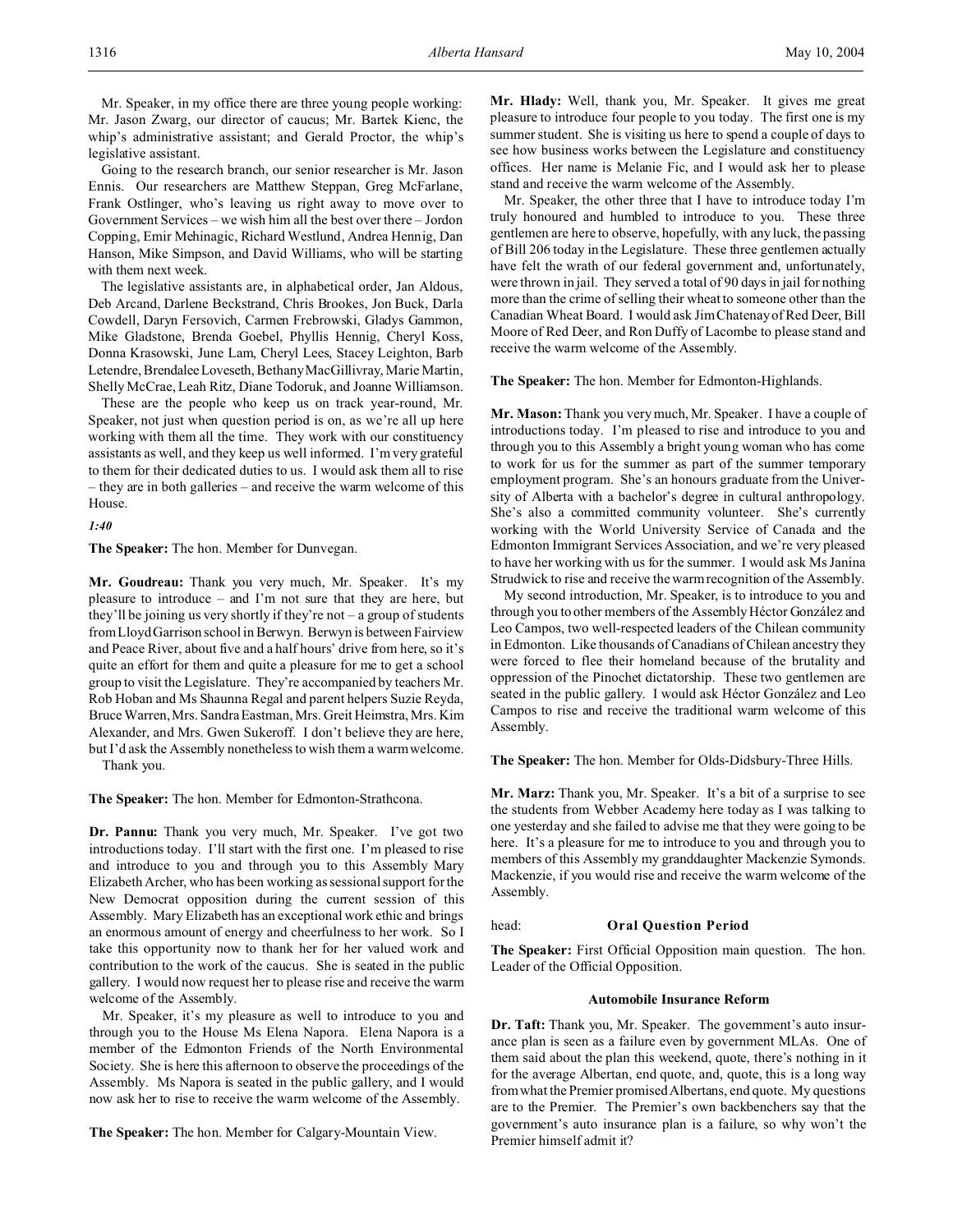Mr. Speaker, in my office there are three young people working: Mr. Jason Zwarg, our director of caucus; Mr. Bartek Kienc, the whip's administrative assistant; and Gerald Proctor, the whip's legislative assistant.

Going to the research branch, our senior researcher is Mr. Jason Ennis. Our researchers are Matthew Steppan, Greg McFarlane, Frank Ostlinger, who's leaving us right away to move over to Government Services – we wish him all the best over there – Jordon Copping, Emir Mehinagic, Richard Westlund, Andrea Hennig, Dan Hanson, Mike Simpson, and David Williams, who will be starting with them next week.

The legislative assistants are, in alphabetical order, Jan Aldous, Deb Arcand, Darlene Beckstrand, Chris Brookes, Jon Buck, Darla Cowdell, Daryn Fersovich, Carmen Frebrowski, Gladys Gammon, Mike Gladstone, Brenda Goebel, Phyllis Hennig, Cheryl Koss, Donna Krasowski, June Lam, Cheryl Lees, Stacey Leighton, Barb Letendre, Brendalee Loveseth, Bethany MacGillivray, Marie Martin, Shelly McCrae, Leah Ritz, Diane Todoruk, and Joanne Williamson.

These are the people who keep us on track year-round, Mr. Speaker, not just when question period is on, as we're all up here working with them all the time. They work with our constituency assistants as well, and they keep us well informed. I'm very grateful to them for their dedicated duties to us. I would ask them all to rise – they are in both galleries – and receive the warm welcome of this House.

*1:40*

**The Speaker:** The hon. Member for Dunvegan.

**Mr. Goudreau:** Thank you very much, Mr. Speaker. It's my pleasure to introduce – and I'm not sure that they are here, but they'll be joining us very shortly if they're not – a group of students from Lloyd Garrison school in Berwyn. Berwyn is between Fairview and Peace River, about five and a half hours' drive from here, so it's quite an effort for them and quite a pleasure for me to get a school group to visit the Legislature. They're accompanied by teachers Mr. Rob Hoban and Ms Shaunna Regal and parent helpers Suzie Reyda, Bruce Warren, Mrs. Sandra Eastman, Mrs. Greit Heimstra, Mrs. Kim Alexander, and Mrs. Gwen Sukeroff. I don't believe they are here, but I'd ask the Assembly nonetheless to wish them a warm welcome.

Thank you.

**The Speaker:** The hon. Member for Edmonton-Strathcona.

**Dr. Pannu:** Thank you very much, Mr. Speaker. I've got two introductions today. I'll start with the first one. I'm pleased to rise and introduce to you and through you to this Assembly Mary Elizabeth Archer, who has been working as sessional support for the New Democrat opposition during the current session of this Assembly. Mary Elizabeth has an exceptional work ethic and brings an enormous amount of energy and cheerfulness to her work. So I take this opportunity now to thank her for her valued work and contribution to the work of the caucus. She is seated in the public gallery. I would now request her to please rise and receive the warm welcome of the Assembly.

Mr. Speaker, it's my pleasure as well to introduce to you and through you to the House Ms Elena Napora. Elena Napora is a member of the Edmonton Friends of the North Environmental Society. She is here this afternoon to observe the proceedings of the Assembly. Ms Napora is seated in the public gallery, and I would now ask her to rise to receive the warm welcome of the Assembly.

**The Speaker:** The hon. Member for Calgary-Mountain View.

**Mr. Hlady:** Well, thank you, Mr. Speaker. It gives me great pleasure to introduce four people to you today. The first one is my summer student. She is visiting us here to spend a couple of days to see how business works between the Legislature and constituency offices. Her name is Melanie Fic, and I would ask her to please stand and receive the warm welcome of the Assembly.

Mr. Speaker, the other three that I have to introduce today I'm truly honoured and humbled to introduce to you. These three gentlemen are here to observe, hopefully, with any luck, the passing of Bill 206 today in the Legislature. These three gentlemen actually have felt the wrath of our federal government and, unfortunately, were thrown in jail. They served a total of 90 days in jail for nothing more than the crime of selling their wheat to someone other than the Canadian Wheat Board. I would ask Jim Chatenay of Red Deer, Bill Moore of Red Deer, and Ron Duffy of Lacombe to please stand and receive the warm welcome of the Assembly.

**The Speaker:** The hon. Member for Edmonton-Highlands.

**Mr. Mason:** Thank you very much, Mr. Speaker. I have a couple of introductions today. I'm pleased to rise and introduce to you and through you to this Assembly a bright young woman who has come to work for us for the summer as part of the summer temporary employment program. She's an honours graduate from the University of Alberta with a bachelor's degree in cultural anthropology. She's also a committed community volunteer. She's currently working with the World University Service of Canada and the Edmonton Immigrant Services Association, and we're very pleased to have her working with us for the summer. I would ask Ms Janina Strudwick to rise and receive the warm recognition of the Assembly.

My second introduction, Mr. Speaker, is to introduce to you and through you to other members of the Assembly Héctor González and Leo Campos, two well-respected leaders of the Chilean community in Edmonton. Like thousands of Canadians of Chilean ancestry they were forced to flee their homeland because of the brutality and oppression of the Pinochet dictatorship. These two gentlemen are seated in the public gallery. I would ask Héctor González and Leo Campos to rise and receive the traditional warm welcome of this Assembly.

**The Speaker:** The hon. Member for Olds-Didsbury-Three Hills.

**Mr. Marz:** Thank you, Mr. Speaker. It's a bit of a surprise to see the students from Webber Academy here today as I was talking to one yesterday and she failed to advise me that they were going to be here. It's a pleasure for me to introduce to you and through you to members of this Assembly my granddaughter Mackenzie Symonds. Mackenzie, if you would rise and receive the warm welcome of the Assembly.

head: **Oral Question Period**

**The Speaker:** First Official Opposition main question. The hon. Leader of the Official Opposition.

### Automobile Insurance Reform

**Dr. Taft:** Thank you, Mr. Speaker. The government's auto insurance plan is seen as a failure even by government MLAs. One of them said about the plan this weekend, quote, there's nothing in it for the average Albertan, end quote, and, quote, this is a long way from what the Premier promised Albertans, end quote. My questions are to the Premier. The Premier's own backbenchers say that the government's auto insurance plan is a failure, so why won't the Premier himself admit it?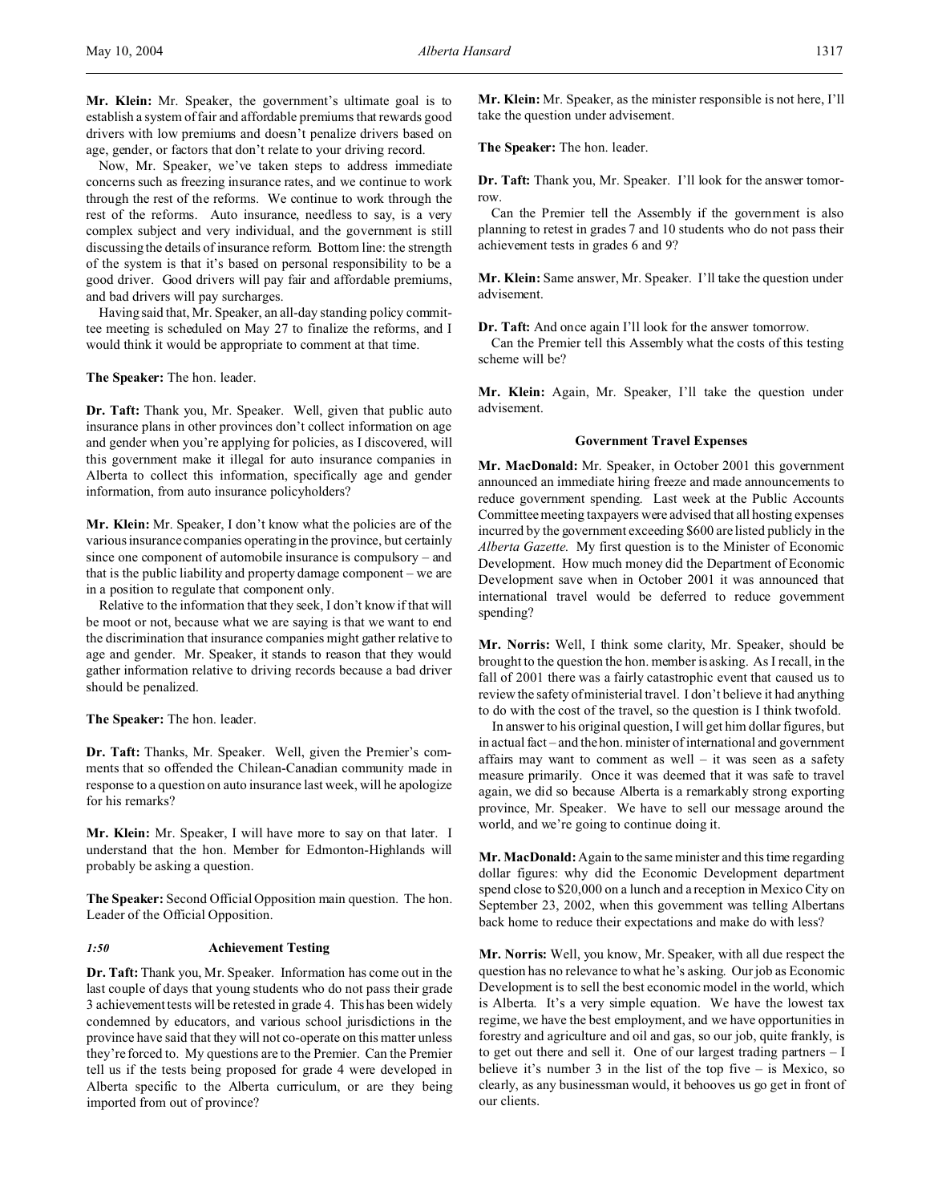**Mr. Klein:** Mr. Speaker, the government's ultimate goal is to establish a system of fair and affordable premiums that rewards good drivers with low premiums and doesn't penalize drivers based on age, gender, or factors that don't relate to your driving record.

Now, Mr. Speaker, we've taken steps to address immediate concerns such as freezing insurance rates, and we continue to work through the rest of the reforms. We continue to work through the rest of the reforms. Auto insurance, needless to say, is a very complex subject and very individual, and the government is still discussing the details of insurance reform. Bottom line: the strength of the system is that it's based on personal responsibility to be a good driver. Good drivers will pay fair and affordable premiums, and bad drivers will pay surcharges.

Having said that, Mr. Speaker, an all-day standing policy committee meeting is scheduled on May 27 to finalize the reforms, and I would think it would be appropriate to comment at that time.

**The Speaker:** The hon. leader.

**Dr. Taft:** Thank you, Mr. Speaker. Well, given that public auto insurance plans in other provinces don't collect information on age and gender when you're applying for policies, as I discovered, will this government make it illegal for auto insurance companies in Alberta to collect this information, specifically age and gender information, from auto insurance policyholders?

**Mr. Klein:** Mr. Speaker, I don't know what the policies are of the various insurance companies operating in the province, but certainly since one component of automobile insurance is compulsory – and that is the public liability and property damage component – we are in a position to regulate that component only.

Relative to the information that they seek, I don't know if that will be moot or not, because what we are saying is that we want to end the discrimination that insurance companies might gather relative to age and gender. Mr. Speaker, it stands to reason that they would gather information relative to driving records because a bad driver should be penalized.

**The Speaker:** The hon. leader.

**Dr. Taft:** Thanks, Mr. Speaker. Well, given the Premier's comments that so offended the Chilean-Canadian community made in response to a question on auto insurance last week, will he apologize for his remarks?

**Mr. Klein:** Mr. Speaker, I will have more to say on that later. I understand that the hon. Member for Edmonton-Highlands will probably be asking a question.

**The Speaker:** Second Official Opposition main question. The hon. Leader of the Official Opposition.

### *1:50* Achievement Testing

**Dr. Taft:** Thank you, Mr. Speaker. Information has come out in the last couple of days that young students who do not pass their grade 3 achievement tests will be retested in grade 4. This has been widely condemned by educators, and various school jurisdictions in the province have said that they will not co-operate on this matter unless they're forced to. My questions are to the Premier. Can the Premier tell us if the tests being proposed for grade 4 were developed in Alberta specific to the Alberta curriculum, or are they being imported from out of province?

**Mr. Klein:** Mr. Speaker, as the minister responsible is not here, I'll take the question under advisement.

**The Speaker:** The hon. leader.

**Dr. Taft:** Thank you, Mr. Speaker. I'll look for the answer tomorrow.

Can the Premier tell the Assembly if the government is also planning to retest in grades 7 and 10 students who do not pass their achievement tests in grades 6 and 9?

**Mr. Klein:** Same answer, Mr. Speaker. I'll take the question under advisement.

**Dr. Taft:** And once again I'll look for the answer tomorrow.

Can the Premier tell this Assembly what the costs of this testing scheme will be?

**Mr. Klein:** Again, Mr. Speaker, I'll take the question under advisement.

### Government Travel Expenses

**Mr. MacDonald:** Mr. Speaker, in October 2001 this government announced an immediate hiring freeze and made announcements to reduce government spending. Last week at the Public Accounts Committee meeting taxpayers were advised that all hosting expenses incurred by the government exceeding $600 are listed publicly in the *Alberta Gazette*. My first question is to the Minister of Economic Development. How much money did the Department of Economic Development save when in October 2001 it was announced that international travel would be deferred to reduce government spending?

**Mr. Norris:** Well, I think some clarity, Mr. Speaker, should be brought to the question the hon. member is asking. As I recall, in the fall of 2001 there was a fairly catastrophic event that caused us to review the safety of ministerial travel. I don't believe it had anything to do with the cost of the travel, so the question is I think twofold.

In answer to his original question, I will get him dollar figures, but in actual fact – and the hon. minister of international and government affairs may want to comment as well – it was seen as a safety measure primarily. Once it was deemed that it was safe to travel again, we did so because Alberta is a remarkably strong exporting province, Mr. Speaker. We have to sell our message around the world, and we're going to continue doing it.

**Mr. MacDonald:** Again to the same minister and this time regarding dollar figures: why did the Economic Development department spend close to $20,000 on a lunch and a reception in Mexico City on September 23, 2002, when this government was telling Albertans back home to reduce their expectations and make do with less?

**Mr. Norris:** Well, you know, Mr. Speaker, with all due respect the question has no relevance to what he's asking. Our job as Economic Development is to sell the best economic model in the world, which is Alberta. It's a very simple equation. We have the lowest tax regime, we have the best employment, and we have opportunities in forestry and agriculture and oil and gas, so our job, quite frankly, is to get out there and sell it. One of our largest trading partners – I believe it's number 3 in the list of the top five – is Mexico, so clearly, as any businessman would, it behooves us go get in front of our clients.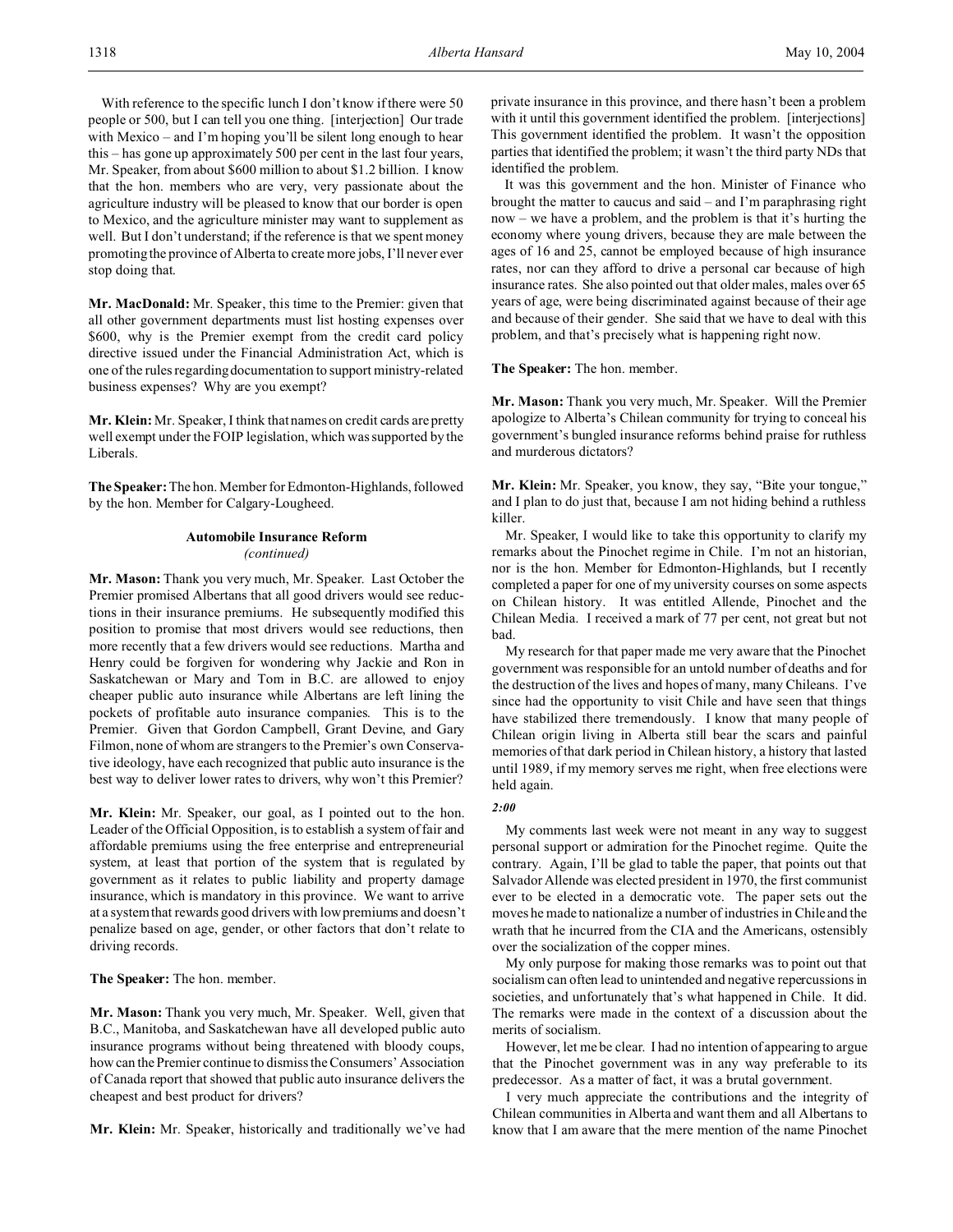With reference to the specific lunch I don't know if there were 50 people or 500, but I can tell you one thing. [interjection] Our trade with Mexico – and I'm hoping you'll be silent long enough to hear this – has gone up approximately 500 per cent in the last four years, Mr. Speaker, from about $600 million to about $1.2 billion. I know that the hon. members who are very, very passionate about the agriculture industry will be pleased to know that our border is open to Mexico, and the agriculture minister may want to supplement as well. But I don't understand; if the reference is that we spent money promoting the province of Alberta to create more jobs, I'll never ever stop doing that.

**Mr. MacDonald:** Mr. Speaker, this time to the Premier: given that all other government departments must list hosting expenses over $600, why is the Premier exempt from the credit card policy directive issued under the Financial Administration Act, which is one of the rules regarding documentation to support ministry-related business expenses? Why are you exempt?

**Mr. Klein:** Mr. Speaker, I think that names on credit cards are pretty well exempt under the FOIP legislation, which was supported by the Liberals.

**The Speaker:** The hon. Member for Edmonton-Highlands, followed by the hon. Member for Calgary-Lougheed.

## Automobile Insurance Reform
*(continued)*

**Mr. Mason:** Thank you very much, Mr. Speaker. Last October the Premier promised Albertans that all good drivers would see reductions in their insurance premiums. He subsequently modified this position to promise that most drivers would see reductions, then more recently that a few drivers would see reductions. Martha and Henry could be forgiven for wondering why Jackie and Ron in Saskatchewan or Mary and Tom in B.C. are allowed to enjoy cheaper public auto insurance while Albertans are left lining the pockets of profitable auto insurance companies. This is to the Premier. Given that Gordon Campbell, Grant Devine, and Gary Filmon, none of whom are strangers to the Premier's own Conservative ideology, have each recognized that public auto insurance is the best way to deliver lower rates to drivers, why won't this Premier?

**Mr. Klein:** Mr. Speaker, our goal, as I pointed out to the hon. Leader of the Official Opposition, is to establish a system of fair and affordable premiums using the free enterprise and entrepreneurial system, at least that portion of the system that is regulated by government as it relates to public liability and property damage insurance, which is mandatory in this province. We want to arrive at a system that rewards good drivers with low premiums and doesn't penalize based on age, gender, or other factors that don't relate to driving records.

**The Speaker:** The hon. member.

**Mr. Mason:** Thank you very much, Mr. Speaker. Well, given that B.C., Manitoba, and Saskatchewan have all developed public auto insurance programs without being threatened with bloody coups, how can the Premier continue to dismiss the Consumers' Association of Canada report that showed that public auto insurance delivers the cheapest and best product for drivers?

**Mr. Klein:** Mr. Speaker, historically and traditionally we've had private insurance in this province, and there hasn't been a problem with it until this government identified the problem. [interjections] This government identified the problem. It wasn't the opposition parties that identified the problem; it wasn't the third party NDs that identified the problem.

It was this government and the hon. Minister of Finance who brought the matter to caucus and said – and I'm paraphrasing right now – we have a problem, and the problem is that it's hurting the economy where young drivers, because they are male between the ages of 16 and 25, cannot be employed because of high insurance rates, nor can they afford to drive a personal car because of high insurance rates. She also pointed out that older males, males over 65 years of age, were being discriminated against because of their age and because of their gender. She said that we have to deal with this problem, and that's precisely what is happening right now.

**The Speaker:** The hon. member.

**Mr. Mason:** Thank you very much, Mr. Speaker. Will the Premier apologize to Alberta's Chilean community for trying to conceal his government's bungled insurance reforms behind praise for ruthless and murderous dictators?

**Mr. Klein:** Mr. Speaker, you know, they say, "Bite your tongue," and I plan to do just that, because I am not hiding behind a ruthless killer.

Mr. Speaker, I would like to take this opportunity to clarify my remarks about the Pinochet regime in Chile. I'm not an historian, nor is the hon. Member for Edmonton-Highlands, but I recently completed a paper for one of my university courses on some aspects on Chilean history. It was entitled Allende, Pinochet and the Chilean Media. I received a mark of 77 per cent, not great but not bad.

My research for that paper made me very aware that the Pinochet government was responsible for an untold number of deaths and for the destruction of the lives and hopes of many, many Chileans. I've since had the opportunity to visit Chile and have seen that things have stabilized there tremendously. I know that many people of Chilean origin living in Alberta still bear the scars and painful memories of that dark period in Chilean history, a history that lasted until 1989, if my memory serves me right, when free elections were held again.

*2:00*

My comments last week were not meant in any way to suggest personal support or admiration for the Pinochet regime. Quite the contrary. Again, I'll be glad to table the paper, that points out that Salvador Allende was elected president in 1970, the first communist ever to be elected in a democratic vote. The paper sets out the moves he made to nationalize a number of industries in Chile and the wrath that he incurred from the CIA and the Americans, ostensibly over the socialization of the copper mines.

My only purpose for making those remarks was to point out that socialism can often lead to unintended and negative repercussions in societies, and unfortunately that's what happened in Chile. It did. The remarks were made in the context of a discussion about the merits of socialism.

However, let me be clear. I had no intention of appearing to argue that the Pinochet government was in any way preferable to its predecessor. As a matter of fact, it was a brutal government.

I very much appreciate the contributions and the integrity of Chilean communities in Alberta and want them and all Albertans to know that I am aware that the mere mention of the name Pinochet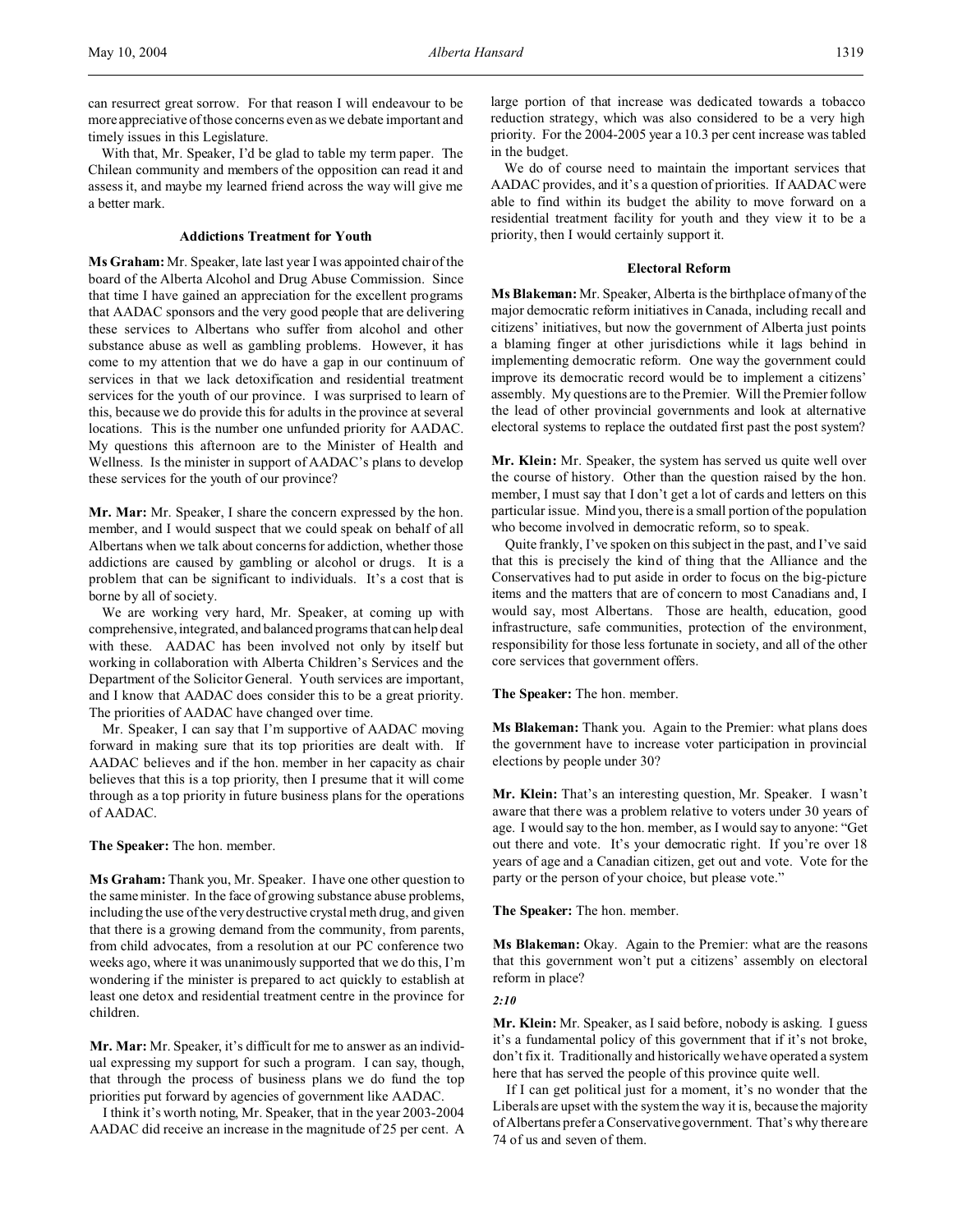can resurrect great sorrow. For that reason I will endeavour to be more appreciative of those concerns even as we debate important and timely issues in this Legislature.

With that, Mr. Speaker, I'd be glad to table my term paper. The Chilean community and members of the opposition can read it and assess it, and maybe my learned friend across the way will give me a better mark.

### Addictions Treatment for Youth

**Ms Graham:** Mr. Speaker, late last year I was appointed chair of the board of the Alberta Alcohol and Drug Abuse Commission. Since that time I have gained an appreciation for the excellent programs that AADAC sponsors and the very good people that are delivering these services to Albertans who suffer from alcohol and other substance abuse as well as gambling problems. However, it has come to my attention that we do have a gap in our continuum of services in that we lack detoxification and residential treatment services for the youth of our province. I was surprised to learn of this, because we do provide this for adults in the province at several locations. This is the number one unfunded priority for AADAC. My questions this afternoon are to the Minister of Health and Wellness. Is the minister in support of AADAC's plans to develop these services for the youth of our province?

**Mr. Mar:** Mr. Speaker, I share the concern expressed by the hon. member, and I would suspect that we could speak on behalf of all Albertans when we talk about concerns for addiction, whether those addictions are caused by gambling or alcohol or drugs. It is a problem that can be significant to individuals. It's a cost that is borne by all of society.

We are working very hard, Mr. Speaker, at coming up with comprehensive, integrated, and balanced programs that can help deal with these. AADAC has been involved not only by itself but working in collaboration with Alberta Children's Services and the Department of the Solicitor General. Youth services are important, and I know that AADAC does consider this to be a great priority. The priorities of AADAC have changed over time.

Mr. Speaker, I can say that I'm supportive of AADAC moving forward in making sure that its top priorities are dealt with. If AADAC believes and if the hon. member in her capacity as chair believes that this is a top priority, then I presume that it will come through as a top priority in future business plans for the operations of AADAC.

**The Speaker:** The hon. member.

**Ms Graham:** Thank you, Mr. Speaker. I have one other question to the same minister. In the face of growing substance abuse problems, including the use of the very destructive crystal meth drug, and given that there is a growing demand from the community, from parents, from child advocates, from a resolution at our PC conference two weeks ago, where it was unanimously supported that we do this, I'm wondering if the minister is prepared to act quickly to establish at least one detox and residential treatment centre in the province for children.

**Mr. Mar:** Mr. Speaker, it's difficult for me to answer as an individual expressing my support for such a program. I can say, though, that through the process of business plans we do fund the top priorities put forward by agencies of government like AADAC.

I think it's worth noting, Mr. Speaker, that in the year 2003-2004 AADAC did receive an increase in the magnitude of 25 per cent. A large portion of that increase was dedicated towards a tobacco reduction strategy, which was also considered to be a very high priority. For the 2004-2005 year a 10.3 per cent increase was tabled in the budget.

We do of course need to maintain the important services that AADAC provides, and it's a question of priorities. If AADAC were able to find within its budget the ability to move forward on a residential treatment facility for youth and they view it to be a priority, then I would certainly support it.

### Electoral Reform

**Ms Blakeman:** Mr. Speaker, Alberta is the birthplace of many of the major democratic reform initiatives in Canada, including recall and citizens' initiatives, but now the government of Alberta just points a blaming finger at other jurisdictions while it lags behind in implementing democratic reform. One way the government could improve its democratic record would be to implement a citizens' assembly. My questions are to the Premier. Will the Premier follow the lead of other provincial governments and look at alternative electoral systems to replace the outdated first past the post system?

**Mr. Klein:** Mr. Speaker, the system has served us quite well over the course of history. Other than the question raised by the hon. member, I must say that I don't get a lot of cards and letters on this particular issue. Mind you, there is a small portion of the population who become involved in democratic reform, so to speak.

Quite frankly, I've spoken on this subject in the past, and I've said that this is precisely the kind of thing that the Alliance and the Conservatives had to put aside in order to focus on the big-picture items and the matters that are of concern to most Canadians and, I would say, most Albertans. Those are health, education, good infrastructure, safe communities, protection of the environment, responsibility for those less fortunate in society, and all of the other core services that government offers.

**The Speaker:** The hon. member.

**Ms Blakeman:** Thank you. Again to the Premier: what plans does the government have to increase voter participation in provincial elections by people under 30?

**Mr. Klein:** That's an interesting question, Mr. Speaker. I wasn't aware that there was a problem relative to voters under 30 years of age. I would say to the hon. member, as I would say to anyone: "Get out there and vote. It's your democratic right. If you're over 18 years of age and a Canadian citizen, get out and vote. Vote for the party or the person of your choice, but please vote."

**The Speaker:** The hon. member.

**Ms Blakeman:** Okay. Again to the Premier: what are the reasons that this government won't put a citizens' assembly on electoral reform in place?

*2:10*

**Mr. Klein:** Mr. Speaker, as I said before, nobody is asking. I guess it's a fundamental policy of this government that if it's not broke, don't fix it. Traditionally and historically we have operated a system here that has served the people of this province quite well.

If I can get political just for a moment, it's no wonder that the Liberals are upset with the system the way it is, because the majority of Albertans prefer a Conservative government. That's why there are 74 of us and seven of them.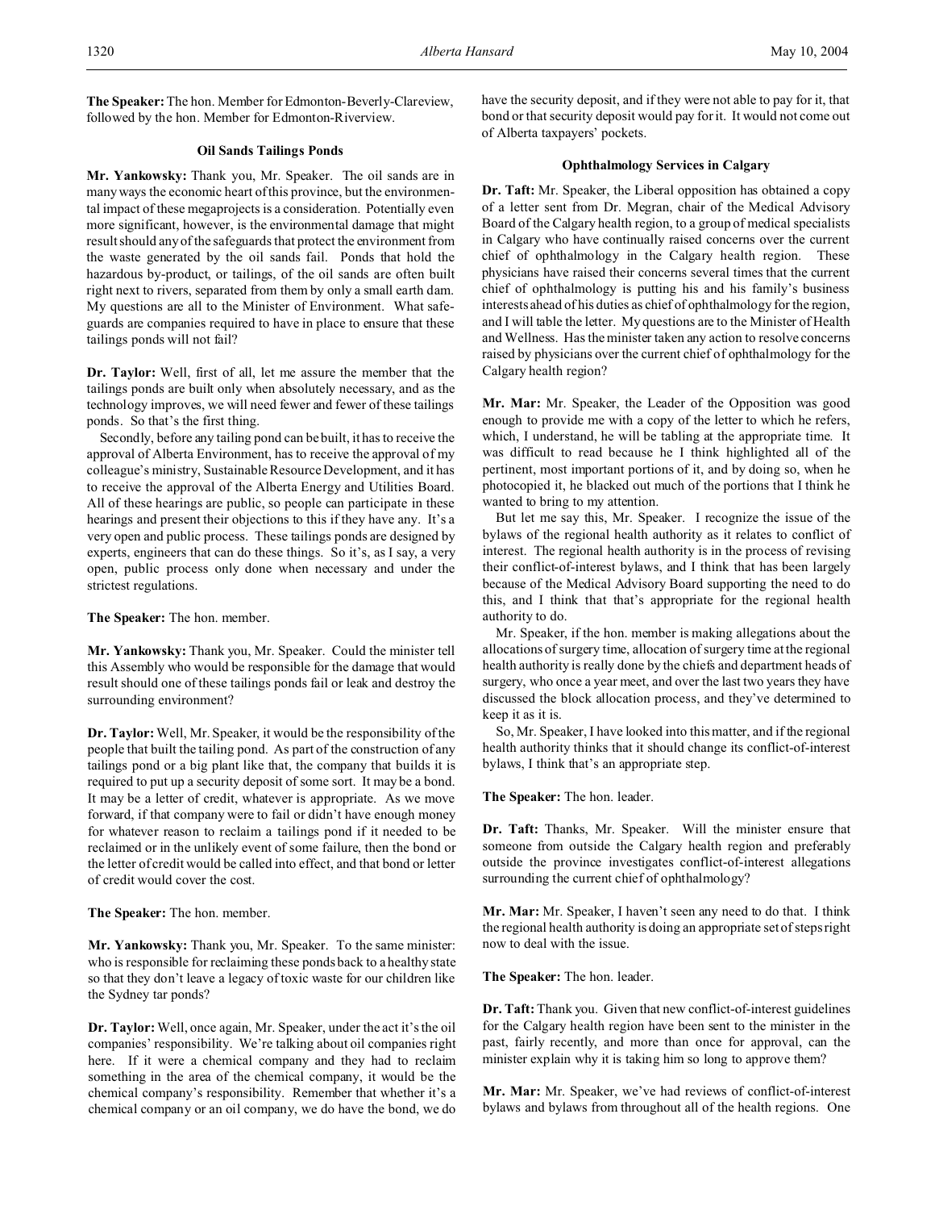**The Speaker:** The hon. Member for Edmonton-Beverly-Clareview, followed by the hon. Member for Edmonton-Riverview.

### Oil Sands Tailings Ponds

**Mr. Yankowsky:** Thank you, Mr. Speaker. The oil sands are in many ways the economic heart of this province, but the environmental impact of these megaprojects is a consideration. Potentially even more significant, however, is the environmental damage that might result should any of the safeguards that protect the environment from the waste generated by the oil sands fail. Ponds that hold the hazardous by-product, or tailings, of the oil sands are often built right next to rivers, separated from them by only a small earth dam. My questions are all to the Minister of Environment. What safeguards are companies required to have in place to ensure that these tailings ponds will not fail?

**Dr. Taylor:** Well, first of all, let me assure the member that the tailings ponds are built only when absolutely necessary, and as the technology improves, we will need fewer and fewer of these tailings ponds. So that's the first thing.

Secondly, before any tailing pond can be built, it has to receive the approval of Alberta Environment, has to receive the approval of my colleague's ministry, Sustainable Resource Development, and it has to receive the approval of the Alberta Energy and Utilities Board. All of these hearings are public, so people can participate in these hearings and present their objections to this if they have any. It's a very open and public process. These tailings ponds are designed by experts, engineers that can do these things. So it's, as I say, a very open, public process only done when necessary and under the strictest regulations.

**The Speaker:** The hon. member.

**Mr. Yankowsky:** Thank you, Mr. Speaker. Could the minister tell this Assembly who would be responsible for the damage that would result should one of these tailings ponds fail or leak and destroy the surrounding environment?

**Dr. Taylor:** Well, Mr. Speaker, it would be the responsibility of the people that built the tailing pond. As part of the construction of any tailings pond or a big plant like that, the company that builds it is required to put up a security deposit of some sort. It may be a bond. It may be a letter of credit, whatever is appropriate. As we move forward, if that company were to fail or didn't have enough money for whatever reason to reclaim a tailings pond if it needed to be reclaimed or in the unlikely event of some failure, then the bond or the letter of credit would be called into effect, and that bond or letter of credit would cover the cost.

**The Speaker:** The hon. member.

**Mr. Yankowsky:** Thank you, Mr. Speaker. To the same minister: who is responsible for reclaiming these ponds back to a healthy state so that they don't leave a legacy of toxic waste for our children like the Sydney tar ponds?

**Dr. Taylor:** Well, once again, Mr. Speaker, under the act it's the oil companies' responsibility. We're talking about oil companies right here. If it were a chemical company and they had to reclaim something in the area of the chemical company, it would be the chemical company's responsibility. Remember that whether it's a chemical company or an oil company, we do have the bond, we do have the security deposit, and if they were not able to pay for it, that bond or that security deposit would pay for it. It would not come out of Alberta taxpayers' pockets.

### Ophthalmology Services in Calgary

**Dr. Taft:** Mr. Speaker, the Liberal opposition has obtained a copy of a letter sent from Dr. Megran, chair of the Medical Advisory Board of the Calgary health region, to a group of medical specialists in Calgary who have continually raised concerns over the current chief of ophthalmology in the Calgary health region. These physicians have raised their concerns several times that the current chief of ophthalmology is putting his and his family's business interests ahead of his duties as chief of ophthalmology for the region, and I will table the letter. My questions are to the Minister of Health and Wellness. Has the minister taken any action to resolve concerns raised by physicians over the current chief of ophthalmology for the Calgary health region?

**Mr. Mar:** Mr. Speaker, the Leader of the Opposition was good enough to provide me with a copy of the letter to which he refers, which, I understand, he will be tabling at the appropriate time. It was difficult to read because he I think highlighted all of the pertinent, most important portions of it, and by doing so, when he photocopied it, he blacked out much of the portions that I think he wanted to bring to my attention.

But let me say this, Mr. Speaker. I recognize the issue of the bylaws of the regional health authority as it relates to conflict of interest. The regional health authority is in the process of revising their conflict-of-interest bylaws, and I think that has been largely because of the Medical Advisory Board supporting the need to do this, and I think that that's appropriate for the regional health authority to do.

Mr. Speaker, if the hon. member is making allegations about the allocations of surgery time, allocation of surgery time at the regional health authority is really done by the chiefs and department heads of surgery, who once a year meet, and over the last two years they have discussed the block allocation process, and they've determined to keep it as it is.

So, Mr. Speaker, I have looked into this matter, and if the regional health authority thinks that it should change its conflict-of-interest bylaws, I think that's an appropriate step.

**The Speaker:** The hon. leader.

**Dr. Taft:** Thanks, Mr. Speaker. Will the minister ensure that someone from outside the Calgary health region and preferably outside the province investigates conflict-of-interest allegations surrounding the current chief of ophthalmology?

**Mr. Mar:** Mr. Speaker, I haven't seen any need to do that. I think the regional health authority is doing an appropriate set of steps right now to deal with the issue.

**The Speaker:** The hon. leader.

**Dr. Taft:** Thank you. Given that new conflict-of-interest guidelines for the Calgary health region have been sent to the minister in the past, fairly recently, and more than once for approval, can the minister explain why it is taking him so long to approve them?

**Mr. Mar:** Mr. Speaker, we've had reviews of conflict-of-interest bylaws and bylaws from throughout all of the health regions. One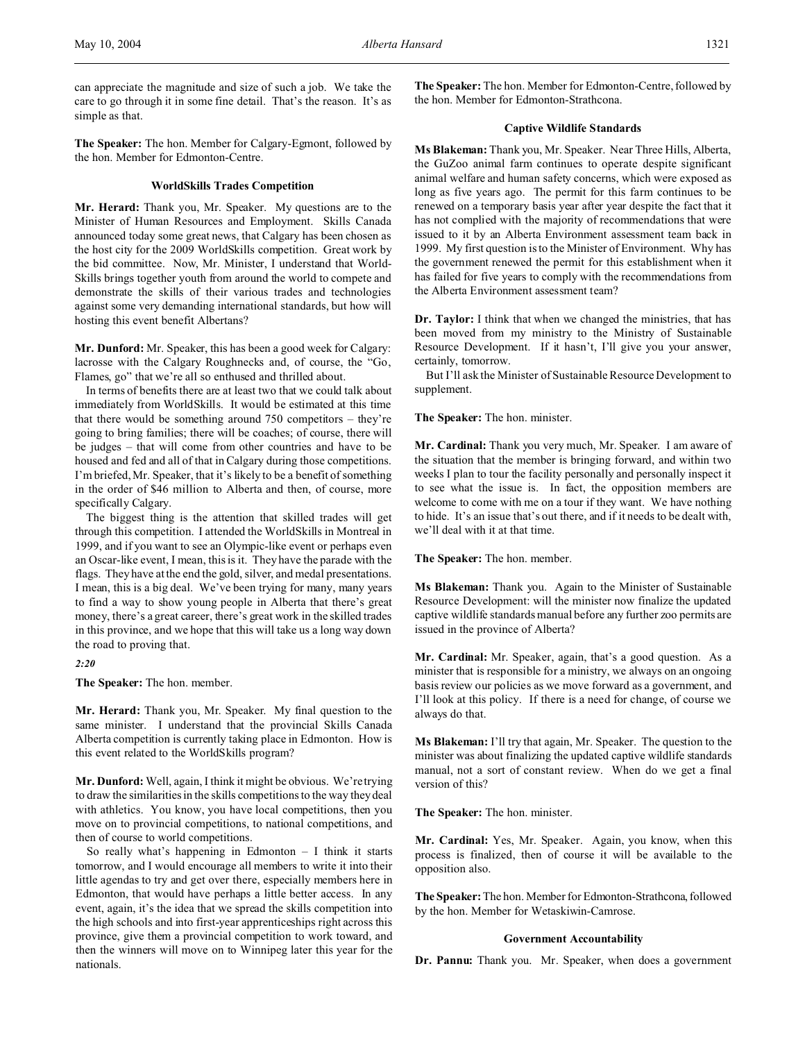can appreciate the magnitude and size of such a job. We take the care to go through it in some fine detail. That's the reason. It's as simple as that.

**The Speaker:** The hon. Member for Calgary-Egmont, followed by the hon. Member for Edmonton-Centre.

### WorldSkills Trades Competition

**Mr. Herard:** Thank you, Mr. Speaker. My questions are to the Minister of Human Resources and Employment. Skills Canada announced today some great news, that Calgary has been chosen as the host city for the 2009 WorldSkills competition. Great work by the bid committee. Now, Mr. Minister, I understand that World-Skills brings together youth from around the world to compete and demonstrate the skills of their various trades and technologies against some very demanding international standards, but how will hosting this event benefit Albertans?

**Mr. Dunford:** Mr. Speaker, this has been a good week for Calgary: lacrosse with the Calgary Roughnecks and, of course, the "Go, Flames, go" that we're all so enthused and thrilled about.

In terms of benefits there are at least two that we could talk about immediately from WorldSkills. It would be estimated at this time that there would be something around 750 competitors – they're going to bring families; there will be coaches; of course, there will be judges – that will come from other countries and have to be housed and fed and all of that in Calgary during those competitions. I'm briefed, Mr. Speaker, that it's likely to be a benefit of something in the order of $46 million to Alberta and then, of course, more specifically Calgary.

The biggest thing is the attention that skilled trades will get through this competition. I attended the WorldSkills in Montreal in 1999, and if you want to see an Olympic-like event or perhaps even an Oscar-like event, I mean, this is it. They have the parade with the flags. They have at the end the gold, silver, and medal presentations. I mean, this is a big deal. We've been trying for many, many years to find a way to show young people in Alberta that there's great money, there's a great career, there's great work in the skilled trades in this province, and we hope that this will take us a long way down the road to proving that.

*2:20*

**The Speaker:** The hon. member.

**Mr. Herard:** Thank you, Mr. Speaker. My final question to the same minister. I understand that the provincial Skills Canada Alberta competition is currently taking place in Edmonton. How is this event related to the WorldSkills program?

**Mr. Dunford:** Well, again, I think it might be obvious. We're trying to draw the similarities in the skills competitions to the way they deal with athletics. You know, you have local competitions, then you move on to provincial competitions, to national competitions, and then of course to world competitions.

So really what's happening in Edmonton – I think it starts tomorrow, and I would encourage all members to write it into their little agendas to try and get over there, especially members here in Edmonton, that would have perhaps a little better access. In any event, again, it's the idea that we spread the skills competition into the high schools and into first-year apprenticeships right across this province, give them a provincial competition to work toward, and then the winners will move on to Winnipeg later this year for the nationals.

**The Speaker:** The hon. Member for Edmonton-Centre, followed by the hon. Member for Edmonton-Strathcona.

### Captive Wildlife Standards

**Ms Blakeman:** Thank you, Mr. Speaker. Near Three Hills, Alberta, the GuZoo animal farm continues to operate despite significant animal welfare and human safety concerns, which were exposed as long as five years ago. The permit for this farm continues to be renewed on a temporary basis year after year despite the fact that it has not complied with the majority of recommendations that were issued to it by an Alberta Environment assessment team back in 1999. My first question is to the Minister of Environment. Why has the government renewed the permit for this establishment when it has failed for five years to comply with the recommendations from the Alberta Environment assessment team?

**Dr. Taylor:** I think that when we changed the ministries, that has been moved from my ministry to the Ministry of Sustainable Resource Development. If it hasn't, I'll give you your answer, certainly, tomorrow.

But I'll ask the Minister of Sustainable Resource Development to supplement.

**The Speaker:** The hon. minister.

**Mr. Cardinal:** Thank you very much, Mr. Speaker. I am aware of the situation that the member is bringing forward, and within two weeks I plan to tour the facility personally and personally inspect it to see what the issue is. In fact, the opposition members are welcome to come with me on a tour if they want. We have nothing to hide. It's an issue that's out there, and if it needs to be dealt with, we'll deal with it at that time.

**The Speaker:** The hon. member.

**Ms Blakeman:** Thank you. Again to the Minister of Sustainable Resource Development: will the minister now finalize the updated captive wildlife standards manual before any further zoo permits are issued in the province of Alberta?

**Mr. Cardinal:** Mr. Speaker, again, that's a good question. As a minister that is responsible for a ministry, we always on an ongoing basis review our policies as we move forward as a government, and I'll look at this policy. If there is a need for change, of course we always do that.

**Ms Blakeman:** I'll try that again, Mr. Speaker. The question to the minister was about finalizing the updated captive wildlife standards manual, not a sort of constant review. When do we get a final version of this?

**The Speaker:** The hon. minister.

**Mr. Cardinal:** Yes, Mr. Speaker. Again, you know, when this process is finalized, then of course it will be available to the opposition also.

**The Speaker:** The hon. Member for Edmonton-Strathcona, followed by the hon. Member for Wetaskiwin-Camrose.

### Government Accountability

**Dr. Pannu:** Thank you. Mr. Speaker, when does a government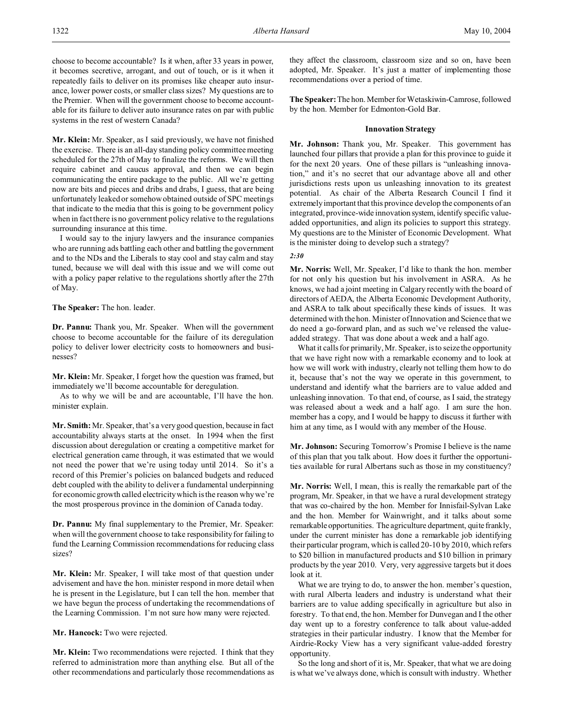choose to become accountable? Is it when, after 33 years in power, it becomes secretive, arrogant, and out of touch, or is it when it repeatedly fails to deliver on its promises like cheaper auto insurance, lower power costs, or smaller class sizes? My questions are to the Premier. When will the government choose to become accountable for its failure to deliver auto insurance rates on par with public systems in the rest of western Canada?

**Mr. Klein:** Mr. Speaker, as I said previously, we have not finished the exercise. There is an all-day standing policy committee meeting scheduled for the 27th of May to finalize the reforms. We will then require cabinet and caucus approval, and then we can begin communicating the entire package to the public. All we're getting now are bits and pieces and dribs and drabs, I guess, that are being unfortunately leaked or somehow obtained outside of SPC meetings that indicate to the media that this is going to be government policy when in fact there is no government policy relative to the regulations surrounding insurance at this time.

I would say to the injury lawyers and the insurance companies who are running ads battling each other and battling the government and to the NDs and the Liberals to stay cool and stay calm and stay tuned, because we will deal with this issue and we will come out with a policy paper relative to the regulations shortly after the 27th of May.

**The Speaker:** The hon. leader.

**Dr. Pannu:** Thank you, Mr. Speaker. When will the government choose to become accountable for the failure of its deregulation policy to deliver lower electricity costs to homeowners and businesses?

**Mr. Klein:** Mr. Speaker, I forget how the question was framed, but immediately we'll become accountable for deregulation.

As to why we will be and are accountable, I'll have the hon. minister explain.

**Mr. Smith:** Mr. Speaker, that's a very good question, because in fact accountability always starts at the onset. In 1994 when the first discussion about deregulation or creating a competitive market for electrical generation came through, it was estimated that we would not need the power that we're using today until 2014. So it's a record of this Premier's policies on balanced budgets and reduced debt coupled with the ability to deliver a fundamental underpinning for economic growth called electricity which is the reason why we're the most prosperous province in the dominion of Canada today.

**Dr. Pannu:** My final supplementary to the Premier, Mr. Speaker: when will the government choose to take responsibility for failing to fund the Learning Commission recommendations for reducing class sizes?

**Mr. Klein:** Mr. Speaker, I will take most of that question under advisement and have the hon. minister respond in more detail when he is present in the Legislature, but I can tell the hon. member that we have begun the process of undertaking the recommendations of the Learning Commission. I'm not sure how many were rejected.

**Mr. Hancock:** Two were rejected.

**Mr. Klein:** Two recommendations were rejected. I think that they referred to administration more than anything else. But all of the other recommendations and particularly those recommendations as they affect the classroom, classroom size and so on, have been adopted, Mr. Speaker. It's just a matter of implementing those recommendations over a period of time.

**The Speaker:** The hon. Member for Wetaskiwin-Camrose, followed by the hon. Member for Edmonton-Gold Bar.

### Innovation Strategy

**Mr. Johnson:** Thank you, Mr. Speaker. This government has launched four pillars that provide a plan for this province to guide it for the next 20 years. One of these pillars is "unleashing innovation," and it's no secret that our advantage above all and other jurisdictions rests upon us unleashing innovation to its greatest potential. As chair of the Alberta Research Council I find it extremely important that this province develop the components of an integrated, province-wide innovation system, identify specific value-added opportunities, and align its policies to support this strategy. My questions are to the Minister of Economic Development. What is the minister doing to develop such a strategy?

*2:30*

**Mr. Norris:** Well, Mr. Speaker, I'd like to thank the hon. member for not only his question but his involvement in ASRA. As he knows, we had a joint meeting in Calgary recently with the board of directors of AEDA, the Alberta Economic Development Authority, and ASRA to talk about specifically these kinds of issues. It was determined with the hon. Minister of Innovation and Science that we do need a go-forward plan, and as such we've released the value-added strategy. That was done about a week and a half ago.

What it calls for primarily, Mr. Speaker, is to seize the opportunity that we have right now with a remarkable economy and to look at how we will work with industry, clearly not telling them how to do it, because that's not the way we operate in this government, to understand and identify what the barriers are to value added and unleashing innovation. To that end, of course, as I said, the strategy was released about a week and a half ago. I am sure the hon. member has a copy, and I would be happy to discuss it further with him at any time, as I would with any member of the House.

**Mr. Johnson:** Securing Tomorrow's Promise I believe is the name of this plan that you talk about. How does it further the opportunities available for rural Albertans such as those in my constituency?

**Mr. Norris:** Well, I mean, this is really the remarkable part of the program, Mr. Speaker, in that we have a rural development strategy that was co-chaired by the hon. Member for Innisfail-Sylvan Lake and the hon. Member for Wainwright, and it talks about some remarkable opportunities. The agriculture department, quite frankly, under the current minister has done a remarkable job identifying their particular program, which is called 20-10 by 2010, which refers to $20 billion in manufactured products and $10 billion in primary products by the year 2010. Very, very aggressive targets but it does look at it.

What we are trying to do, to answer the hon. member's question, with rural Alberta leaders and industry is understand what their barriers are to value adding specifically in agriculture but also in forestry. To that end, the hon. Member for Dunvegan and I the other day went up to a forestry conference to talk about value-added strategies in their particular industry. I know that the Member for Airdrie-Rocky View has a very significant value-added forestry opportunity.

So the long and short of it is, Mr. Speaker, that what we are doing is what we've always done, which is consult with industry. Whether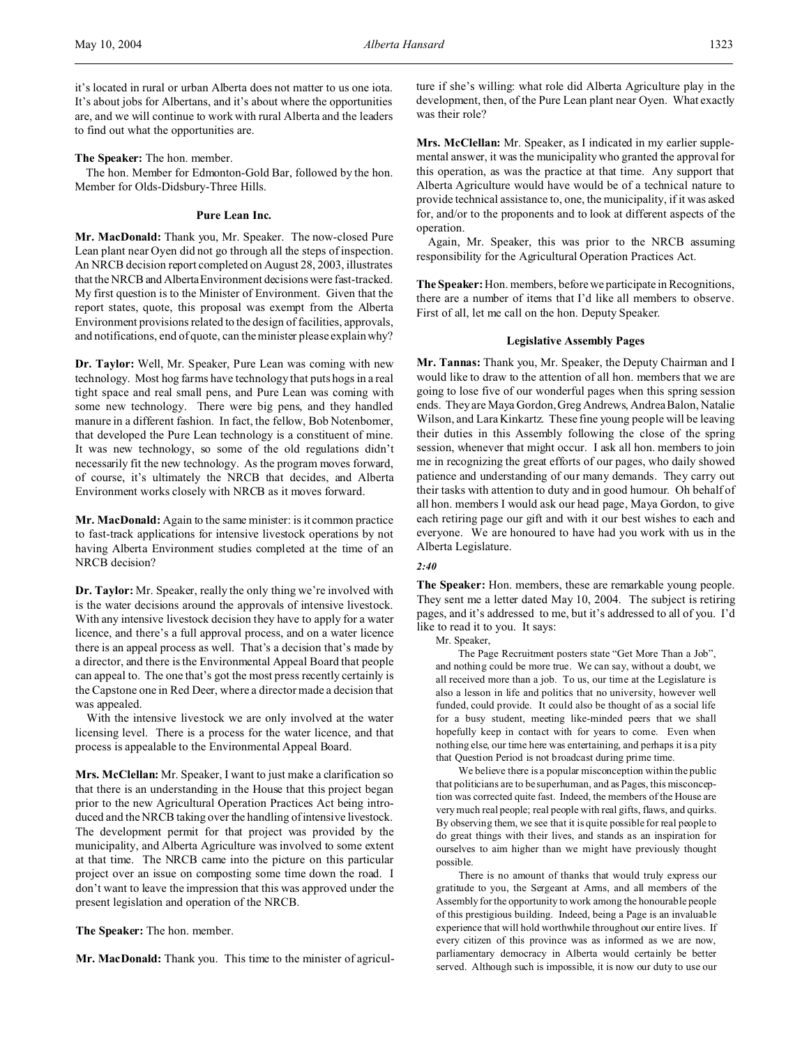it's located in rural or urban Alberta does not matter to us one iota. It's about jobs for Albertans, and it's about where the opportunities are, and we will continue to work with rural Alberta and the leaders to find out what the opportunities are.

**The Speaker:** The hon. member.

The hon. Member for Edmonton-Gold Bar, followed by the hon. Member for Olds-Didsbury-Three Hills.

### Pure Lean Inc.

**Mr. MacDonald:** Thank you, Mr. Speaker. The now-closed Pure Lean plant near Oyen did not go through all the steps of inspection. An NRCB decision report completed on August 28, 2003, illustrates that the NRCB and Alberta Environment decisions were fast-tracked. My first question is to the Minister of Environment. Given that the report states, quote, this proposal was exempt from the Alberta Environment provisions related to the design of facilities, approvals, and notifications, end of quote, can the minister please explain why?

**Dr. Taylor:** Well, Mr. Speaker, Pure Lean was coming with new technology. Most hog farms have technology that puts hogs in a real tight space and real small pens, and Pure Lean was coming with some new technology. There were big pens, and they handled manure in a different fashion. In fact, the fellow, Bob Notenbomer, that developed the Pure Lean technology is a constituent of mine. It was new technology, so some of the old regulations didn't necessarily fit the new technology. As the program moves forward, of course, it's ultimately the NRCB that decides, and Alberta Environment works closely with NRCB as it moves forward.

**Mr. MacDonald:** Again to the same minister: is it common practice to fast-track applications for intensive livestock operations by not having Alberta Environment studies completed at the time of an NRCB decision?

**Dr. Taylor:** Mr. Speaker, really the only thing we're involved with is the water decisions around the approvals of intensive livestock. With any intensive livestock decision they have to apply for a water licence, and there's a full approval process, and on a water licence there is an appeal process as well. That's a decision that's made by a director, and there is the Environmental Appeal Board that people can appeal to. The one that's got the most press recently certainly is the Capstone one in Red Deer, where a director made a decision that was appealed.

With the intensive livestock we are only involved at the water licensing level. There is a process for the water licence, and that process is appealable to the Environmental Appeal Board.

**Mrs. McClellan:** Mr. Speaker, I want to just make a clarification so that there is an understanding in the House that this project began prior to the new Agricultural Operation Practices Act being introduced and the NRCB taking over the handling of intensive livestock. The development permit for that project was provided by the municipality, and Alberta Agriculture was involved to some extent at that time. The NRCB came into the picture on this particular project over an issue on composting some time down the road. I don't want to leave the impression that this was approved under the present legislation and operation of the NRCB.

**The Speaker:** The hon. member.

**Mr. MacDonald:** Thank you. This time to the minister of agriculture if she's willing: what role did Alberta Agriculture play in the development, then, of the Pure Lean plant near Oyen. What exactly was their role?

**Mrs. McClellan:** Mr. Speaker, as I indicated in my earlier supplemental answer, it was the municipality who granted the approval for this operation, as was the practice at that time. Any support that Alberta Agriculture would have would be of a technical nature to provide technical assistance to, one, the municipality, if it was asked for, and/or to the proponents and to look at different aspects of the operation.

Again, Mr. Speaker, this was prior to the NRCB assuming responsibility for the Agricultural Operation Practices Act.

**The Speaker:** Hon. members, before we participate in Recognitions, there are a number of items that I'd like all members to observe. First of all, let me call on the hon. Deputy Speaker.

### Legislative Assembly Pages

**Mr. Tannas:** Thank you, Mr. Speaker, the Deputy Chairman and I would like to draw to the attention of all hon. members that we are going to lose five of our wonderful pages when this spring session ends. They are Maya Gordon, Greg Andrews, Andrea Balon, Natalie Wilson, and Lara Kinkartz. These fine young people will be leaving their duties in this Assembly following the close of the spring session, whenever that might occur. I ask all hon. members to join me in recognizing the great efforts of our pages, who daily showed patience and understanding of our many demands. They carry out their tasks with attention to duty and in good humour. Oh behalf of all hon. members I would ask our head page, Maya Gordon, to give each retiring page our gift and with it our best wishes to each and everyone. We are honoured to have had you work with us in the Alberta Legislature.

*2:40*

**The Speaker:** Hon. members, these are remarkable young people. They sent me a letter dated May 10, 2004. The subject is retiring pages, and it's addressed to me, but it's addressed to all of you. I'd like to read it to you. It says:

> Mr. Speaker,
>
> The Page Recruitment posters state "Get More Than a Job", and nothing could be more true. We can say, without a doubt, we all received more than a job. To us, our time at the Legislature is also a lesson in life and politics that no university, however well funded, could provide. It could also be thought of as a social life for a busy student, meeting like-minded peers that we shall hopefully keep in contact with for years to come. Even when nothing else, our time here was entertaining, and perhaps it is a pity that Question Period is not broadcast during prime time.
>
> We believe there is a popular misconception within the public that politicians are to be superhuman, and as Pages, this misconception was corrected quite fast. Indeed, the members of the House are very much real people; real people with real gifts, flaws, and quirks. By observing them, we see that it is quite possible for real people to do great things with their lives, and stands as an inspiration for ourselves to aim higher than we might have previously thought possible.
>
> There is no amount of thanks that would truly express our gratitude to you, the Sergeant at Arms, and all members of the Assembly for the opportunity to work among the honourable people of this prestigious building. Indeed, being a Page is an invaluable experience that will hold worthwhile throughout our entire lives. If every citizen of this province was as informed as we are now, parliamentary democracy in Alberta would certainly be better served. Although such is impossible, it is now our duty to use our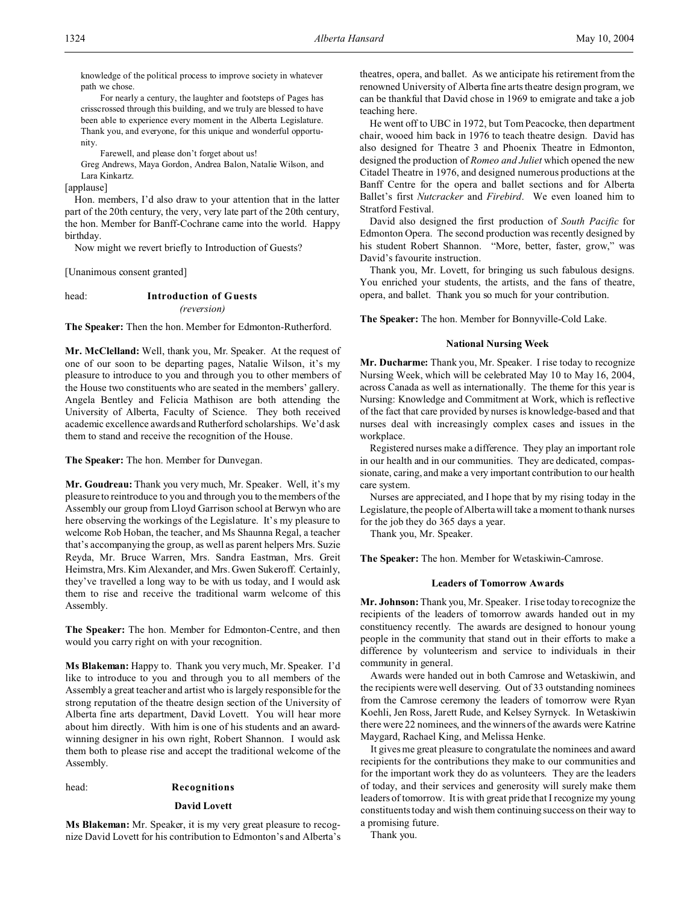knowledge of the political process to improve society in whatever path we chose.

For nearly a century, the laughter and footsteps of Pages has crisscrossed through this building, and we truly are blessed to have been able to experience every moment in the Alberta Legislature. Thank you, and everyone, for this unique and wonderful opportunity.

Farewell, and please don't forget about us!

Greg Andrews, Maya Gordon, Andrea Balon, Natalie Wilson, and Lara Kinkartz.

[applause]

Hon. members, I'd also draw to your attention that in the latter part of the 20th century, the very, very late part of the 20th century, the hon. Member for Banff-Cochrane came into the world. Happy birthday.

Now might we revert briefly to Introduction of Guests?

[Unanimous consent granted]

head: **Introduction of Guests**
*(reversion)*

**The Speaker:** Then the hon. Member for Edmonton-Rutherford.

**Mr. McClelland:** Well, thank you, Mr. Speaker. At the request of one of our soon to be departing pages, Natalie Wilson, it's my pleasure to introduce to you and through you to other members of the House two constituents who are seated in the members' gallery. Angela Bentley and Felicia Mathison are both attending the University of Alberta, Faculty of Science. They both received academic excellence awards and Rutherford scholarships. We'd ask them to stand and receive the recognition of the House.

**The Speaker:** The hon. Member for Dunvegan.

**Mr. Goudreau:** Thank you very much, Mr. Speaker. Well, it's my pleasure to reintroduce to you and through you to the members of the Assembly our group from Lloyd Garrison school at Berwyn who are here observing the workings of the Legislature. It's my pleasure to welcome Rob Hoban, the teacher, and Ms Shaunna Regal, a teacher that's accompanying the group, as well as parent helpers Mrs. Suzie Reyda, Mr. Bruce Warren, Mrs. Sandra Eastman, Mrs. Greit Heimstra, Mrs. Kim Alexander, and Mrs. Gwen Sukeroff. Certainly, they've travelled a long way to be with us today, and I would ask them to rise and receive the traditional warm welcome of this Assembly.

**The Speaker:** The hon. Member for Edmonton-Centre, and then would you carry right on with your recognition.

**Ms Blakeman:** Happy to. Thank you very much, Mr. Speaker. I'd like to introduce to you and through you to all members of the Assembly a great teacher and artist who is largely responsible for the strong reputation of the theatre design section of the University of Alberta fine arts department, David Lovett. You will hear more about him directly. With him is one of his students and an award-winning designer in his own right, Robert Shannon. I would ask them both to please rise and accept the traditional welcome of the Assembly.

head: **Recognitions**

### David Lovett

**Ms Blakeman:** Mr. Speaker, it is my very great pleasure to recognize David Lovett for his contribution to Edmonton's and Alberta's theatres, opera, and ballet. As we anticipate his retirement from the renowned University of Alberta fine arts theatre design program, we can be thankful that David chose in 1969 to emigrate and take a job teaching here.

He went off to UBC in 1972, but Tom Peacocke, then department chair, wooed him back in 1976 to teach theatre design. David has also designed for Theatre 3 and Phoenix Theatre in Edmonton, designed the production of *Romeo and Juliet* which opened the new Citadel Theatre in 1976, and designed numerous productions at the Banff Centre for the opera and ballet sections and for Alberta Ballet's first *Nutcracker* and *Firebird*. We even loaned him to Stratford Festival.

David also designed the first production of *South Pacific* for Edmonton Opera. The second production was recently designed by his student Robert Shannon. "More, better, faster, grow," was David's favourite instruction.

Thank you, Mr. Lovett, for bringing us such fabulous designs. You enriched your students, the artists, and the fans of theatre, opera, and ballet. Thank you so much for your contribution.

**The Speaker:** The hon. Member for Bonnyville-Cold Lake.

### National Nursing Week

**Mr. Ducharme:** Thank you, Mr. Speaker. I rise today to recognize Nursing Week, which will be celebrated May 10 to May 16, 2004, across Canada as well as internationally. The theme for this year is Nursing: Knowledge and Commitment at Work, which is reflective of the fact that care provided by nurses is knowledge-based and that nurses deal with increasingly complex cases and issues in the workplace.

Registered nurses make a difference. They play an important role in our health and in our communities. They are dedicated, compassionate, caring, and make a very important contribution to our health care system.

Nurses are appreciated, and I hope that by my rising today in the Legislature, the people of Alberta will take a moment to thank nurses for the job they do 365 days a year.

Thank you, Mr. Speaker.

**The Speaker:** The hon. Member for Wetaskiwin-Camrose.

### Leaders of Tomorrow Awards

**Mr. Johnson:** Thank you, Mr. Speaker. I rise today to recognize the recipients of the leaders of tomorrow awards handed out in my constituency recently. The awards are designed to honour young people in the community that stand out in their efforts to make a difference by volunteerism and service to individuals in their community in general.

Awards were handed out in both Camrose and Wetaskiwin, and the recipients were well deserving. Out of 33 outstanding nominees from the Camrose ceremony the leaders of tomorrow were Ryan Koehli, Jen Ross, Jarett Rude, and Kelsey Syrnyck. In Wetaskiwin there were 22 nominees, and the winners of the awards were Katrine Maygard, Rachael King, and Melissa Henke.

It gives me great pleasure to congratulate the nominees and award recipients for the contributions they make to our communities and for the important work they do as volunteers. They are the leaders of today, and their services and generosity will surely make them leaders of tomorrow. It is with great pride that I recognize my young constituents today and wish them continuing success on their way to a promising future.

Thank you.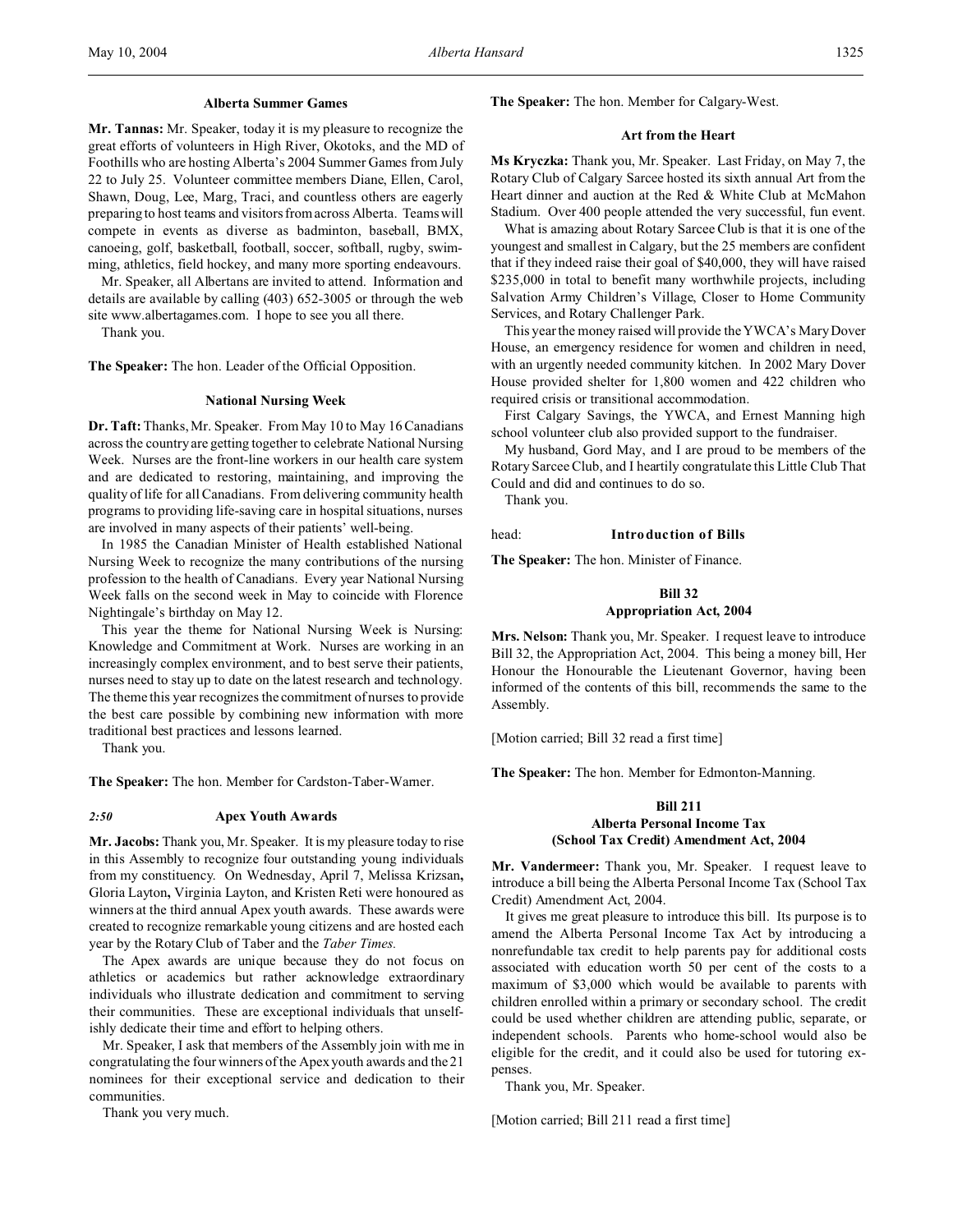### Alberta Summer Games

**Mr. Tannas:** Mr. Speaker, today it is my pleasure to recognize the great efforts of volunteers in High River, Okotoks, and the MD of Foothills who are hosting Alberta's 2004 Summer Games from July 22 to July 25. Volunteer committee members Diane, Ellen, Carol, Shawn, Doug, Lee, Marg, Traci, and countless others are eagerly preparing to host teams and visitors from across Alberta. Teams will compete in events as diverse as badminton, baseball, BMX, canoeing, golf, basketball, football, soccer, softball, rugby, swimming, athletics, field hockey, and many more sporting endeavours.

Mr. Speaker, all Albertans are invited to attend. Information and details are available by calling (403) 652-3005 or through the web site www.albertagames.com. I hope to see you all there.

Thank you.

**The Speaker:** The hon. Leader of the Official Opposition.

### National Nursing Week

**Dr. Taft:** Thanks, Mr. Speaker. From May 10 to May 16 Canadians across the country are getting together to celebrate National Nursing Week. Nurses are the front-line workers in our health care system and are dedicated to restoring, maintaining, and improving the quality of life for all Canadians. From delivering community health programs to providing life-saving care in hospital situations, nurses are involved in many aspects of their patients' well-being.

In 1985 the Canadian Minister of Health established National Nursing Week to recognize the many contributions of the nursing profession to the health of Canadians. Every year National Nursing Week falls on the second week in May to coincide with Florence Nightingale's birthday on May 12.

This year the theme for National Nursing Week is Nursing: Knowledge and Commitment at Work. Nurses are working in an increasingly complex environment, and to best serve their patients, nurses need to stay up to date on the latest research and technology. The theme this year recognizes the commitment of nurses to provide the best care possible by combining new information with more traditional best practices and lessons learned.

Thank you.

**The Speaker:** The hon. Member for Cardston-Taber-Warner.

*2:50*

### Apex Youth Awards

**Mr. Jacobs:** Thank you, Mr. Speaker. It is my pleasure today to rise in this Assembly to recognize four outstanding young individuals from my constituency. On Wednesday, April 7, Melissa Krizsan**,** Gloria Layton**,** Virginia Layton, and Kristen Reti were honoured as winners at the third annual Apex youth awards. These awards were created to recognize remarkable young citizens and are hosted each year by the Rotary Club of Taber and the *Taber Times.*

The Apex awards are unique because they do not focus on athletics or academics but rather acknowledge extraordinary individuals who illustrate dedication and commitment to serving their communities. These are exceptional individuals that unselfishly dedicate their time and effort to helping others.

Mr. Speaker, I ask that members of the Assembly join with me in congratulating the four winners of the Apex youth awards and the 21 nominees for their exceptional service and dedication to their communities.

Thank you very much.

**The Speaker:** The hon. Member for Calgary-West.

### Art from the Heart

**Ms Kryczka:** Thank you, Mr. Speaker. Last Friday, on May 7, the Rotary Club of Calgary Sarcee hosted its sixth annual Art from the Heart dinner and auction at the Red & White Club at McMahon Stadium. Over 400 people attended the very successful, fun event.

What is amazing about Rotary Sarcee Club is that it is one of the youngest and smallest in Calgary, but the 25 members are confident that if they indeed raise their goal of $40,000, they will have raised $235,000 in total to benefit many worthwhile projects, including Salvation Army Children's Village, Closer to Home Community Services, and Rotary Challenger Park.

This year the money raised will provide the YWCA's Mary Dover House, an emergency residence for women and children in need, with an urgently needed community kitchen. In 2002 Mary Dover House provided shelter for 1,800 women and 422 children who required crisis or transitional accommodation.

First Calgary Savings, the YWCA, and Ernest Manning high school volunteer club also provided support to the fundraiser.

My husband, Gord May, and I are proud to be members of the Rotary Sarcee Club, and I heartily congratulate this Little Club That Could and did and continues to do so.

Thank you.

head: **Introduction of Bills**

**The Speaker:** The hon. Minister of Finance.

### Bill 32
### Appropriation Act, 2004

**Mrs. Nelson:** Thank you, Mr. Speaker. I request leave to introduce Bill 32, the Appropriation Act, 2004. This being a money bill, Her Honour the Honourable the Lieutenant Governor, having been informed of the contents of this bill, recommends the same to the Assembly.

[Motion carried; Bill 32 read a first time]

**The Speaker:** The hon. Member for Edmonton-Manning.

### Bill 211
### Alberta Personal Income Tax (School Tax Credit) Amendment Act, 2004

**Mr. Vandermeer:** Thank you, Mr. Speaker. I request leave to introduce a bill being the Alberta Personal Income Tax (School Tax Credit) Amendment Act, 2004.

It gives me great pleasure to introduce this bill. Its purpose is to amend the Alberta Personal Income Tax Act by introducing a nonrefundable tax credit to help parents pay for additional costs associated with education worth 50 per cent of the costs to a maximum of $3,000 which would be available to parents with children enrolled within a primary or secondary school. The credit could be used whether children are attending public, separate, or independent schools. Parents who home-school would also be eligible for the credit, and it could also be used for tutoring expenses.

Thank you, Mr. Speaker.

[Motion carried; Bill 211 read a first time]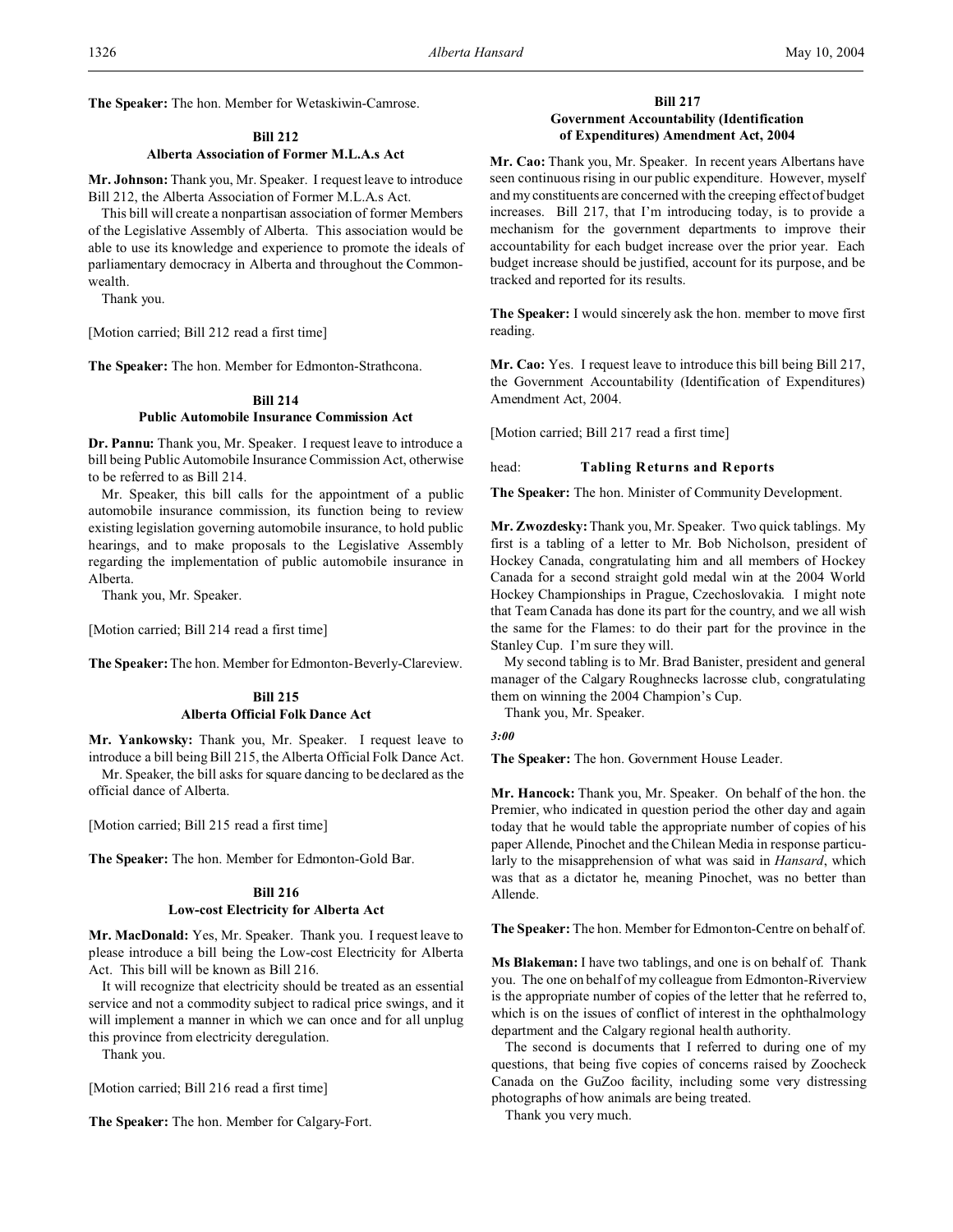**The Speaker:** The hon. Member for Wetaskiwin-Camrose.

### Bill 212
### Alberta Association of Former M.L.A.s Act

**Mr. Johnson:** Thank you, Mr. Speaker. I request leave to introduce Bill 212, the Alberta Association of Former M.L.A.s Act.

This bill will create a nonpartisan association of former Members of the Legislative Assembly of Alberta. This association would be able to use its knowledge and experience to promote the ideals of parliamentary democracy in Alberta and throughout the Commonwealth.

Thank you.

[Motion carried; Bill 212 read a first time]

**The Speaker:** The hon. Member for Edmonton-Strathcona.

### Bill 214
### Public Automobile Insurance Commission Act

**Dr. Pannu:** Thank you, Mr. Speaker. I request leave to introduce a bill being Public Automobile Insurance Commission Act, otherwise to be referred to as Bill 214.

Mr. Speaker, this bill calls for the appointment of a public automobile insurance commission, its function being to review existing legislation governing automobile insurance, to hold public hearings, and to make proposals to the Legislative Assembly regarding the implementation of public automobile insurance in Alberta.

Thank you, Mr. Speaker.

[Motion carried; Bill 214 read a first time]

**The Speaker:** The hon. Member for Edmonton-Beverly-Clareview.

### Bill 215
### Alberta Official Folk Dance Act

**Mr. Yankowsky:** Thank you, Mr. Speaker. I request leave to introduce a bill being Bill 215, the Alberta Official Folk Dance Act.

Mr. Speaker, the bill asks for square dancing to be declared as the official dance of Alberta.

[Motion carried; Bill 215 read a first time]

**The Speaker:** The hon. Member for Edmonton-Gold Bar.

### Bill 216
### Low-cost Electricity for Alberta Act

**Mr. MacDonald:** Yes, Mr. Speaker. Thank you. I request leave to please introduce a bill being the Low-cost Electricity for Alberta Act. This bill will be known as Bill 216.

It will recognize that electricity should be treated as an essential service and not a commodity subject to radical price swings, and it will implement a manner in which we can once and for all unplug this province from electricity deregulation.

Thank you.

[Motion carried; Bill 216 read a first time]

**The Speaker:** The hon. Member for Calgary-Fort.

### Bill 217
### Government Accountability (Identification of Expenditures) Amendment Act, 2004

**Mr. Cao:** Thank you, Mr. Speaker. In recent years Albertans have seen continuous rising in our public expenditure. However, myself and my constituents are concerned with the creeping effect of budget increases. Bill 217, that I'm introducing today, is to provide a mechanism for the government departments to improve their accountability for each budget increase over the prior year. Each budget increase should be justified, account for its purpose, and be tracked and reported for its results.

**The Speaker:** I would sincerely ask the hon. member to move first reading.

**Mr. Cao:** Yes. I request leave to introduce this bill being Bill 217, the Government Accountability (Identification of Expenditures) Amendment Act, 2004.

[Motion carried; Bill 217 read a first time]

head: **Tabling Returns and Reports**

**The Speaker:** The hon. Minister of Community Development.

**Mr. Zwozdesky:** Thank you, Mr. Speaker. Two quick tablings. My first is a tabling of a letter to Mr. Bob Nicholson, president of Hockey Canada, congratulating him and all members of Hockey Canada for a second straight gold medal win at the 2004 World Hockey Championships in Prague, Czechoslovakia. I might note that Team Canada has done its part for the country, and we all wish the same for the Flames: to do their part for the province in the Stanley Cup. I'm sure they will.

My second tabling is to Mr. Brad Banister, president and general manager of the Calgary Roughnecks lacrosse club, congratulating them on winning the 2004 Champion's Cup.

Thank you, Mr. Speaker.

*3:00*

**The Speaker:** The hon. Government House Leader.

**Mr. Hancock:** Thank you, Mr. Speaker. On behalf of the hon. the Premier, who indicated in question period the other day and again today that he would table the appropriate number of copies of his paper Allende, Pinochet and the Chilean Media in response particularly to the misapprehension of what was said in *Hansard*, which was that as a dictator he, meaning Pinochet, was no better than Allende.

**The Speaker:** The hon. Member for Edmonton-Centre on behalf of.

**Ms Blakeman:** I have two tablings, and one is on behalf of. Thank you. The one on behalf of my colleague from Edmonton-Riverview is the appropriate number of copies of the letter that he referred to, which is on the issues of conflict of interest in the ophthalmology department and the Calgary regional health authority.

The second is documents that I referred to during one of my questions, that being five copies of concerns raised by Zoocheck Canada on the GuZoo facility, including some very distressing photographs of how animals are being treated.

Thank you very much.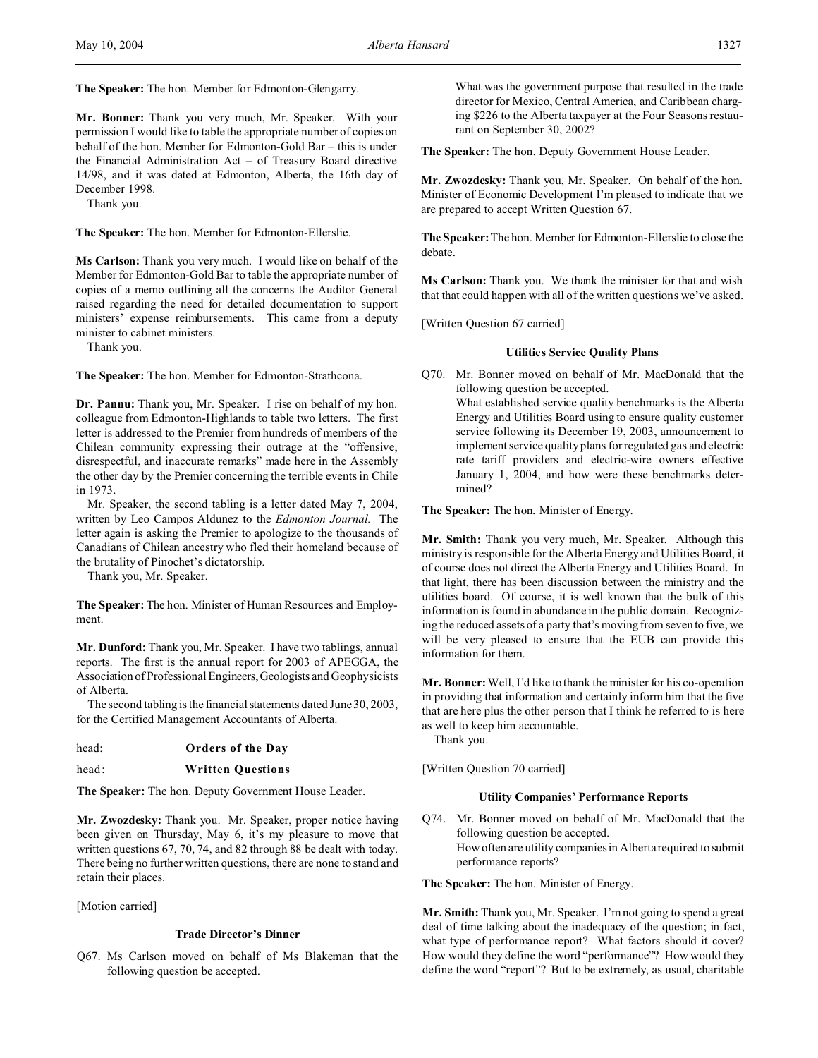**The Speaker:** The hon. Member for Edmonton-Glengarry.

**Mr. Bonner:** Thank you very much, Mr. Speaker. With your permission I would like to table the appropriate number of copies on behalf of the hon. Member for Edmonton-Gold Bar – this is under the Financial Administration Act – of Treasury Board directive 14/98, and it was dated at Edmonton, Alberta, the 16th day of December 1998.

Thank you.

**The Speaker:** The hon. Member for Edmonton-Ellerslie.

**Ms Carlson:** Thank you very much. I would like on behalf of the Member for Edmonton-Gold Bar to table the appropriate number of copies of a memo outlining all the concerns the Auditor General raised regarding the need for detailed documentation to support ministers' expense reimbursements. This came from a deputy minister to cabinet ministers.

Thank you.

**The Speaker:** The hon. Member for Edmonton-Strathcona.

**Dr. Pannu:** Thank you, Mr. Speaker. I rise on behalf of my hon. colleague from Edmonton-Highlands to table two letters. The first letter is addressed to the Premier from hundreds of members of the Chilean community expressing their outrage at the "offensive, disrespectful, and inaccurate remarks" made here in the Assembly the other day by the Premier concerning the terrible events in Chile in 1973.

Mr. Speaker, the second tabling is a letter dated May 7, 2004, written by Leo Campos Aldunez to the *Edmonton Journal.* The letter again is asking the Premier to apologize to the thousands of Canadians of Chilean ancestry who fled their homeland because of the brutality of Pinochet's dictatorship.

Thank you, Mr. Speaker.

**The Speaker:** The hon. Minister of Human Resources and Employment.

**Mr. Dunford:** Thank you, Mr. Speaker. I have two tablings, annual reports. The first is the annual report for 2003 of APEGGA, the Association of Professional Engineers, Geologists and Geophysicists of Alberta.

The second tabling is the financial statements dated June 30, 2003, for the Certified Management Accountants of Alberta.

head: **Orders of the Day**

head: **Written Questions**

**The Speaker:** The hon. Deputy Government House Leader.

**Mr. Zwozdesky:** Thank you. Mr. Speaker, proper notice having been given on Thursday, May 6, it's my pleasure to move that written questions 67, 70, 74, and 82 through 88 be dealt with today. There being no further written questions, there are none to stand and retain their places.

[Motion carried]

### Trade Director's Dinner

Q67. Ms Carlson moved on behalf of Ms Blakeman that the following question be accepted.

> What was the government purpose that resulted in the trade director for Mexico, Central America, and Caribbean charging $226 to the Alberta taxpayer at the Four Seasons restaurant on September 30, 2002?

**The Speaker:** The hon. Deputy Government House Leader.

**Mr. Zwozdesky:** Thank you, Mr. Speaker. On behalf of the hon. Minister of Economic Development I'm pleased to indicate that we are prepared to accept Written Question 67.

**The Speaker:** The hon. Member for Edmonton-Ellerslie to close the debate.

**Ms Carlson:** Thank you. We thank the minister for that and wish that that could happen with all of the written questions we've asked.

[Written Question 67 carried]

### Utilities Service Quality Plans

Q70. Mr. Bonner moved on behalf of Mr. MacDonald that the following question be accepted.

> What established service quality benchmarks is the Alberta Energy and Utilities Board using to ensure quality customer service following its December 19, 2003, announcement to implement service quality plans for regulated gas and electric rate tariff providers and electric-wire owners effective January 1, 2004, and how were these benchmarks determined?

**The Speaker:** The hon. Minister of Energy.

**Mr. Smith:** Thank you very much, Mr. Speaker. Although this ministry is responsible for the Alberta Energy and Utilities Board, it of course does not direct the Alberta Energy and Utilities Board. In that light, there has been discussion between the ministry and the utilities board. Of course, it is well known that the bulk of this information is found in abundance in the public domain. Recognizing the reduced assets of a party that's moving from seven to five, we will be very pleased to ensure that the EUB can provide this information for them.

**Mr. Bonner:** Well, I'd like to thank the minister for his co-operation in providing that information and certainly inform him that the five that are here plus the other person that I think he referred to is here as well to keep him accountable.

Thank you.

[Written Question 70 carried]

### Utility Companies' Performance Reports

Q74. Mr. Bonner moved on behalf of Mr. MacDonald that the following question be accepted.

> How often are utility companies in Alberta required to submit performance reports?

**The Speaker:** The hon. Minister of Energy.

**Mr. Smith:** Thank you, Mr. Speaker. I'm not going to spend a great deal of time talking about the inadequacy of the question; in fact, what type of performance report? What factors should it cover? How would they define the word "performance"? How would they define the word "report"? But to be extremely, as usual, charitable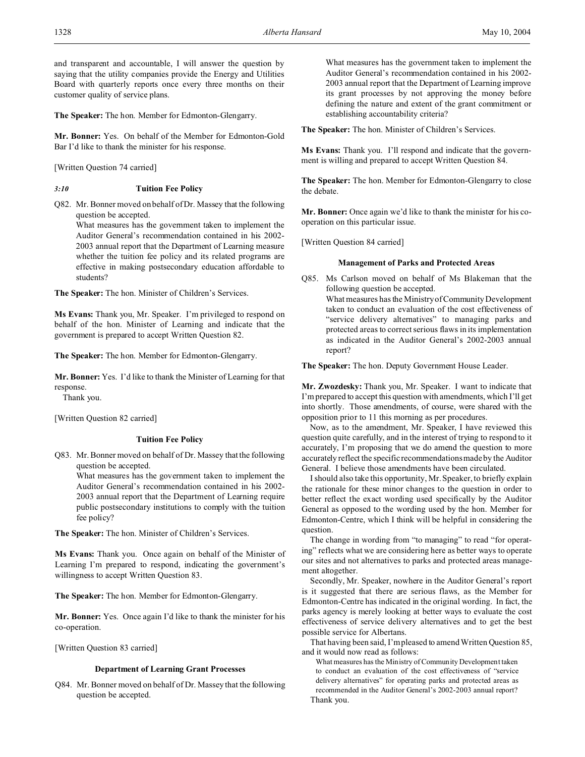and transparent and accountable, I will answer the question by saying that the utility companies provide the Energy and Utilities Board with quarterly reports once every three months on their customer quality of service plans.

**The Speaker:** The hon. Member for Edmonton-Glengarry.

**Mr. Bonner:** Yes. On behalf of the Member for Edmonton-Gold Bar I'd like to thank the minister for his response.

[Written Question 74 carried]

*3:10* **Tuition Fee Policy**

Q82. Mr. Bonner moved on behalf of Dr. Massey that the following question be accepted.

What measures has the government taken to implement the Auditor General's recommendation contained in his 2002-2003 annual report that the Department of Learning measure whether the tuition fee policy and its related programs are effective in making postsecondary education affordable to students?

**The Speaker:** The hon. Minister of Children's Services.

**Ms Evans:** Thank you, Mr. Speaker. I'm privileged to respond on behalf of the hon. Minister of Learning and indicate that the government is prepared to accept Written Question 82.

**The Speaker:** The hon. Member for Edmonton-Glengarry.

**Mr. Bonner:** Yes. I'd like to thank the Minister of Learning for that response.

Thank you.

[Written Question 82 carried]

**Tuition Fee Policy**

Q83. Mr. Bonner moved on behalf of Dr. Massey that the following question be accepted.

What measures has the government taken to implement the Auditor General's recommendation contained in his 2002-2003 annual report that the Department of Learning require public postsecondary institutions to comply with the tuition fee policy?

**The Speaker:** The hon. Minister of Children's Services.

**Ms Evans:** Thank you. Once again on behalf of the Minister of Learning I'm prepared to respond, indicating the government's willingness to accept Written Question 83.

**The Speaker:** The hon. Member for Edmonton-Glengarry.

**Mr. Bonner:** Yes. Once again I'd like to thank the minister for his co-operation.

[Written Question 83 carried]

**Department of Learning Grant Processes**

Q84. Mr. Bonner moved on behalf of Dr. Massey that the following question be accepted.

What measures has the government taken to implement the Auditor General's recommendation contained in his 2002-2003 annual report that the Department of Learning improve its grant processes by not approving the money before defining the nature and extent of the grant commitment or establishing accountability criteria?

**The Speaker:** The hon. Minister of Children's Services.

**Ms Evans:** Thank you. I'll respond and indicate that the government is willing and prepared to accept Written Question 84.

**The Speaker:** The hon. Member for Edmonton-Glengarry to close the debate.

**Mr. Bonner:** Once again we'd like to thank the minister for his co-operation on this particular issue.

[Written Question 84 carried]

**Management of Parks and Protected Areas**

Q85. Ms Carlson moved on behalf of Ms Blakeman that the following question be accepted.

What measures has the Ministry of Community Development taken to conduct an evaluation of the cost effectiveness of "service delivery alternatives" to managing parks and protected areas to correct serious flaws in its implementation as indicated in the Auditor General's 2002-2003 annual report?

**The Speaker:** The hon. Deputy Government House Leader.

**Mr. Zwozdesky:** Thank you, Mr. Speaker. I want to indicate that I'm prepared to accept this question with amendments, which I'll get into shortly. Those amendments, of course, were shared with the opposition prior to 11 this morning as per procedures.

Now, as to the amendment, Mr. Speaker, I have reviewed this question quite carefully, and in the interest of trying to respond to it accurately, I'm proposing that we do amend the question to more accurately reflect the specific recommendations made by the Auditor General. I believe those amendments have been circulated.

I should also take this opportunity, Mr. Speaker, to briefly explain the rationale for these minor changes to the question in order to better reflect the exact wording used specifically by the Auditor General as opposed to the wording used by the hon. Member for Edmonton-Centre, which I think will be helpful in considering the question.

The change in wording from "to managing" to read "for operating" reflects what we are considering here as better ways to operate our sites and not alternatives to parks and protected areas management altogether.

Secondly, Mr. Speaker, nowhere in the Auditor General's report is it suggested that there are serious flaws, as the Member for Edmonton-Centre has indicated in the original wording. In fact, the parks agency is merely looking at better ways to evaluate the cost effectiveness of service delivery alternatives and to get the best possible service for Albertans.

That having been said, I'm pleased to amend Written Question 85, and it would now read as follows:

> What measures has the Ministry of Community Development taken to conduct an evaluation of the cost effectiveness of "service delivery alternatives" for operating parks and protected areas as recommended in the Auditor General's 2002-2003 annual report?

Thank you.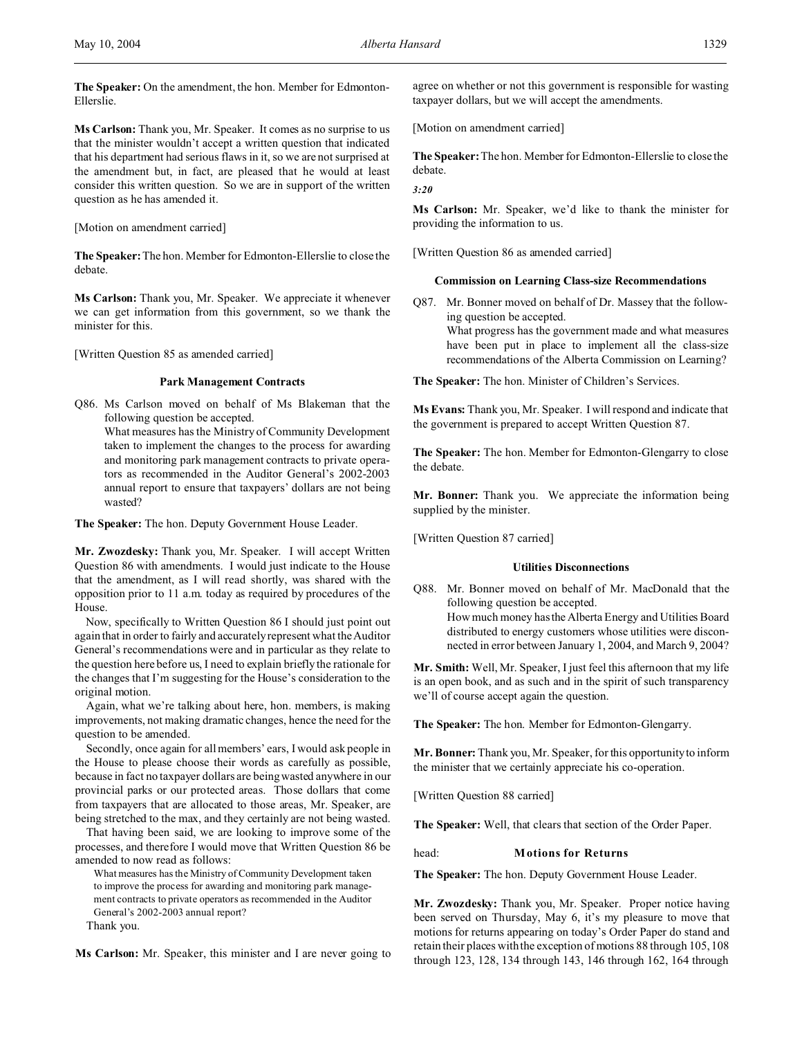**The Speaker:** On the amendment, the hon. Member for Edmonton-Ellerslie.

**Ms Carlson:** Thank you, Mr. Speaker. It comes as no surprise to us that the minister wouldn't accept a written question that indicated that his department had serious flaws in it, so we are not surprised at the amendment but, in fact, are pleased that he would at least consider this written question. So we are in support of the written question as he has amended it.

[Motion on amendment carried]

**The Speaker:** The hon. Member for Edmonton-Ellerslie to close the debate.

**Ms Carlson:** Thank you, Mr. Speaker. We appreciate it whenever we can get information from this government, so we thank the minister for this.

[Written Question 85 as amended carried]

### Park Management Contracts

Q86. Ms Carlson moved on behalf of Ms Blakeman that the following question be accepted.
What measures has the Ministry of Community Development taken to implement the changes to the process for awarding and monitoring park management contracts to private operators as recommended in the Auditor General's 2002-2003 annual report to ensure that taxpayers' dollars are not being wasted?

**The Speaker:** The hon. Deputy Government House Leader.

**Mr. Zwozdesky:** Thank you, Mr. Speaker. I will accept Written Question 86 with amendments. I would just indicate to the House that the amendment, as I will read shortly, was shared with the opposition prior to 11 a.m. today as required by procedures of the House.

Now, specifically to Written Question 86 I should just point out again that in order to fairly and accurately represent what the Auditor General's recommendations were and in particular as they relate to the question here before us, I need to explain briefly the rationale for the changes that I'm suggesting for the House's consideration to the original motion.

Again, what we're talking about here, hon. members, is making improvements, not making dramatic changes, hence the need for the question to be amended.

Secondly, once again for all members' ears, I would ask people in the House to please choose their words as carefully as possible, because in fact no taxpayer dollars are being wasted anywhere in our provincial parks or our protected areas. Those dollars that come from taxpayers that are allocated to those areas, Mr. Speaker, are being stretched to the max, and they certainly are not being wasted.

That having been said, we are looking to improve some of the processes, and therefore I would move that Written Question 86 be amended to now read as follows:

> What measures has the Ministry of Community Development taken to improve the process for awarding and monitoring park management contracts to private operators as recommended in the Auditor General's 2002-2003 annual report?

Thank you.

**Ms Carlson:** Mr. Speaker, this minister and I are never going to agree on whether or not this government is responsible for wasting taxpayer dollars, but we will accept the amendments.

[Motion on amendment carried]

**The Speaker:** The hon. Member for Edmonton-Ellerslie to close the debate.

*3:20*

**Ms Carlson:** Mr. Speaker, we'd like to thank the minister for providing the information to us.

[Written Question 86 as amended carried]

### Commission on Learning Class-size Recommendations

Q87. Mr. Bonner moved on behalf of Dr. Massey that the following question be accepted.
What progress has the government made and what measures have been put in place to implement all the class-size recommendations of the Alberta Commission on Learning?

**The Speaker:** The hon. Minister of Children's Services.

**Ms Evans:** Thank you, Mr. Speaker. I will respond and indicate that the government is prepared to accept Written Question 87.

**The Speaker:** The hon. Member for Edmonton-Glengarry to close the debate.

**Mr. Bonner:** Thank you. We appreciate the information being supplied by the minister.

[Written Question 87 carried]

### Utilities Disconnections

Q88. Mr. Bonner moved on behalf of Mr. MacDonald that the following question be accepted.
How much money has the Alberta Energy and Utilities Board distributed to energy customers whose utilities were disconnected in error between January 1, 2004, and March 9, 2004?

**Mr. Smith:** Well, Mr. Speaker, I just feel this afternoon that my life is an open book, and as such and in the spirit of such transparency we'll of course accept again the question.

**The Speaker:** The hon. Member for Edmonton-Glengarry.

**Mr. Bonner:** Thank you, Mr. Speaker, for this opportunity to inform the minister that we certainly appreciate his co-operation.

[Written Question 88 carried]

**The Speaker:** Well, that clears that section of the Order Paper.

## head: Motions for Returns

**The Speaker:** The hon. Deputy Government House Leader.

**Mr. Zwozdesky:** Thank you, Mr. Speaker. Proper notice having been served on Thursday, May 6, it's my pleasure to move that motions for returns appearing on today's Order Paper do stand and retain their places with the exception of motions 88 through 105, 108 through 123, 128, 134 through 143, 146 through 162, 164 through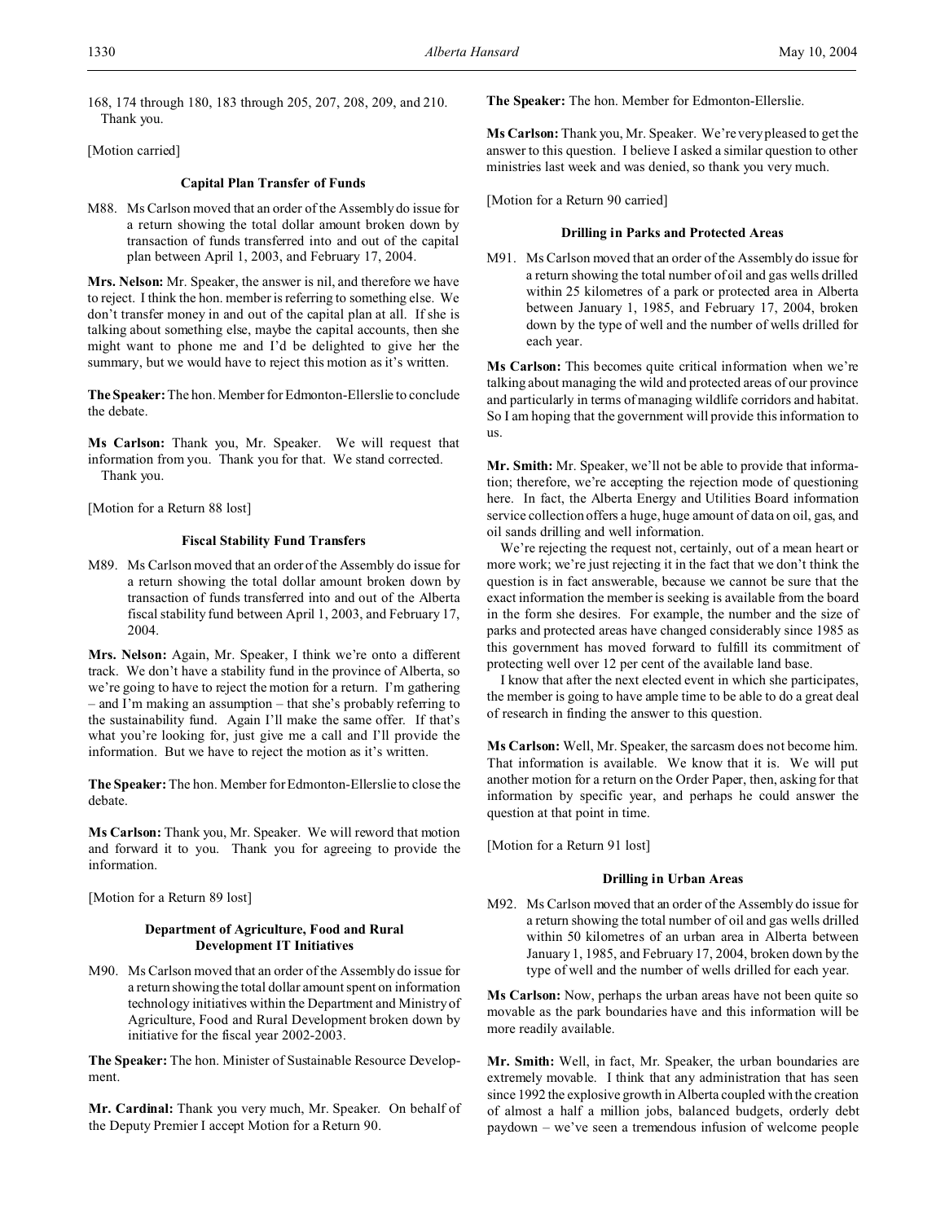168, 174 through 180, 183 through 205, 207, 208, 209, and 210. Thank you.

[Motion carried]

### Capital Plan Transfer of Funds

M88. Ms Carlson moved that an order of the Assembly do issue for a return showing the total dollar amount broken down by transaction of funds transferred into and out of the capital plan between April 1, 2003, and February 17, 2004.

**Mrs. Nelson:** Mr. Speaker, the answer is nil, and therefore we have to reject. I think the hon. member is referring to something else. We don't transfer money in and out of the capital plan at all. If she is talking about something else, maybe the capital accounts, then she might want to phone me and I'd be delighted to give her the summary, but we would have to reject this motion as it's written.

**The Speaker:** The hon. Member for Edmonton-Ellerslie to conclude the debate.

**Ms Carlson:** Thank you, Mr. Speaker. We will request that information from you. Thank you for that. We stand corrected. Thank you.

[Motion for a Return 88 lost]

### Fiscal Stability Fund Transfers

M89. Ms Carlson moved that an order of the Assembly do issue for a return showing the total dollar amount broken down by transaction of funds transferred into and out of the Alberta fiscal stability fund between April 1, 2003, and February 17, 2004.

**Mrs. Nelson:** Again, Mr. Speaker, I think we're onto a different track. We don't have a stability fund in the province of Alberta, so we're going to have to reject the motion for a return. I'm gathering – and I'm making an assumption – that she's probably referring to the sustainability fund. Again I'll make the same offer. If that's what you're looking for, just give me a call and I'll provide the information. But we have to reject the motion as it's written.

**The Speaker:** The hon. Member for Edmonton-Ellerslie to close the debate.

**Ms Carlson:** Thank you, Mr. Speaker. We will reword that motion and forward it to you. Thank you for agreeing to provide the information.

[Motion for a Return 89 lost]

### Department of Agriculture, Food and Rural Development IT Initiatives

M90. Ms Carlson moved that an order of the Assembly do issue for a return showing the total dollar amount spent on information technology initiatives within the Department and Ministry of Agriculture, Food and Rural Development broken down by initiative for the fiscal year 2002-2003.

**The Speaker:** The hon. Minister of Sustainable Resource Development.

**Mr. Cardinal:** Thank you very much, Mr. Speaker. On behalf of the Deputy Premier I accept Motion for a Return 90.

**The Speaker:** The hon. Member for Edmonton-Ellerslie.

**Ms Carlson:** Thank you, Mr. Speaker. We're very pleased to get the answer to this question. I believe I asked a similar question to other ministries last week and was denied, so thank you very much.

[Motion for a Return 90 carried]

### Drilling in Parks and Protected Areas

M91. Ms Carlson moved that an order of the Assembly do issue for a return showing the total number of oil and gas wells drilled within 25 kilometres of a park or protected area in Alberta between January 1, 1985, and February 17, 2004, broken down by the type of well and the number of wells drilled for each year.

**Ms Carlson:** This becomes quite critical information when we're talking about managing the wild and protected areas of our province and particularly in terms of managing wildlife corridors and habitat. So I am hoping that the government will provide this information to us.

**Mr. Smith:** Mr. Speaker, we'll not be able to provide that information; therefore, we're accepting the rejection mode of questioning here. In fact, the Alberta Energy and Utilities Board information service collection offers a huge, huge amount of data on oil, gas, and oil sands drilling and well information.

We're rejecting the request not, certainly, out of a mean heart or more work; we're just rejecting it in the fact that we don't think the question is in fact answerable, because we cannot be sure that the exact information the member is seeking is available from the board in the form she desires. For example, the number and the size of parks and protected areas have changed considerably since 1985 as this government has moved forward to fulfill its commitment of protecting well over 12 per cent of the available land base.

I know that after the next elected event in which she participates, the member is going to have ample time to be able to do a great deal of research in finding the answer to this question.

**Ms Carlson:** Well, Mr. Speaker, the sarcasm does not become him. That information is available. We know that it is. We will put another motion for a return on the Order Paper, then, asking for that information by specific year, and perhaps he could answer the question at that point in time.

[Motion for a Return 91 lost]

### Drilling in Urban Areas

M92. Ms Carlson moved that an order of the Assembly do issue for a return showing the total number of oil and gas wells drilled within 50 kilometres of an urban area in Alberta between January 1, 1985, and February 17, 2004, broken down by the type of well and the number of wells drilled for each year.

**Ms Carlson:** Now, perhaps the urban areas have not been quite so movable as the park boundaries have and this information will be more readily available.

**Mr. Smith:** Well, in fact, Mr. Speaker, the urban boundaries are extremely movable. I think that any administration that has seen since 1992 the explosive growth in Alberta coupled with the creation of almost a half a million jobs, balanced budgets, orderly debt paydown – we've seen a tremendous infusion of welcome people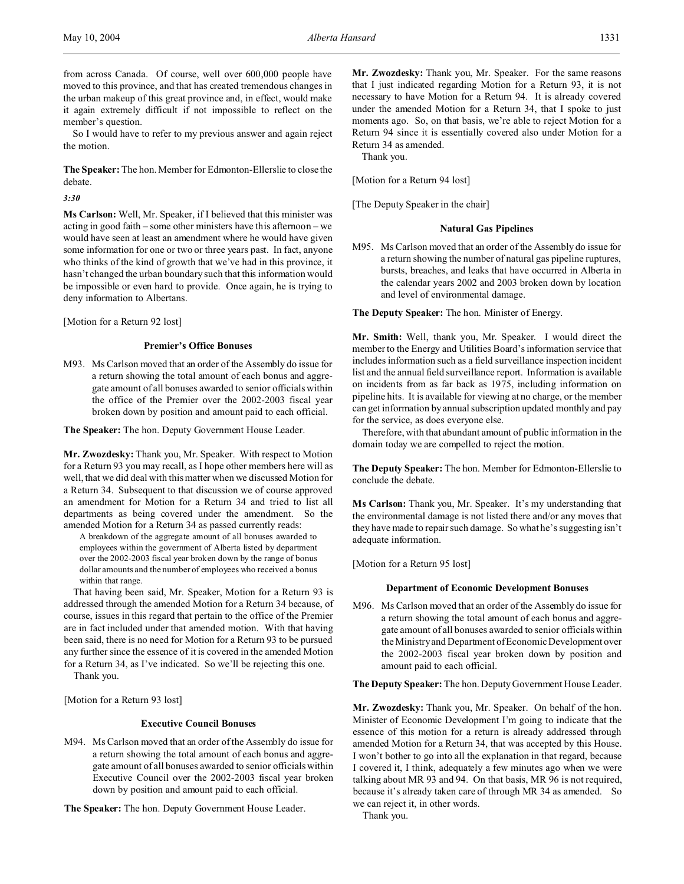from across Canada. Of course, well over 600,000 people have moved to this province, and that has created tremendous changes in the urban makeup of this great province and, in effect, would make it again extremely difficult if not impossible to reflect on the member's question.

So I would have to refer to my previous answer and again reject the motion.

**The Speaker:** The hon. Member for Edmonton-Ellerslie to close the debate.

*3:30*

**Ms Carlson:** Well, Mr. Speaker, if I believed that this minister was acting in good faith – some other ministers have this afternoon – we would have seen at least an amendment where he would have given some information for one or two or three years past. In fact, anyone who thinks of the kind of growth that we've had in this province, it hasn't changed the urban boundary such that this information would be impossible or even hard to provide. Once again, he is trying to deny information to Albertans.

[Motion for a Return 92 lost]

### Premier's Office Bonuses

M93. Ms Carlson moved that an order of the Assembly do issue for a return showing the total amount of each bonus and aggregate amount of all bonuses awarded to senior officials within the office of the Premier over the 2002-2003 fiscal year broken down by position and amount paid to each official.

**The Speaker:** The hon. Deputy Government House Leader.

**Mr. Zwozdesky:** Thank you, Mr. Speaker. With respect to Motion for a Return 93 you may recall, as I hope other members here will as well, that we did deal with this matter when we discussed Motion for a Return 34. Subsequent to that discussion we of course approved an amendment for Motion for a Return 34 and tried to list all departments as being covered under the amendment. So the amended Motion for a Return 34 as passed currently reads:

> A breakdown of the aggregate amount of all bonuses awarded to employees within the government of Alberta listed by department over the 2002-2003 fiscal year broken down by the range of bonus dollar amounts and the number of employees who received a bonus within that range.

That having been said, Mr. Speaker, Motion for a Return 93 is addressed through the amended Motion for a Return 34 because, of course, issues in this regard that pertain to the office of the Premier are in fact included under that amended motion. With that having been said, there is no need for Motion for a Return 93 to be pursued any further since the essence of it is covered in the amended Motion for a Return 34, as I've indicated. So we'll be rejecting this one.

Thank you.

[Motion for a Return 93 lost]

### Executive Council Bonuses

M94. Ms Carlson moved that an order of the Assembly do issue for a return showing the total amount of each bonus and aggregate amount of all bonuses awarded to senior officials within Executive Council over the 2002-2003 fiscal year broken down by position and amount paid to each official.

**The Speaker:** The hon. Deputy Government House Leader.

**Mr. Zwozdesky:** Thank you, Mr. Speaker. For the same reasons that I just indicated regarding Motion for a Return 93, it is not necessary to have Motion for a Return 94. It is already covered under the amended Motion for a Return 34, that I spoke to just moments ago. So, on that basis, we're able to reject Motion for a Return 94 since it is essentially covered also under Motion for a Return 34 as amended.

Thank you.

[Motion for a Return 94 lost]

[The Deputy Speaker in the chair]

### Natural Gas Pipelines

M95. Ms Carlson moved that an order of the Assembly do issue for a return showing the number of natural gas pipeline ruptures, bursts, breaches, and leaks that have occurred in Alberta in the calendar years 2002 and 2003 broken down by location and level of environmental damage.

**The Deputy Speaker:** The hon. Minister of Energy.

**Mr. Smith:** Well, thank you, Mr. Speaker. I would direct the member to the Energy and Utilities Board's information service that includes information such as a field surveillance inspection incident list and the annual field surveillance report. Information is available on incidents from as far back as 1975, including information on pipeline hits. It is available for viewing at no charge, or the member can get information by annual subscription updated monthly and pay for the service, as does everyone else.

Therefore, with that abundant amount of public information in the domain today we are compelled to reject the motion.

**The Deputy Speaker:** The hon. Member for Edmonton-Ellerslie to conclude the debate.

**Ms Carlson:** Thank you, Mr. Speaker. It's my understanding that the environmental damage is not listed there and/or any moves that they have made to repair such damage. So what he's suggesting isn't adequate information.

[Motion for a Return 95 lost]

### Department of Economic Development Bonuses

M96. Ms Carlson moved that an order of the Assembly do issue for a return showing the total amount of each bonus and aggregate amount of all bonuses awarded to senior officials within the Ministry and Department of Economic Development over the 2002-2003 fiscal year broken down by position and amount paid to each official.

**The Deputy Speaker:** The hon. Deputy Government House Leader.

**Mr. Zwozdesky:** Thank you, Mr. Speaker. On behalf of the hon. Minister of Economic Development I'm going to indicate that the essence of this motion for a return is already addressed through amended Motion for a Return 34, that was accepted by this House. I won't bother to go into all the explanation in that regard, because I covered it, I think, adequately a few minutes ago when we were talking about MR 93 and 94. On that basis, MR 96 is not required, because it's already taken care of through MR 34 as amended. So we can reject it, in other words.

Thank you.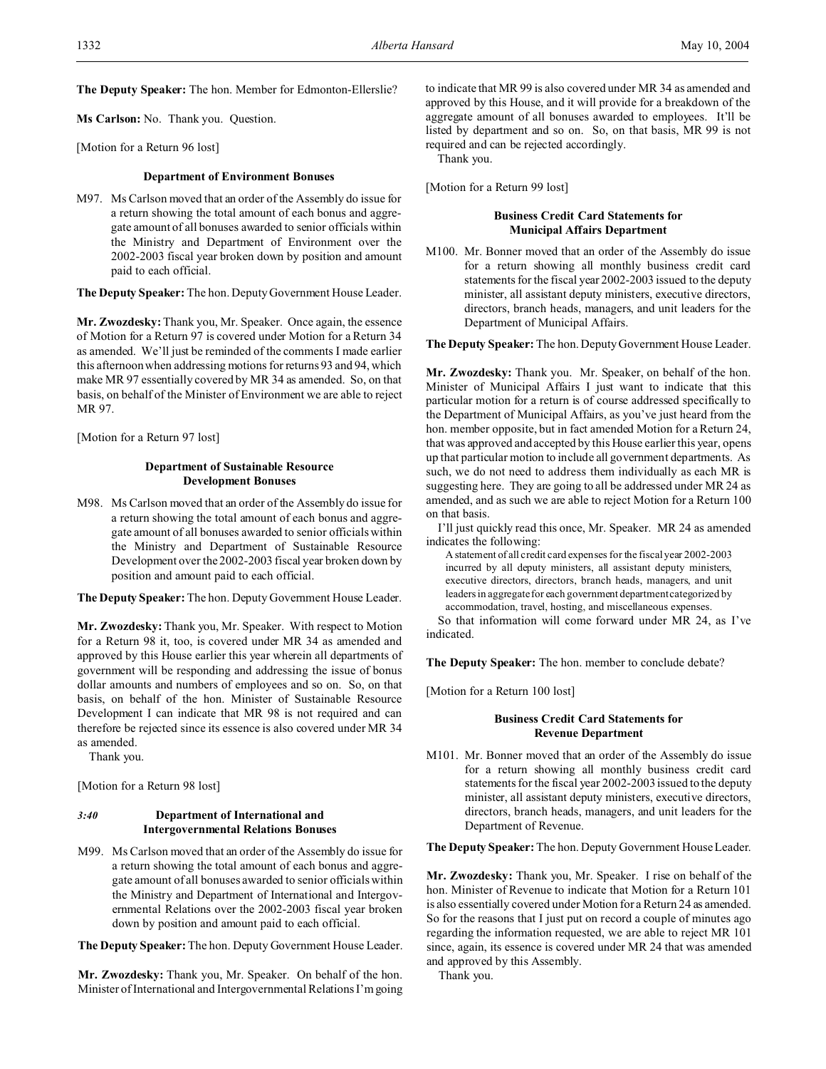**The Deputy Speaker:** The hon. Member for Edmonton-Ellerslie?

**Ms Carlson:** No. Thank you. Question.

[Motion for a Return 96 lost]

### Department of Environment Bonuses

M97. Ms Carlson moved that an order of the Assembly do issue for a return showing the total amount of each bonus and aggregate amount of all bonuses awarded to senior officials within the Ministry and Department of Environment over the 2002-2003 fiscal year broken down by position and amount paid to each official.

**The Deputy Speaker:** The hon. Deputy Government House Leader.

**Mr. Zwozdesky:** Thank you, Mr. Speaker. Once again, the essence of Motion for a Return 97 is covered under Motion for a Return 34 as amended. We'll just be reminded of the comments I made earlier this afternoon when addressing motions for returns 93 and 94, which make MR 97 essentially covered by MR 34 as amended. So, on that basis, on behalf of the Minister of Environment we are able to reject MR 97.

[Motion for a Return 97 lost]

### Department of Sustainable Resource Development Bonuses

M98. Ms Carlson moved that an order of the Assembly do issue for a return showing the total amount of each bonus and aggregate amount of all bonuses awarded to senior officials within the Ministry and Department of Sustainable Resource Development over the 2002-2003 fiscal year broken down by position and amount paid to each official.

**The Deputy Speaker:** The hon. Deputy Government House Leader.

**Mr. Zwozdesky:** Thank you, Mr. Speaker. With respect to Motion for a Return 98 it, too, is covered under MR 34 as amended and approved by this House earlier this year wherein all departments of government will be responding and addressing the issue of bonus dollar amounts and numbers of employees and so on. So, on that basis, on behalf of the hon. Minister of Sustainable Resource Development I can indicate that MR 98 is not required and can therefore be rejected since its essence is also covered under MR 34 as amended.

Thank you.

[Motion for a Return 98 lost]

*3:40*

### Department of International and Intergovernmental Relations Bonuses

M99. Ms Carlson moved that an order of the Assembly do issue for a return showing the total amount of each bonus and aggregate amount of all bonuses awarded to senior officials within the Ministry and Department of International and Intergovernmental Relations over the 2002-2003 fiscal year broken down by position and amount paid to each official.

**The Deputy Speaker:** The hon. Deputy Government House Leader.

**Mr. Zwozdesky:** Thank you, Mr. Speaker. On behalf of the hon. Minister of International and Intergovernmental Relations I'm going to indicate that MR 99 is also covered under MR 34 as amended and approved by this House, and it will provide for a breakdown of the aggregate amount of all bonuses awarded to employees. It'll be listed by department and so on. So, on that basis, MR 99 is not required and can be rejected accordingly.

Thank you.

[Motion for a Return 99 lost]

### Business Credit Card Statements for Municipal Affairs Department

M100. Mr. Bonner moved that an order of the Assembly do issue for a return showing all monthly business credit card statements for the fiscal year 2002-2003 issued to the deputy minister, all assistant deputy ministers, executive directors, directors, branch heads, managers, and unit leaders for the Department of Municipal Affairs.

**The Deputy Speaker:** The hon. Deputy Government House Leader.

**Mr. Zwozdesky:** Thank you. Mr. Speaker, on behalf of the hon. Minister of Municipal Affairs I just want to indicate that this particular motion for a return is of course addressed specifically to the Department of Municipal Affairs, as you've just heard from the hon. member opposite, but in fact amended Motion for a Return 24, that was approved and accepted by this House earlier this year, opens up that particular motion to include all government departments. As such, we do not need to address them individually as each MR is suggesting here. They are going to all be addressed under MR 24 as amended, and as such we are able to reject Motion for a Return 100 on that basis.

I'll just quickly read this once, Mr. Speaker. MR 24 as amended indicates the following:

> A statement of all credit card expenses for the fiscal year 2002-2003 incurred by all deputy ministers, all assistant deputy ministers, executive directors, directors, branch heads, managers, and unit leaders in aggregate for each government department categorized by accommodation, travel, hosting, and miscellaneous expenses.

So that information will come forward under MR 24, as I've indicated.

**The Deputy Speaker:** The hon. member to conclude debate?

[Motion for a Return 100 lost]

### Business Credit Card Statements for Revenue Department

M101. Mr. Bonner moved that an order of the Assembly do issue for a return showing all monthly business credit card statements for the fiscal year 2002-2003 issued to the deputy minister, all assistant deputy ministers, executive directors, directors, branch heads, managers, and unit leaders for the Department of Revenue.

**The Deputy Speaker:** The hon. Deputy Government House Leader.

**Mr. Zwozdesky:** Thank you, Mr. Speaker. I rise on behalf of the hon. Minister of Revenue to indicate that Motion for a Return 101 is also essentially covered under Motion for a Return 24 as amended. So for the reasons that I just put on record a couple of minutes ago regarding the information requested, we are able to reject MR 101 since, again, its essence is covered under MR 24 that was amended and approved by this Assembly.

Thank you.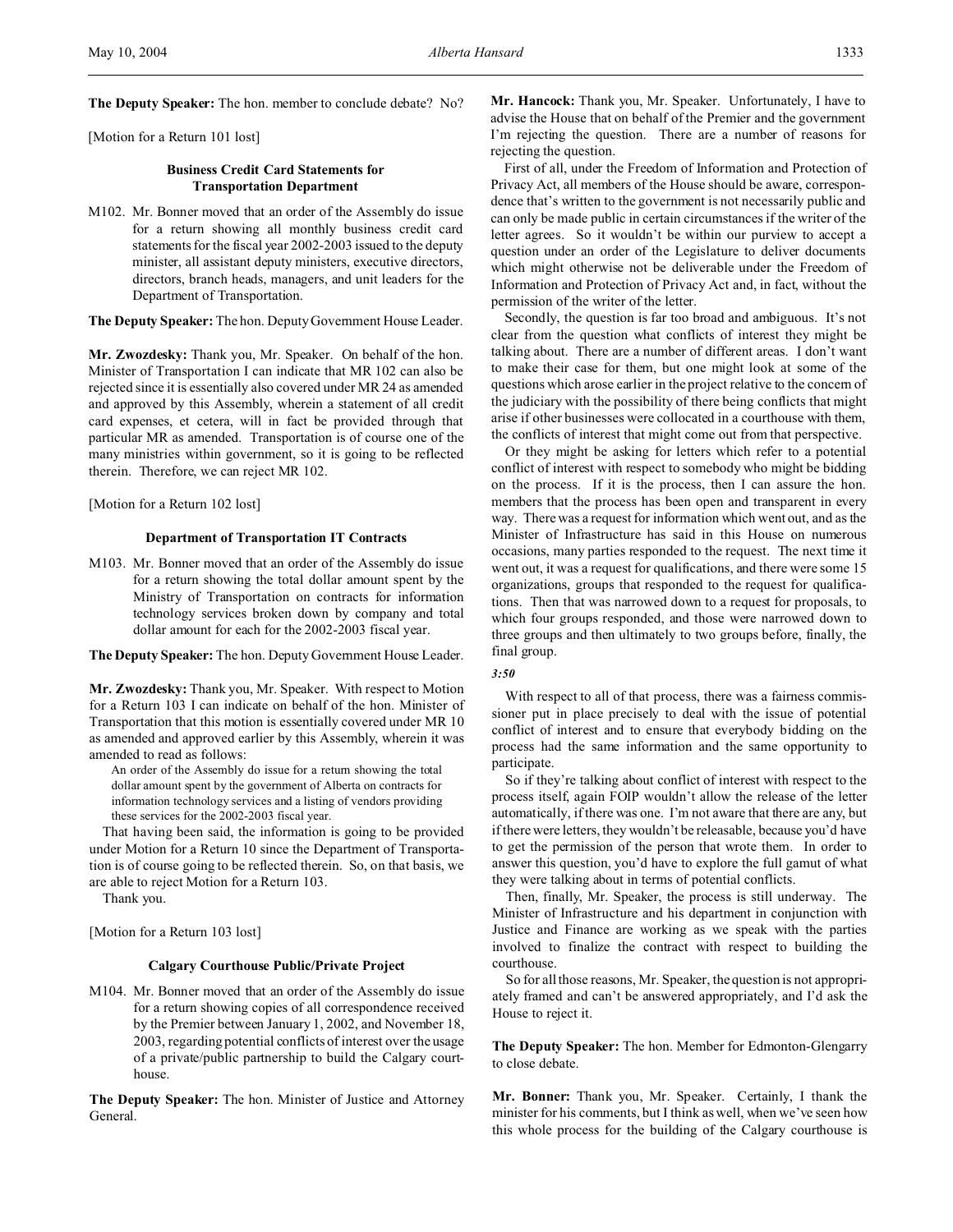**The Deputy Speaker:** The hon. member to conclude debate? No?

[Motion for a Return 101 lost]

### Business Credit Card Statements for Transportation Department

M102. Mr. Bonner moved that an order of the Assembly do issue for a return showing all monthly business credit card statements for the fiscal year 2002-2003 issued to the deputy minister, all assistant deputy ministers, executive directors, directors, branch heads, managers, and unit leaders for the Department of Transportation.

**The Deputy Speaker:** The hon. Deputy Government House Leader.

**Mr. Zwozdesky:** Thank you, Mr. Speaker. On behalf of the hon. Minister of Transportation I can indicate that MR 102 can also be rejected since it is essentially also covered under MR 24 as amended and approved by this Assembly, wherein a statement of all credit card expenses, et cetera, will in fact be provided through that particular MR as amended. Transportation is of course one of the many ministries within government, so it is going to be reflected therein. Therefore, we can reject MR 102.

[Motion for a Return 102 lost]

### Department of Transportation IT Contracts

M103. Mr. Bonner moved that an order of the Assembly do issue for a return showing the total dollar amount spent by the Ministry of Transportation on contracts for information technology services broken down by company and total dollar amount for each for the 2002-2003 fiscal year.

**The Deputy Speaker:** The hon. Deputy Government House Leader.

**Mr. Zwozdesky:** Thank you, Mr. Speaker. With respect to Motion for a Return 103 I can indicate on behalf of the hon. Minister of Transportation that this motion is essentially covered under MR 10 as amended and approved earlier by this Assembly, wherein it was amended to read as follows:

> An order of the Assembly do issue for a return showing the total dollar amount spent by the government of Alberta on contracts for information technology services and a listing of vendors providing these services for the 2002-2003 fiscal year.

That having been said, the information is going to be provided under Motion for a Return 10 since the Department of Transportation is of course going to be reflected therein. So, on that basis, we are able to reject Motion for a Return 103.

Thank you.

[Motion for a Return 103 lost]

### Calgary Courthouse Public/Private Project

M104. Mr. Bonner moved that an order of the Assembly do issue for a return showing copies of all correspondence received by the Premier between January 1, 2002, and November 18, 2003, regarding potential conflicts of interest over the usage of a private/public partnership to build the Calgary courthouse.

**The Deputy Speaker:** The hon. Minister of Justice and Attorney General.

**Mr. Hancock:** Thank you, Mr. Speaker. Unfortunately, I have to advise the House that on behalf of the Premier and the government I'm rejecting the question. There are a number of reasons for rejecting the question.

First of all, under the Freedom of Information and Protection of Privacy Act, all members of the House should be aware, correspondence that's written to the government is not necessarily public and can only be made public in certain circumstances if the writer of the letter agrees. So it wouldn't be within our purview to accept a question under an order of the Legislature to deliver documents which might otherwise not be deliverable under the Freedom of Information and Protection of Privacy Act and, in fact, without the permission of the writer of the letter.

Secondly, the question is far too broad and ambiguous. It's not clear from the question what conflicts of interest they might be talking about. There are a number of different areas. I don't want to make their case for them, but one might look at some of the questions which arose earlier in the project relative to the concern of the judiciary with the possibility of there being conflicts that might arise if other businesses were collocated in a courthouse with them, the conflicts of interest that might come out from that perspective.

Or they might be asking for letters which refer to a potential conflict of interest with respect to somebody who might be bidding on the process. If it is the process, then I can assure the hon. members that the process has been open and transparent in every way. There was a request for information which went out, and as the Minister of Infrastructure has said in this House on numerous occasions, many parties responded to the request. The next time it went out, it was a request for qualifications, and there were some 15 organizations, groups that responded to the request for qualifications. Then that was narrowed down to a request for proposals, to which four groups responded, and those were narrowed down to three groups and then ultimately to two groups before, finally, the final group.

*3:50*

With respect to all of that process, there was a fairness commissioner put in place precisely to deal with the issue of potential conflict of interest and to ensure that everybody bidding on the process had the same information and the same opportunity to participate.

So if they're talking about conflict of interest with respect to the process itself, again FOIP wouldn't allow the release of the letter automatically, if there was one. I'm not aware that there are any, but if there were letters, they wouldn't be releasable, because you'd have to get the permission of the person that wrote them. In order to answer this question, you'd have to explore the full gamut of what they were talking about in terms of potential conflicts.

Then, finally, Mr. Speaker, the process is still underway. The Minister of Infrastructure and his department in conjunction with Justice and Finance are working as we speak with the parties involved to finalize the contract with respect to building the courthouse.

So for all those reasons, Mr. Speaker, the question is not appropriately framed and can't be answered appropriately, and I'd ask the House to reject it.

**The Deputy Speaker:** The hon. Member for Edmonton-Glengarry to close debate.

**Mr. Bonner:** Thank you, Mr. Speaker. Certainly, I thank the minister for his comments, but I think as well, when we've seen how this whole process for the building of the Calgary courthouse is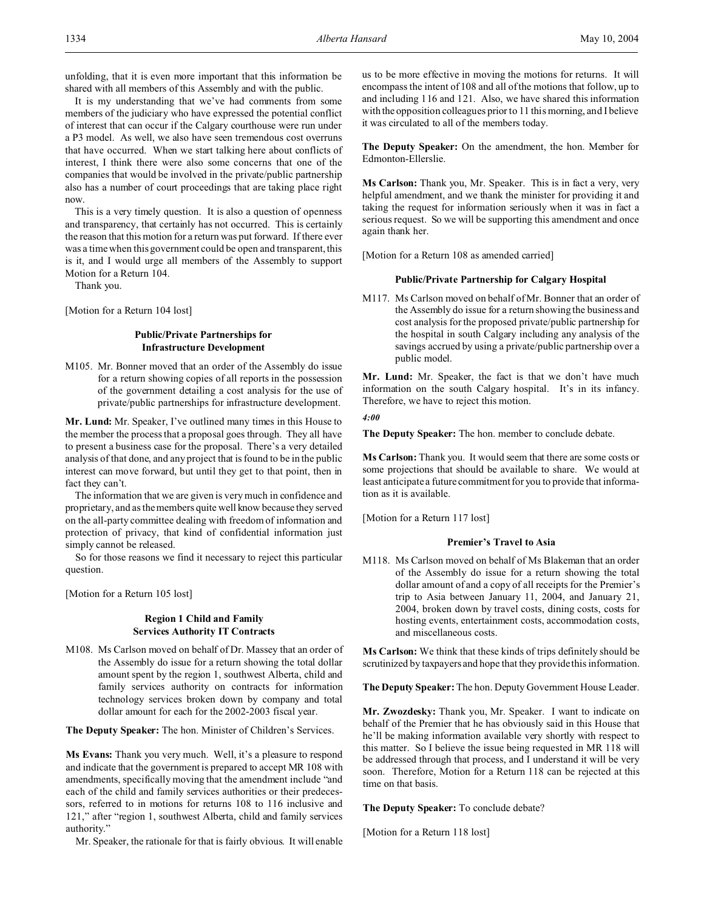unfolding, that it is even more important that this information be shared with all members of this Assembly and with the public.

It is my understanding that we've had comments from some members of the judiciary who have expressed the potential conflict of interest that can occur if the Calgary courthouse were run under a P3 model. As well, we also have seen tremendous cost overruns that have occurred. When we start talking here about conflicts of interest, I think there were also some concerns that one of the companies that would be involved in the private/public partnership also has a number of court proceedings that are taking place right now.

This is a very timely question. It is also a question of openness and transparency, that certainly has not occurred. This is certainly the reason that this motion for a return was put forward. If there ever was a time when this government could be open and transparent, this is it, and I would urge all members of the Assembly to support Motion for a Return 104.

Thank you.

[Motion for a Return 104 lost]

### Public/Private Partnerships for Infrastructure Development

M105. Mr. Bonner moved that an order of the Assembly do issue for a return showing copies of all reports in the possession of the government detailing a cost analysis for the use of private/public partnerships for infrastructure development.

**Mr. Lund:** Mr. Speaker, I've outlined many times in this House to the member the process that a proposal goes through. They all have to present a business case for the proposal. There's a very detailed analysis of that done, and any project that is found to be in the public interest can move forward, but until they get to that point, then in fact they can't.

The information that we are given is very much in confidence and proprietary, and as the members quite well know because they served on the all-party committee dealing with freedom of information and protection of privacy, that kind of confidential information just simply cannot be released.

So for those reasons we find it necessary to reject this particular question.

[Motion for a Return 105 lost]

### Region 1 Child and Family Services Authority IT Contracts

M108. Ms Carlson moved on behalf of Dr. Massey that an order of the Assembly do issue for a return showing the total dollar amount spent by the region 1, southwest Alberta, child and family services authority on contracts for information technology services broken down by company and total dollar amount for each for the 2002-2003 fiscal year.

**The Deputy Speaker:** The hon. Minister of Children's Services.

**Ms Evans:** Thank you very much. Well, it's a pleasure to respond and indicate that the government is prepared to accept MR 108 with amendments, specifically moving that the amendment include "and each of the child and family services authorities or their predecessors, referred to in motions for returns 108 to 116 inclusive and 121," after "region 1, southwest Alberta, child and family services authority."

Mr. Speaker, the rationale for that is fairly obvious. It will enable us to be more effective in moving the motions for returns. It will encompass the intent of 108 and all of the motions that follow, up to and including 116 and 121. Also, we have shared this information with the opposition colleagues prior to 11 this morning, and I believe it was circulated to all of the members today.

**The Deputy Speaker:** On the amendment, the hon. Member for Edmonton-Ellerslie.

**Ms Carlson:** Thank you, Mr. Speaker. This is in fact a very, very helpful amendment, and we thank the minister for providing it and taking the request for information seriously when it was in fact a serious request. So we will be supporting this amendment and once again thank her.

[Motion for a Return 108 as amended carried]

### Public/Private Partnership for Calgary Hospital

M117. Ms Carlson moved on behalf of Mr. Bonner that an order of the Assembly do issue for a return showing the business and cost analysis for the proposed private/public partnership for the hospital in south Calgary including any analysis of the savings accrued by using a private/public partnership over a public model.

**Mr. Lund:** Mr. Speaker, the fact is that we don't have much information on the south Calgary hospital. It's in its infancy. Therefore, we have to reject this motion.

*4:00*

**The Deputy Speaker:** The hon. member to conclude debate.

**Ms Carlson:** Thank you. It would seem that there are some costs or some projections that should be available to share. We would at least anticipate a future commitment for you to provide that information as it is available.

[Motion for a Return 117 lost]

### Premier's Travel to Asia

M118. Ms Carlson moved on behalf of Ms Blakeman that an order of the Assembly do issue for a return showing the total dollar amount of and a copy of all receipts for the Premier's trip to Asia between January 11, 2004, and January 21, 2004, broken down by travel costs, dining costs, costs for hosting events, entertainment costs, accommodation costs, and miscellaneous costs.

**Ms Carlson:** We think that these kinds of trips definitely should be scrutinized by taxpayers and hope that they provide this information.

**The Deputy Speaker:** The hon. Deputy Government House Leader.

**Mr. Zwozdesky:** Thank you, Mr. Speaker. I want to indicate on behalf of the Premier that he has obviously said in this House that he'll be making information available very shortly with respect to this matter. So I believe the issue being requested in MR 118 will be addressed through that process, and I understand it will be very soon. Therefore, Motion for a Return 118 can be rejected at this time on that basis.

**The Deputy Speaker:** To conclude debate?

[Motion for a Return 118 lost]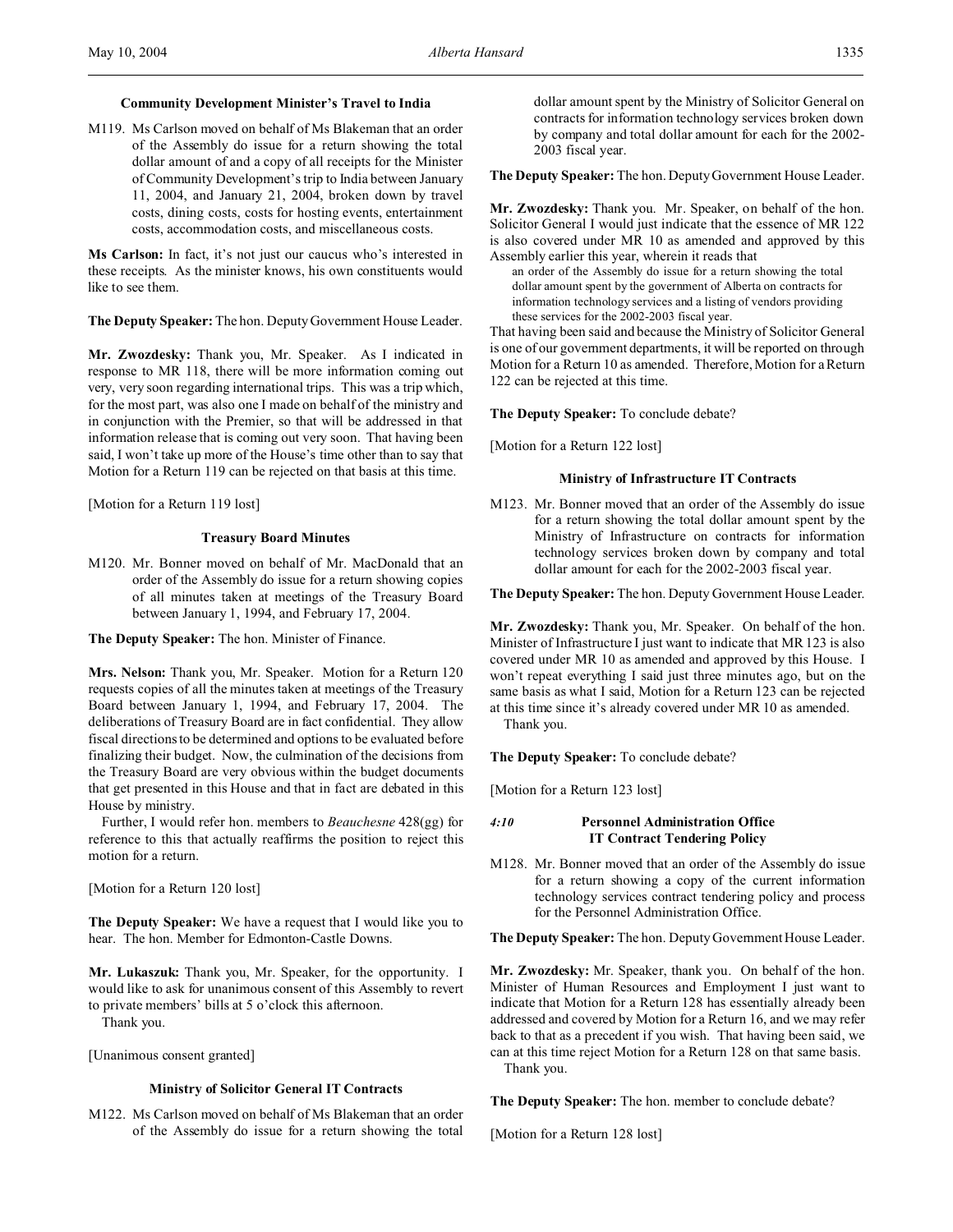### Community Development Minister's Travel to India

M119. Ms Carlson moved on behalf of Ms Blakeman that an order of the Assembly do issue for a return showing the total dollar amount of and a copy of all receipts for the Minister of Community Development's trip to India between January 11, 2004, and January 21, 2004, broken down by travel costs, dining costs, costs for hosting events, entertainment costs, accommodation costs, and miscellaneous costs.

**Ms Carlson:** In fact, it's not just our caucus who's interested in these receipts. As the minister knows, his own constituents would like to see them.

**The Deputy Speaker:** The hon. Deputy Government House Leader.

**Mr. Zwozdesky:** Thank you, Mr. Speaker. As I indicated in response to MR 118, there will be more information coming out very, very soon regarding international trips. This was a trip which, for the most part, was also one I made on behalf of the ministry and in conjunction with the Premier, so that will be addressed in that information release that is coming out very soon. That having been said, I won't take up more of the House's time other than to say that Motion for a Return 119 can be rejected on that basis at this time.

[Motion for a Return 119 lost]

### Treasury Board Minutes

M120. Mr. Bonner moved on behalf of Mr. MacDonald that an order of the Assembly do issue for a return showing copies of all minutes taken at meetings of the Treasury Board between January 1, 1994, and February 17, 2004.

**The Deputy Speaker:** The hon. Minister of Finance.

**Mrs. Nelson:** Thank you, Mr. Speaker. Motion for a Return 120 requests copies of all the minutes taken at meetings of the Treasury Board between January 1, 1994, and February 17, 2004. The deliberations of Treasury Board are in fact confidential. They allow fiscal directions to be determined and options to be evaluated before finalizing their budget. Now, the culmination of the decisions from the Treasury Board are very obvious within the budget documents that get presented in this House and that in fact are debated in this House by ministry.

Further, I would refer hon. members to *Beauchesne* 428(gg) for reference to this that actually reaffirms the position to reject this motion for a return.

[Motion for a Return 120 lost]

**The Deputy Speaker:** We have a request that I would like you to hear. The hon. Member for Edmonton-Castle Downs.

**Mr. Lukaszuk:** Thank you, Mr. Speaker, for the opportunity. I would like to ask for unanimous consent of this Assembly to revert to private members' bills at 5 o'clock this afternoon.

Thank you.

[Unanimous consent granted]

### Ministry of Solicitor General IT Contracts

M122. Ms Carlson moved on behalf of Ms Blakeman that an order of the Assembly do issue for a return showing the total dollar amount spent by the Ministry of Solicitor General on contracts for information technology services broken down by company and total dollar amount for each for the 2002-2003 fiscal year.

**The Deputy Speaker:** The hon. Deputy Government House Leader.

**Mr. Zwozdesky:** Thank you. Mr. Speaker, on behalf of the hon. Solicitor General I would just indicate that the essence of MR 122 is also covered under MR 10 as amended and approved by this Assembly earlier this year, wherein it reads that

> an order of the Assembly do issue for a return showing the total dollar amount spent by the government of Alberta on contracts for information technology services and a listing of vendors providing these services for the 2002-2003 fiscal year.

That having been said and because the Ministry of Solicitor General is one of our government departments, it will be reported on through Motion for a Return 10 as amended. Therefore, Motion for a Return 122 can be rejected at this time.

**The Deputy Speaker:** To conclude debate?

[Motion for a Return 122 lost]

### Ministry of Infrastructure IT Contracts

M123. Mr. Bonner moved that an order of the Assembly do issue for a return showing the total dollar amount spent by the Ministry of Infrastructure on contracts for information technology services broken down by company and total dollar amount for each for the 2002-2003 fiscal year.

**The Deputy Speaker:** The hon. Deputy Government House Leader.

**Mr. Zwozdesky:** Thank you, Mr. Speaker. On behalf of the hon. Minister of Infrastructure I just want to indicate that MR 123 is also covered under MR 10 as amended and approved by this House. I won't repeat everything I said just three minutes ago, but on the same basis as what I said, Motion for a Return 123 can be rejected at this time since it's already covered under MR 10 as amended.

Thank you.

**The Deputy Speaker:** To conclude debate?

[Motion for a Return 123 lost]

*4:10*

### Personnel Administration Office IT Contract Tendering Policy

M128. Mr. Bonner moved that an order of the Assembly do issue for a return showing a copy of the current information technology services contract tendering policy and process for the Personnel Administration Office.

**The Deputy Speaker:** The hon. Deputy Government House Leader.

**Mr. Zwozdesky:** Mr. Speaker, thank you. On behalf of the hon. Minister of Human Resources and Employment I just want to indicate that Motion for a Return 128 has essentially already been addressed and covered by Motion for a Return 16, and we may refer back to that as a precedent if you wish. That having been said, we can at this time reject Motion for a Return 128 on that same basis.

Thank you.

**The Deputy Speaker:** The hon. member to conclude debate?

[Motion for a Return 128 lost]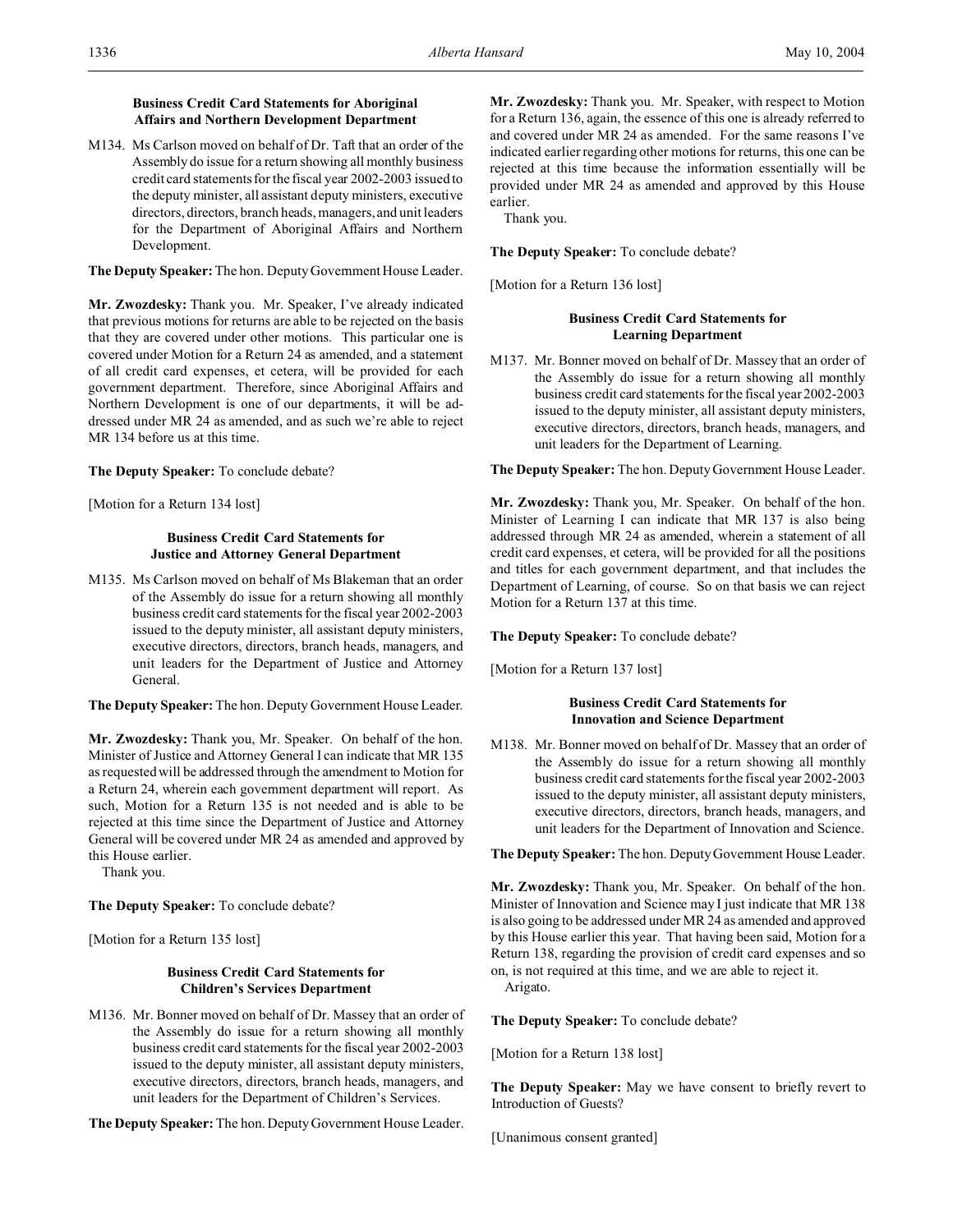### Business Credit Card Statements for Aboriginal Affairs and Northern Development Department

M134. Ms Carlson moved on behalf of Dr. Taft that an order of the Assembly do issue for a return showing all monthly business credit card statements for the fiscal year 2002-2003 issued to the deputy minister, all assistant deputy ministers, executive directors, directors, branch heads, managers, and unit leaders for the Department of Aboriginal Affairs and Northern Development.

**The Deputy Speaker:** The hon. Deputy Government House Leader.

**Mr. Zwozdesky:** Thank you. Mr. Speaker, I've already indicated that previous motions for returns are able to be rejected on the basis that they are covered under other motions. This particular one is covered under Motion for a Return 24 as amended, and a statement of all credit card expenses, et cetera, will be provided for each government department. Therefore, since Aboriginal Affairs and Northern Development is one of our departments, it will be addressed under MR 24 as amended, and as such we're able to reject MR 134 before us at this time.

**The Deputy Speaker:** To conclude debate?

[Motion for a Return 134 lost]

### Business Credit Card Statements for Justice and Attorney General Department

M135. Ms Carlson moved on behalf of Ms Blakeman that an order of the Assembly do issue for a return showing all monthly business credit card statements for the fiscal year 2002-2003 issued to the deputy minister, all assistant deputy ministers, executive directors, directors, branch heads, managers, and unit leaders for the Department of Justice and Attorney General.

**The Deputy Speaker:** The hon. Deputy Government House Leader.

**Mr. Zwozdesky:** Thank you, Mr. Speaker. On behalf of the hon. Minister of Justice and Attorney General I can indicate that MR 135 as requested will be addressed through the amendment to Motion for a Return 24, wherein each government department will report. As such, Motion for a Return 135 is not needed and is able to be rejected at this time since the Department of Justice and Attorney General will be covered under MR 24 as amended and approved by this House earlier.

Thank you.

**The Deputy Speaker:** To conclude debate?

[Motion for a Return 135 lost]

### Business Credit Card Statements for Children's Services Department

M136. Mr. Bonner moved on behalf of Dr. Massey that an order of the Assembly do issue for a return showing all monthly business credit card statements for the fiscal year 2002-2003 issued to the deputy minister, all assistant deputy ministers, executive directors, directors, branch heads, managers, and unit leaders for the Department of Children's Services.

**The Deputy Speaker:** The hon. Deputy Government House Leader.

**Mr. Zwozdesky:** Thank you. Mr. Speaker, with respect to Motion for a Return 136, again, the essence of this one is already referred to and covered under MR 24 as amended. For the same reasons I've indicated earlier regarding other motions for returns, this one can be rejected at this time because the information essentially will be provided under MR 24 as amended and approved by this House earlier.

Thank you.

**The Deputy Speaker:** To conclude debate?

[Motion for a Return 136 lost]

### Business Credit Card Statements for Learning Department

M137. Mr. Bonner moved on behalf of Dr. Massey that an order of the Assembly do issue for a return showing all monthly business credit card statements for the fiscal year 2002-2003 issued to the deputy minister, all assistant deputy ministers, executive directors, directors, branch heads, managers, and unit leaders for the Department of Learning.

**The Deputy Speaker:** The hon. Deputy Government House Leader.

**Mr. Zwozdesky:** Thank you, Mr. Speaker. On behalf of the hon. Minister of Learning I can indicate that MR 137 is also being addressed through MR 24 as amended, wherein a statement of all credit card expenses, et cetera, will be provided for all the positions and titles for each government department, and that includes the Department of Learning, of course. So on that basis we can reject Motion for a Return 137 at this time.

**The Deputy Speaker:** To conclude debate?

[Motion for a Return 137 lost]

### Business Credit Card Statements for Innovation and Science Department

M138. Mr. Bonner moved on behalf of Dr. Massey that an order of the Assembly do issue for a return showing all monthly business credit card statements for the fiscal year 2002-2003 issued to the deputy minister, all assistant deputy ministers, executive directors, directors, branch heads, managers, and unit leaders for the Department of Innovation and Science.

**The Deputy Speaker:** The hon. Deputy Government House Leader.

**Mr. Zwozdesky:** Thank you, Mr. Speaker. On behalf of the hon. Minister of Innovation and Science may I just indicate that MR 138 is also going to be addressed under MR 24 as amended and approved by this House earlier this year. That having been said, Motion for a Return 138, regarding the provision of credit card expenses and so on, is not required at this time, and we are able to reject it.

Arigato.

**The Deputy Speaker:** To conclude debate?

[Motion for a Return 138 lost]

**The Deputy Speaker:** May we have consent to briefly revert to Introduction of Guests?

[Unanimous consent granted]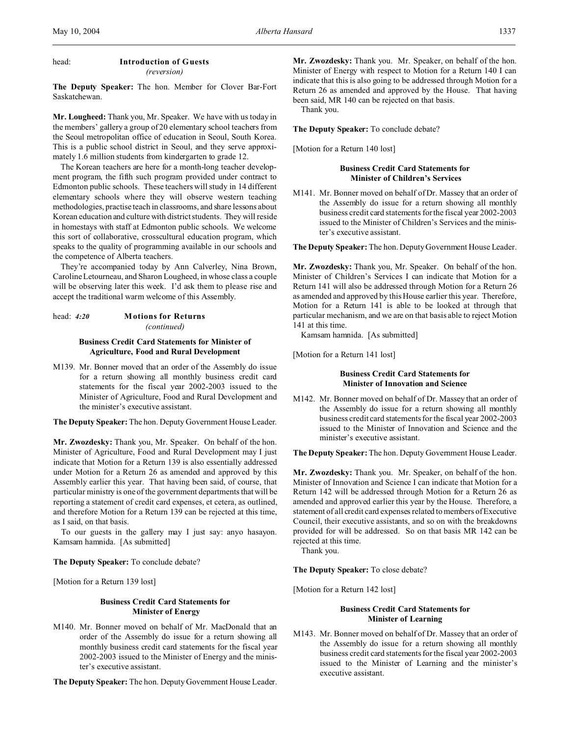head: **Introduction of Guests**
*(reversion)*

**The Deputy Speaker:** The hon. Member for Clover Bar-Fort Saskatchewan.

**Mr. Lougheed:** Thank you, Mr. Speaker. We have with us today in the members' gallery a group of 20 elementary school teachers from the Seoul metropolitan office of education in Seoul, South Korea. This is a public school district in Seoul, and they serve approximately 1.6 million students from kindergarten to grade 12.

The Korean teachers are here for a month-long teacher development program, the fifth such program provided under contract to Edmonton public schools. These teachers will study in 14 different elementary schools where they will observe western teaching methodologies, practise teach in classrooms, and share lessons about Korean education and culture with district students. They will reside in homestays with staff at Edmonton public schools. We welcome this sort of collaborative, crosscultural education program, which speaks to the quality of programming available in our schools and the competence of Alberta teachers.

They're accompanied today by Ann Calverley, Nina Brown, Caroline Letourneau, and Sharon Lougheed, in whose class a couple will be observing later this week. I'd ask them to please rise and accept the traditional warm welcome of this Assembly.

head: *4:20* **Motions for Returns**
*(continued)*

**Business Credit Card Statements for Minister of Agriculture, Food and Rural Development**

M139. Mr. Bonner moved that an order of the Assembly do issue for a return showing all monthly business credit card statements for the fiscal year 2002-2003 issued to the Minister of Agriculture, Food and Rural Development and the minister's executive assistant.

**The Deputy Speaker:** The hon. Deputy Government House Leader.

**Mr. Zwozdesky:** Thank you, Mr. Speaker. On behalf of the hon. Minister of Agriculture, Food and Rural Development may I just indicate that Motion for a Return 139 is also essentially addressed under Motion for a Return 26 as amended and approved by this Assembly earlier this year. That having been said, of course, that particular ministry is one of the government departments that will be reporting a statement of credit card expenses, et cetera, as outlined, and therefore Motion for a Return 139 can be rejected at this time, as I said, on that basis.

To our guests in the gallery may I just say: anyo hasayon. Kamsam hamnida. [As submitted]

**The Deputy Speaker:** To conclude debate?

[Motion for a Return 139 lost]

**Business Credit Card Statements for Minister of Energy**

M140. Mr. Bonner moved on behalf of Mr. MacDonald that an order of the Assembly do issue for a return showing all monthly business credit card statements for the fiscal year 2002-2003 issued to the Minister of Energy and the minister's executive assistant.

**The Deputy Speaker:** The hon. Deputy Government House Leader.

**Mr. Zwozdesky:** Thank you. Mr. Speaker, on behalf of the hon. Minister of Energy with respect to Motion for a Return 140 I can indicate that this is also going to be addressed through Motion for a Return 26 as amended and approved by the House. That having been said, MR 140 can be rejected on that basis.

Thank you.

**The Deputy Speaker:** To conclude debate?

[Motion for a Return 140 lost]

**Business Credit Card Statements for Minister of Children's Services**

M141. Mr. Bonner moved on behalf of Dr. Massey that an order of the Assembly do issue for a return showing all monthly business credit card statements for the fiscal year 2002-2003 issued to the Minister of Children's Services and the minister's executive assistant.

**The Deputy Speaker:** The hon. Deputy Government House Leader.

**Mr. Zwozdesky:** Thank you, Mr. Speaker. On behalf of the hon. Minister of Children's Services I can indicate that Motion for a Return 141 will also be addressed through Motion for a Return 26 as amended and approved by this House earlier this year. Therefore, Motion for a Return 141 is able to be looked at through that particular mechanism, and we are on that basis able to reject Motion 141 at this time.

Kamsam hamnida. [As submitted]

[Motion for a Return 141 lost]

**Business Credit Card Statements for Minister of Innovation and Science**

M142. Mr. Bonner moved on behalf of Dr. Massey that an order of the Assembly do issue for a return showing all monthly business credit card statements for the fiscal year 2002-2003 issued to the Minister of Innovation and Science and the minister's executive assistant.

**The Deputy Speaker:** The hon. Deputy Government House Leader.

**Mr. Zwozdesky:** Thank you. Mr. Speaker, on behalf of the hon. Minister of Innovation and Science I can indicate that Motion for a Return 142 will be addressed through Motion for a Return 26 as amended and approved earlier this year by the House. Therefore, a statement of all credit card expenses related to members of Executive Council, their executive assistants, and so on with the breakdowns provided for will be addressed. So on that basis MR 142 can be rejected at this time.

Thank you.

**The Deputy Speaker:** To close debate?

[Motion for a Return 142 lost]

**Business Credit Card Statements for Minister of Learning**

M143. Mr. Bonner moved on behalf of Dr. Massey that an order of the Assembly do issue for a return showing all monthly business credit card statements for the fiscal year 2002-2003 issued to the Minister of Learning and the minister's executive assistant.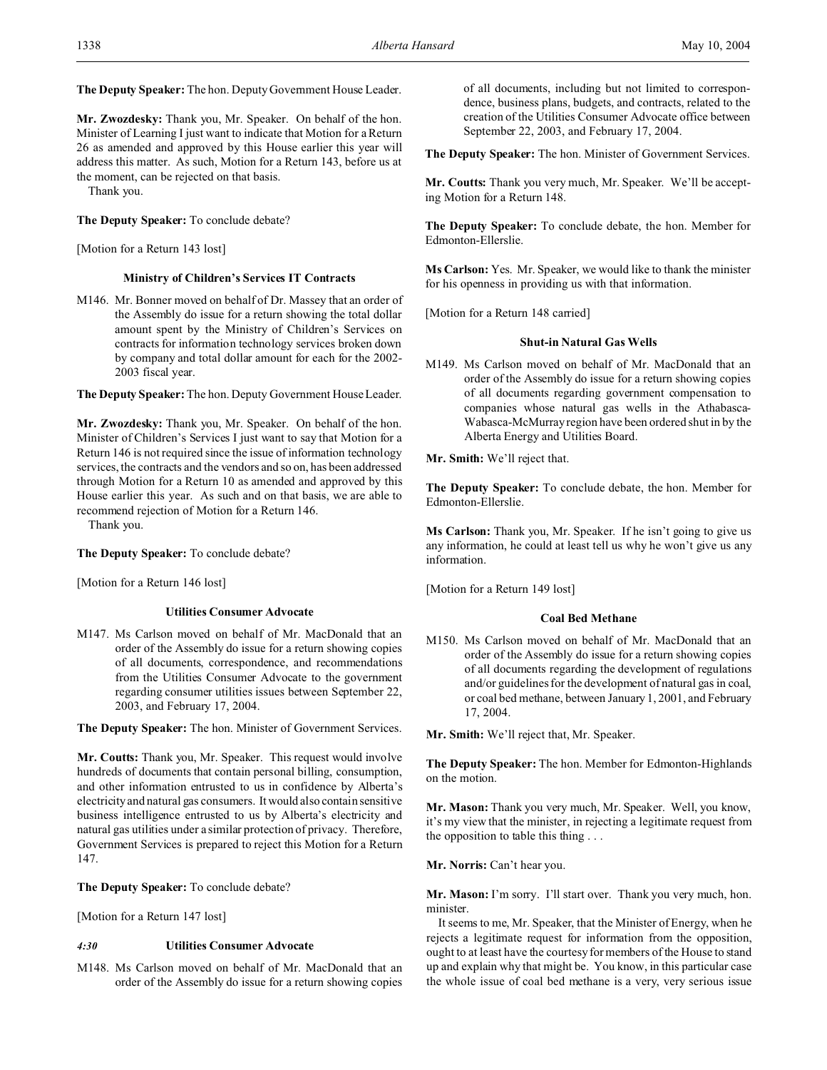**The Deputy Speaker:** The hon. Deputy Government House Leader.

**Mr. Zwozdesky:** Thank you, Mr. Speaker. On behalf of the hon. Minister of Learning I just want to indicate that Motion for a Return 26 as amended and approved by this House earlier this year will address this matter. As such, Motion for a Return 143, before us at the moment, can be rejected on that basis.

Thank you.

**The Deputy Speaker:** To conclude debate?

[Motion for a Return 143 lost]

### Ministry of Children's Services IT Contracts

M146. Mr. Bonner moved on behalf of Dr. Massey that an order of the Assembly do issue for a return showing the total dollar amount spent by the Ministry of Children's Services on contracts for information technology services broken down by company and total dollar amount for each for the 2002-2003 fiscal year.

**The Deputy Speaker:** The hon. Deputy Government House Leader.

**Mr. Zwozdesky:** Thank you, Mr. Speaker. On behalf of the hon. Minister of Children's Services I just want to say that Motion for a Return 146 is not required since the issue of information technology services, the contracts and the vendors and so on, has been addressed through Motion for a Return 10 as amended and approved by this House earlier this year. As such and on that basis, we are able to recommend rejection of Motion for a Return 146.

Thank you.

**The Deputy Speaker:** To conclude debate?

[Motion for a Return 146 lost]

### Utilities Consumer Advocate

M147. Ms Carlson moved on behalf of Mr. MacDonald that an order of the Assembly do issue for a return showing copies of all documents, correspondence, and recommendations from the Utilities Consumer Advocate to the government regarding consumer utilities issues between September 22, 2003, and February 17, 2004.

**The Deputy Speaker:** The hon. Minister of Government Services.

**Mr. Coutts:** Thank you, Mr. Speaker. This request would involve hundreds of documents that contain personal billing, consumption, and other information entrusted to us in confidence by Alberta's electricity and natural gas consumers. It would also contain sensitive business intelligence entrusted to us by Alberta's electricity and natural gas utilities under a similar protection of privacy. Therefore, Government Services is prepared to reject this Motion for a Return 147.

**The Deputy Speaker:** To conclude debate?

[Motion for a Return 147 lost]

*4:30*

### Utilities Consumer Advocate

M148. Ms Carlson moved on behalf of Mr. MacDonald that an order of the Assembly do issue for a return showing copies of all documents, including but not limited to correspondence, business plans, budgets, and contracts, related to the creation of the Utilities Consumer Advocate office between September 22, 2003, and February 17, 2004.

**The Deputy Speaker:** The hon. Minister of Government Services.

**Mr. Coutts:** Thank you very much, Mr. Speaker. We'll be accepting Motion for a Return 148.

**The Deputy Speaker:** To conclude debate, the hon. Member for Edmonton-Ellerslie.

**Ms Carlson:** Yes. Mr. Speaker, we would like to thank the minister for his openness in providing us with that information.

[Motion for a Return 148 carried]

### Shut-in Natural Gas Wells

M149. Ms Carlson moved on behalf of Mr. MacDonald that an order of the Assembly do issue for a return showing copies of all documents regarding government compensation to companies whose natural gas wells in the Athabasca-Wabasca-McMurray region have been ordered shut in by the Alberta Energy and Utilities Board.

**Mr. Smith:** We'll reject that.

**The Deputy Speaker:** To conclude debate, the hon. Member for Edmonton-Ellerslie.

**Ms Carlson:** Thank you, Mr. Speaker. If he isn't going to give us any information, he could at least tell us why he won't give us any information.

[Motion for a Return 149 lost]

### Coal Bed Methane

M150. Ms Carlson moved on behalf of Mr. MacDonald that an order of the Assembly do issue for a return showing copies of all documents regarding the development of regulations and/or guidelines for the development of natural gas in coal, or coal bed methane, between January 1, 2001, and February 17, 2004.

**Mr. Smith:** We'll reject that, Mr. Speaker.

**The Deputy Speaker:** The hon. Member for Edmonton-Highlands on the motion.

**Mr. Mason:** Thank you very much, Mr. Speaker. Well, you know, it's my view that the minister, in rejecting a legitimate request from the opposition to table this thing . . .

**Mr. Norris:** Can't hear you.

**Mr. Mason:** I'm sorry. I'll start over. Thank you very much, hon. minister.

It seems to me, Mr. Speaker, that the Minister of Energy, when he rejects a legitimate request for information from the opposition, ought to at least have the courtesy for members of the House to stand up and explain why that might be. You know, in this particular case the whole issue of coal bed methane is a very, very serious issue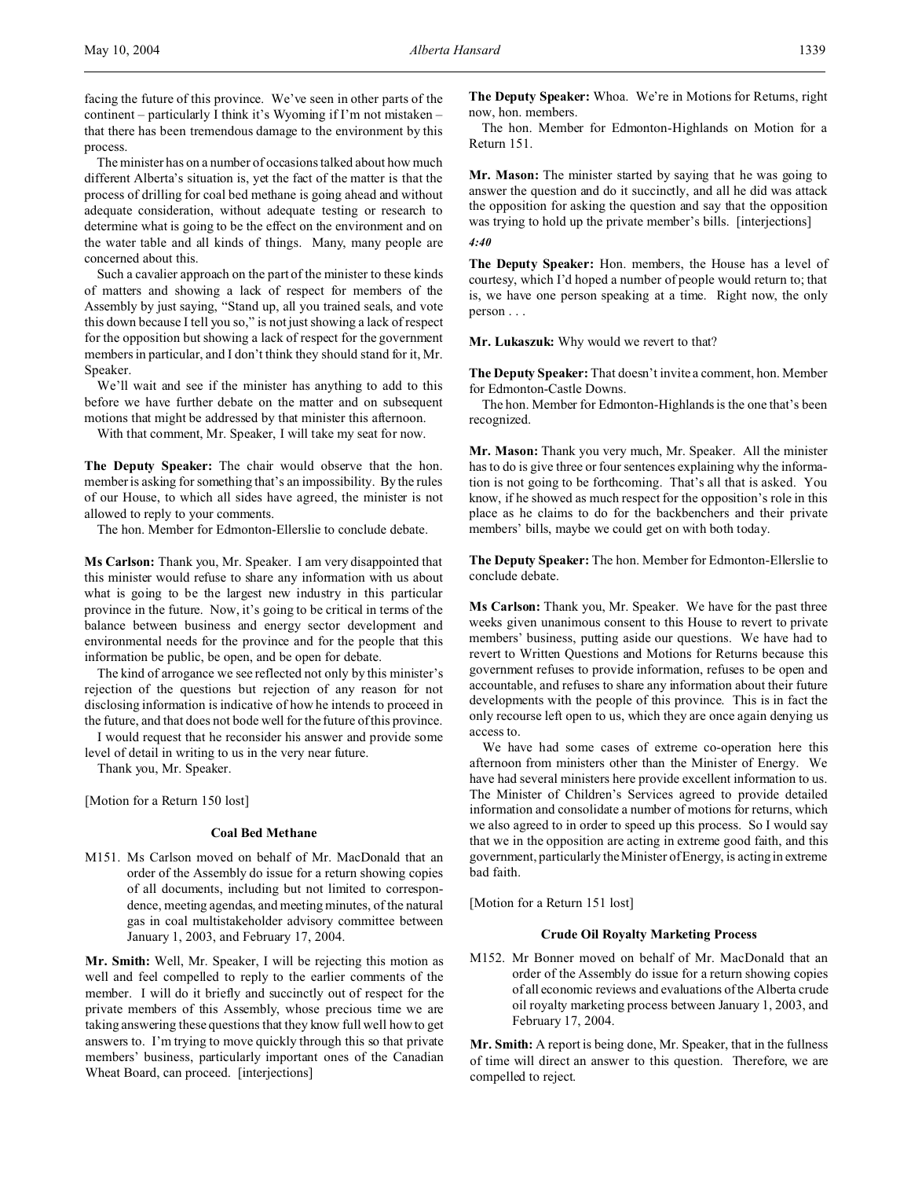facing the future of this province. We've seen in other parts of the continent – particularly I think it's Wyoming if I'm not mistaken – that there has been tremendous damage to the environment by this process.

The minister has on a number of occasions talked about how much different Alberta's situation is, yet the fact of the matter is that the process of drilling for coal bed methane is going ahead and without adequate consideration, without adequate testing or research to determine what is going to be the effect on the environment and on the water table and all kinds of things. Many, many people are concerned about this.

Such a cavalier approach on the part of the minister to these kinds of matters and showing a lack of respect for members of the Assembly by just saying, "Stand up, all you trained seals, and vote this down because I tell you so," is not just showing a lack of respect for the opposition but showing a lack of respect for the government members in particular, and I don't think they should stand for it, Mr. Speaker.

We'll wait and see if the minister has anything to add to this before we have further debate on the matter and on subsequent motions that might be addressed by that minister this afternoon.

With that comment, Mr. Speaker, I will take my seat for now.

**The Deputy Speaker:** The chair would observe that the hon. member is asking for something that's an impossibility. By the rules of our House, to which all sides have agreed, the minister is not allowed to reply to your comments.

The hon. Member for Edmonton-Ellerslie to conclude debate.

**Ms Carlson:** Thank you, Mr. Speaker. I am very disappointed that this minister would refuse to share any information with us about what is going to be the largest new industry in this particular province in the future. Now, it's going to be critical in terms of the balance between business and energy sector development and environmental needs for the province and for the people that this information be public, be open, and be open for debate.

The kind of arrogance we see reflected not only by this minister's rejection of the questions but rejection of any reason for not disclosing information is indicative of how he intends to proceed in the future, and that does not bode well for the future of this province.

I would request that he reconsider his answer and provide some level of detail in writing to us in the very near future.

Thank you, Mr. Speaker.

[Motion for a Return 150 lost]

### Coal Bed Methane

M151. Ms Carlson moved on behalf of Mr. MacDonald that an order of the Assembly do issue for a return showing copies of all documents, including but not limited to correspondence, meeting agendas, and meeting minutes, of the natural gas in coal multistakeholder advisory committee between January 1, 2003, and February 17, 2004.

**Mr. Smith:** Well, Mr. Speaker, I will be rejecting this motion as well and feel compelled to reply to the earlier comments of the member. I will do it briefly and succinctly out of respect for the private members of this Assembly, whose precious time we are taking answering these questions that they know full well how to get answers to. I'm trying to move quickly through this so that private members' business, particularly important ones of the Canadian Wheat Board, can proceed. [interjections]

**The Deputy Speaker:** Whoa. We're in Motions for Returns, right now, hon. members.

The hon. Member for Edmonton-Highlands on Motion for a Return 151.

**Mr. Mason:** The minister started by saying that he was going to answer the question and do it succinctly, and all he did was attack the opposition for asking the question and say that the opposition was trying to hold up the private member's bills. [interjections]

*4:40*

**The Deputy Speaker:** Hon. members, the House has a level of courtesy, which I'd hoped a number of people would return to; that is, we have one person speaking at a time. Right now, the only person . . .

**Mr. Lukaszuk:** Why would we revert to that?

**The Deputy Speaker:** That doesn't invite a comment, hon. Member for Edmonton-Castle Downs.

The hon. Member for Edmonton-Highlands is the one that's been recognized.

**Mr. Mason:** Thank you very much, Mr. Speaker. All the minister has to do is give three or four sentences explaining why the information is not going to be forthcoming. That's all that is asked. You know, if he showed as much respect for the opposition's role in this place as he claims to do for the backbenchers and their private members' bills, maybe we could get on with both today.

**The Deputy Speaker:** The hon. Member for Edmonton-Ellerslie to conclude debate.

**Ms Carlson:** Thank you, Mr. Speaker. We have for the past three weeks given unanimous consent to this House to revert to private members' business, putting aside our questions. We have had to revert to Written Questions and Motions for Returns because this government refuses to provide information, refuses to be open and accountable, and refuses to share any information about their future developments with the people of this province. This is in fact the only recourse left open to us, which they are once again denying us access to.

We have had some cases of extreme co-operation here this afternoon from ministers other than the Minister of Energy. We have had several ministers here provide excellent information to us. The Minister of Children's Services agreed to provide detailed information and consolidate a number of motions for returns, which we also agreed to in order to speed up this process. So I would say that we in the opposition are acting in extreme good faith, and this government, particularly the Minister of Energy, is acting in extreme bad faith.

[Motion for a Return 151 lost]

### Crude Oil Royalty Marketing Process

M152. Mr Bonner moved on behalf of Mr. MacDonald that an order of the Assembly do issue for a return showing copies of all economic reviews and evaluations of the Alberta crude oil royalty marketing process between January 1, 2003, and February 17, 2004.

**Mr. Smith:** A report is being done, Mr. Speaker, that in the fullness of time will direct an answer to this question. Therefore, we are compelled to reject.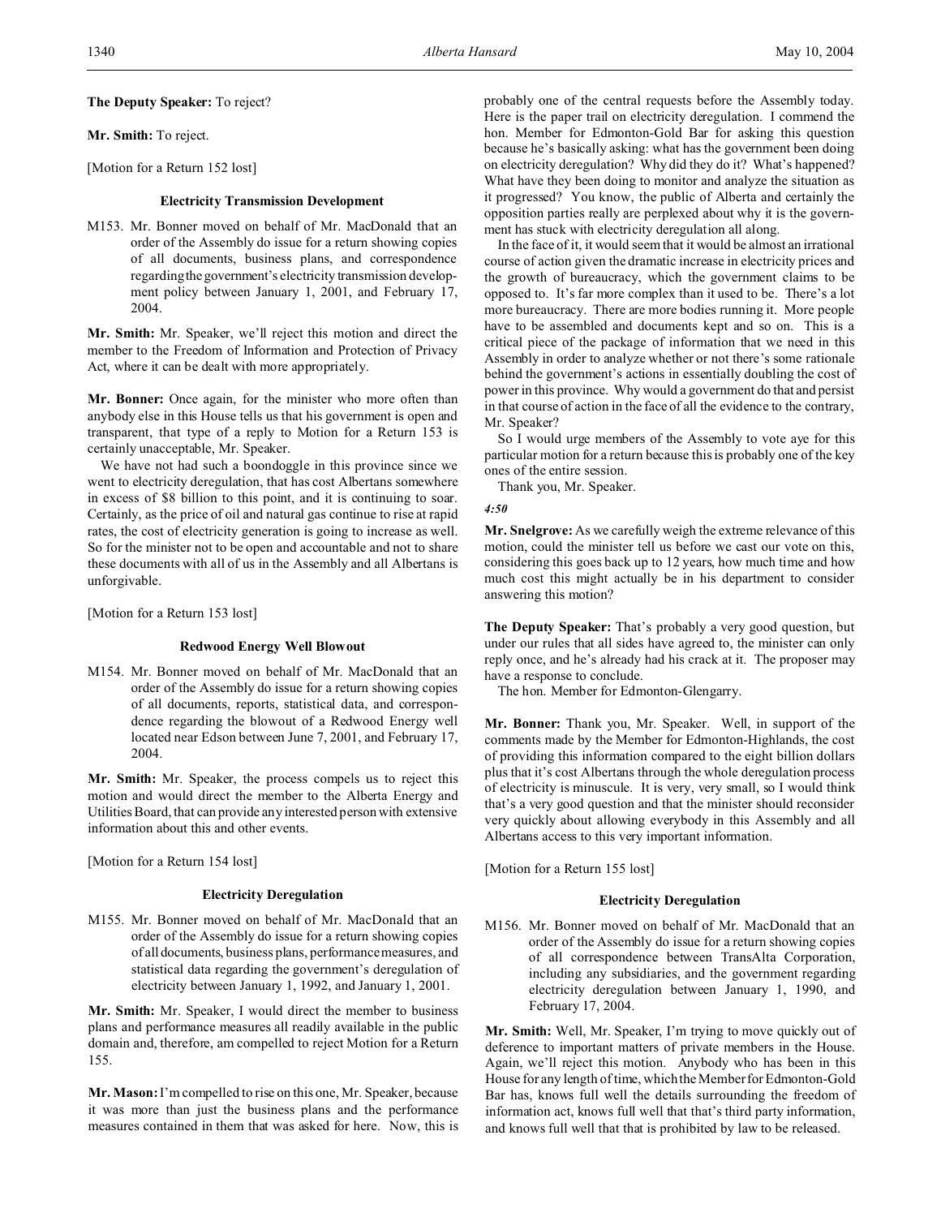**The Deputy Speaker:** To reject?

**Mr. Smith:** To reject.

[Motion for a Return 152 lost]

### Electricity Transmission Development

M153. Mr. Bonner moved on behalf of Mr. MacDonald that an order of the Assembly do issue for a return showing copies of all documents, business plans, and correspondence regarding the government's electricity transmission development policy between January 1, 2001, and February 17, 2004.

**Mr. Smith:** Mr. Speaker, we'll reject this motion and direct the member to the Freedom of Information and Protection of Privacy Act, where it can be dealt with more appropriately.

**Mr. Bonner:** Once again, for the minister who more often than anybody else in this House tells us that his government is open and transparent, that type of a reply to Motion for a Return 153 is certainly unacceptable, Mr. Speaker.

We have not had such a boondoggle in this province since we went to electricity deregulation, that has cost Albertans somewhere in excess of $8 billion to this point, and it is continuing to soar. Certainly, as the price of oil and natural gas continue to rise at rapid rates, the cost of electricity generation is going to increase as well. So for the minister not to be open and accountable and not to share these documents with all of us in the Assembly and all Albertans is unforgivable.

[Motion for a Return 153 lost]

### Redwood Energy Well Blowout

M154. Mr. Bonner moved on behalf of Mr. MacDonald that an order of the Assembly do issue for a return showing copies of all documents, reports, statistical data, and correspondence regarding the blowout of a Redwood Energy well located near Edson between June 7, 2001, and February 17, 2004.

**Mr. Smith:** Mr. Speaker, the process compels us to reject this motion and would direct the member to the Alberta Energy and Utilities Board, that can provide any interested person with extensive information about this and other events.

[Motion for a Return 154 lost]

### Electricity Deregulation

M155. Mr. Bonner moved on behalf of Mr. MacDonald that an order of the Assembly do issue for a return showing copies of all documents, business plans, performance measures, and statistical data regarding the government's deregulation of electricity between January 1, 1992, and January 1, 2001.

**Mr. Smith:** Mr. Speaker, I would direct the member to business plans and performance measures all readily available in the public domain and, therefore, am compelled to reject Motion for a Return 155.

**Mr. Mason:** I'm compelled to rise on this one, Mr. Speaker, because it was more than just the business plans and the performance measures contained in them that was asked for here. Now, this is probably one of the central requests before the Assembly today. Here is the paper trail on electricity deregulation. I commend the hon. Member for Edmonton-Gold Bar for asking this question because he's basically asking: what has the government been doing on electricity deregulation? Why did they do it? What's happened? What have they been doing to monitor and analyze the situation as it progressed? You know, the public of Alberta and certainly the opposition parties really are perplexed about why it is the government has stuck with electricity deregulation all along.

In the face of it, it would seem that it would be almost an irrational course of action given the dramatic increase in electricity prices and the growth of bureaucracy, which the government claims to be opposed to. It's far more complex than it used to be. There's a lot more bureaucracy. There are more bodies running it. More people have to be assembled and documents kept and so on. This is a critical piece of the package of information that we need in this Assembly in order to analyze whether or not there's some rationale behind the government's actions in essentially doubling the cost of power in this province. Why would a government do that and persist in that course of action in the face of all the evidence to the contrary, Mr. Speaker?

So I would urge members of the Assembly to vote aye for this particular motion for a return because this is probably one of the key ones of the entire session.

Thank you, Mr. Speaker.

*4:50*

**Mr. Snelgrove:** As we carefully weigh the extreme relevance of this motion, could the minister tell us before we cast our vote on this, considering this goes back up to 12 years, how much time and how much cost this might actually be in his department to consider answering this motion?

**The Deputy Speaker:** That's probably a very good question, but under our rules that all sides have agreed to, the minister can only reply once, and he's already had his crack at it. The proposer may have a response to conclude.

The hon. Member for Edmonton-Glengarry.

**Mr. Bonner:** Thank you, Mr. Speaker. Well, in support of the comments made by the Member for Edmonton-Highlands, the cost of providing this information compared to the eight billion dollars plus that it's cost Albertans through the whole deregulation process of electricity is minuscule. It is very, very small, so I would think that's a very good question and that the minister should reconsider very quickly about allowing everybody in this Assembly and all Albertans access to this very important information.

[Motion for a Return 155 lost]

### Electricity Deregulation

M156. Mr. Bonner moved on behalf of Mr. MacDonald that an order of the Assembly do issue for a return showing copies of all correspondence between TransAlta Corporation, including any subsidiaries, and the government regarding electricity deregulation between January 1, 1990, and February 17, 2004.

**Mr. Smith:** Well, Mr. Speaker, I'm trying to move quickly out of deference to important matters of private members in the House. Again, we'll reject this motion. Anybody who has been in this House for any length of time, which the Member for Edmonton-Gold Bar has, knows full well the details surrounding the freedom of information act, knows full well that that's third party information, and knows full well that that is prohibited by law to be released.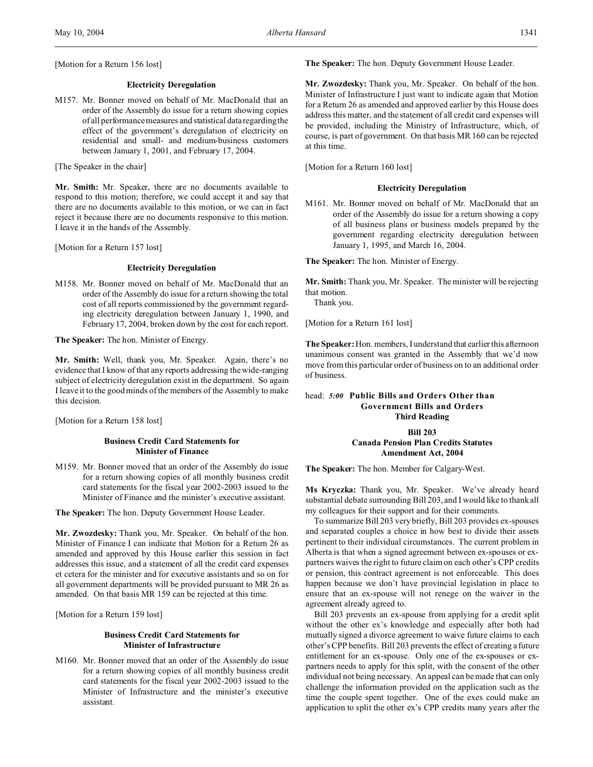[Motion for a Return 156 lost]

### Electricity Deregulation

M157. Mr. Bonner moved on behalf of Mr. MacDonald that an order of the Assembly do issue for a return showing copies of all performance measures and statistical data regarding the effect of the government's deregulation of electricity on residential and small- and medium-business customers between January 1, 2001, and February 17, 2004.

[The Speaker in the chair]

**Mr. Smith:** Mr. Speaker, there are no documents available to respond to this motion; therefore, we could accept it and say that there are no documents available to this motion, or we can in fact reject it because there are no documents responsive to this motion. I leave it in the hands of the Assembly.

[Motion for a Return 157 lost]

### Electricity Deregulation

M158. Mr. Bonner moved on behalf of Mr. MacDonald that an order of the Assembly do issue for a return showing the total cost of all reports commissioned by the government regarding electricity deregulation between January 1, 1990, and February 17, 2004, broken down by the cost for each report.

**The Speaker:** The hon. Minister of Energy.

**Mr. Smith:** Well, thank you, Mr. Speaker. Again, there's no evidence that I know of that any reports addressing the wide-ranging subject of electricity deregulation exist in the department. So again I leave it to the good minds of the members of the Assembly to make this decision.

[Motion for a Return 158 lost]

### Business Credit Card Statements for Minister of Finance

M159. Mr. Bonner moved that an order of the Assembly do issue for a return showing copies of all monthly business credit card statements for the fiscal year 2002-2003 issued to the Minister of Finance and the minister's executive assistant.

**The Speaker:** The hon. Deputy Government House Leader.

**Mr. Zwozdesky:** Thank you, Mr. Speaker. On behalf of the hon. Minister of Finance I can indicate that Motion for a Return 26 as amended and approved by this House earlier this session in fact addresses this issue, and a statement of all the credit card expenses et cetera for the minister and for executive assistants and so on for all government departments will be provided pursuant to MR 26 as amended. On that basis MR 159 can be rejected at this time.

[Motion for a Return 159 lost]

### Business Credit Card Statements for Minister of Infrastructure

M160. Mr. Bonner moved that an order of the Assembly do issue for a return showing copies of all monthly business credit card statements for the fiscal year 2002-2003 issued to the Minister of Infrastructure and the minister's executive assistant.

**The Speaker:** The hon. Deputy Government House Leader.

**Mr. Zwozdesky:** Thank you, Mr. Speaker. On behalf of the hon. Minister of Infrastructure I just want to indicate again that Motion for a Return 26 as amended and approved earlier by this House does address this matter, and the statement of all credit card expenses will be provided, including the Ministry of Infrastructure, which, of course, is part of government. On that basis MR 160 can be rejected at this time.

[Motion for a Return 160 lost]

### Electricity Deregulation

M161. Mr. Bonner moved on behalf of Mr. MacDonald that an order of the Assembly do issue for a return showing a copy of all business plans or business models prepared by the government regarding electricity deregulation between January 1, 1995, and March 16, 2004.

**The Speaker:** The hon. Minister of Energy.

**Mr. Smith:** Thank you, Mr. Speaker. The minister will be rejecting that motion.

Thank you.

[Motion for a Return 161 lost]

**The Speaker:** Hon. members, I understand that earlier this afternoon unanimous consent was granted in the Assembly that we'd now move from this particular order of business on to an additional order of business.

## head: *5:00* Public Bills and Orders Other than Government Bills and Orders Third Reading

### Bill 203 Canada Pension Plan Credits Statutes Amendment Act, 2004

**The Speaker:** The hon. Member for Calgary-West.

**Ms Kryczka:** Thank you, Mr. Speaker. We've already heard substantial debate surrounding Bill 203, and I would like to thank all my colleagues for their support and for their comments.

To summarize Bill 203 very briefly, Bill 203 provides ex-spouses and separated couples a choice in how best to divide their assets pertinent to their individual circumstances. The current problem in Alberta is that when a signed agreement between ex-spouses or ex-partners waives the right to future claim on each other's CPP credits or pension, this contract agreement is not enforceable. This does happen because we don't have provincial legislation in place to ensure that an ex-spouse will not renege on the waiver in the agreement already agreed to.

Bill 203 prevents an ex-spouse from applying for a credit split without the other ex's knowledge and especially after both had mutually signed a divorce agreement to waive future claims to each other's CPP benefits. Bill 203 prevents the effect of creating a future entitlement for an ex-spouse. Only one of the ex-spouses or ex-partners needs to apply for this split, with the consent of the other individual not being necessary. An appeal can be made that can only challenge the information provided on the application such as the time the couple spent together. One of the exes could make an application to split the other ex's CPP credits many years after the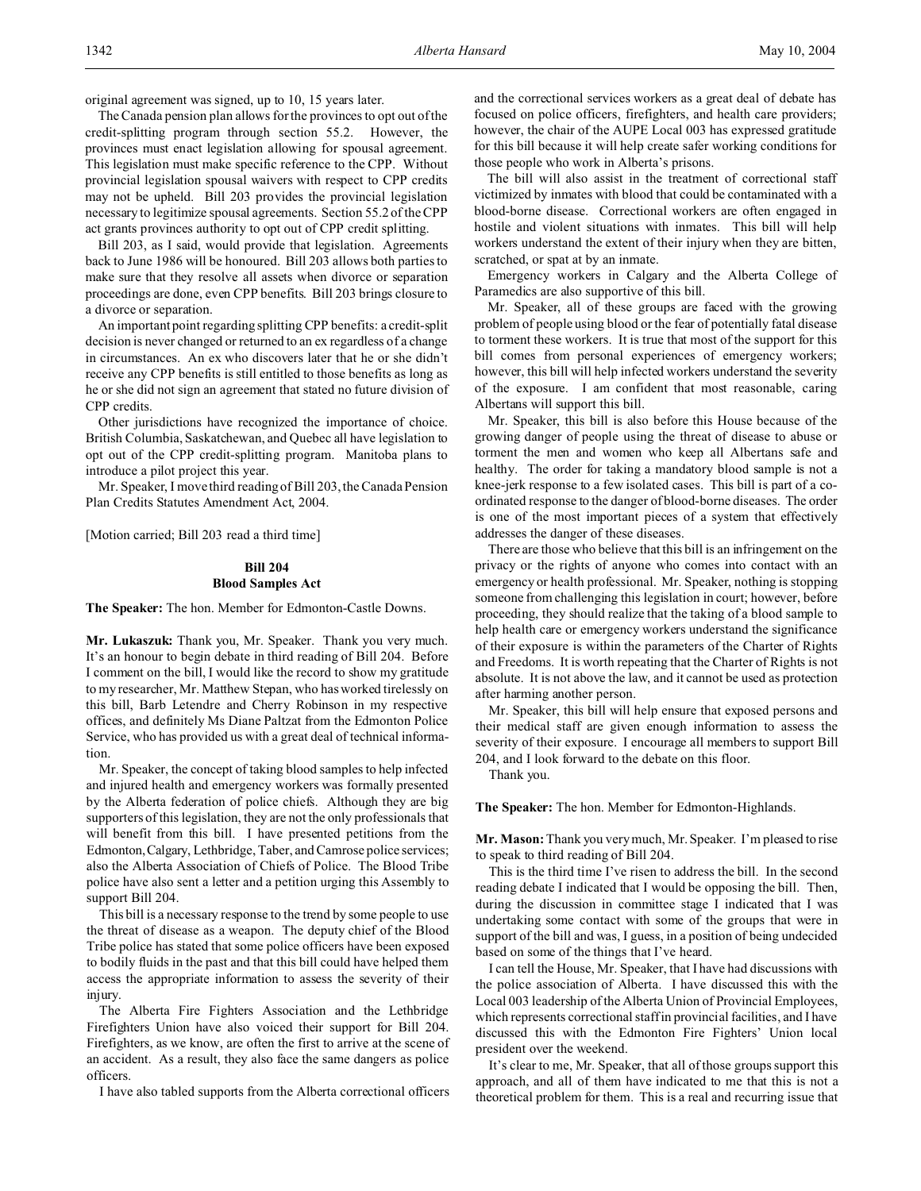original agreement was signed, up to 10, 15 years later.

The Canada pension plan allows for the provinces to opt out of the credit-splitting program through section 55.2. However, the provinces must enact legislation allowing for spousal agreement. This legislation must make specific reference to the CPP. Without provincial legislation spousal waivers with respect to CPP credits may not be upheld. Bill 203 provides the provincial legislation necessary to legitimize spousal agreements. Section 55.2 of the CPP act grants provinces authority to opt out of CPP credit splitting.

Bill 203, as I said, would provide that legislation. Agreements back to June 1986 will be honoured. Bill 203 allows both parties to make sure that they resolve all assets when divorce or separation proceedings are done, even CPP benefits. Bill 203 brings closure to a divorce or separation.

An important point regarding splitting CPP benefits: a credit-split decision is never changed or returned to an ex regardless of a change in circumstances. An ex who discovers later that he or she didn't receive any CPP benefits is still entitled to those benefits as long as he or she did not sign an agreement that stated no future division of CPP credits.

Other jurisdictions have recognized the importance of choice. British Columbia, Saskatchewan, and Quebec all have legislation to opt out of the CPP credit-splitting program. Manitoba plans to introduce a pilot project this year.

Mr. Speaker, I move third reading of Bill 203, the Canada Pension Plan Credits Statutes Amendment Act, 2004.

[Motion carried; Bill 203 read a third time]

## Bill 204
## Blood Samples Act

**The Speaker:** The hon. Member for Edmonton-Castle Downs.

**Mr. Lukaszuk:** Thank you, Mr. Speaker. Thank you very much. It's an honour to begin debate in third reading of Bill 204. Before I comment on the bill, I would like the record to show my gratitude to my researcher, Mr. Matthew Stepan, who has worked tirelessly on this bill, Barb Letendre and Cherry Robinson in my respective offices, and definitely Ms Diane Paltzat from the Edmonton Police Service, who has provided us with a great deal of technical information.

Mr. Speaker, the concept of taking blood samples to help infected and injured health and emergency workers was formally presented by the Alberta federation of police chiefs. Although they are big supporters of this legislation, they are not the only professionals that will benefit from this bill. I have presented petitions from the Edmonton, Calgary, Lethbridge, Taber, and Camrose police services; also the Alberta Association of Chiefs of Police. The Blood Tribe police have also sent a letter and a petition urging this Assembly to support Bill 204.

This bill is a necessary response to the trend by some people to use the threat of disease as a weapon. The deputy chief of the Blood Tribe police has stated that some police officers have been exposed to bodily fluids in the past and that this bill could have helped them access the appropriate information to assess the severity of their injury.

The Alberta Fire Fighters Association and the Lethbridge Firefighters Union have also voiced their support for Bill 204. Firefighters, as we know, are often the first to arrive at the scene of an accident. As a result, they also face the same dangers as police officers.

I have also tabled supports from the Alberta correctional officers and the correctional services workers as a great deal of debate has focused on police officers, firefighters, and health care providers; however, the chair of the AUPE Local 003 has expressed gratitude for this bill because it will help create safer working conditions for those people who work in Alberta's prisons.

The bill will also assist in the treatment of correctional staff victimized by inmates with blood that could be contaminated with a blood-borne disease. Correctional workers are often engaged in hostile and violent situations with inmates. This bill will help workers understand the extent of their injury when they are bitten, scratched, or spat at by an inmate.

Emergency workers in Calgary and the Alberta College of Paramedics are also supportive of this bill.

Mr. Speaker, all of these groups are faced with the growing problem of people using blood or the fear of potentially fatal disease to torment these workers. It is true that most of the support for this bill comes from personal experiences of emergency workers; however, this bill will help infected workers understand the severity of the exposure. I am confident that most reasonable, caring Albertans will support this bill.

Mr. Speaker, this bill is also before this House because of the growing danger of people using the threat of disease to abuse or torment the men and women who keep all Albertans safe and healthy. The order for taking a mandatory blood sample is not a knee-jerk response to a few isolated cases. This bill is part of a co-ordinated response to the danger of blood-borne diseases. The order is one of the most important pieces of a system that effectively addresses the danger of these diseases.

There are those who believe that this bill is an infringement on the privacy or the rights of anyone who comes into contact with an emergency or health professional. Mr. Speaker, nothing is stopping someone from challenging this legislation in court; however, before proceeding, they should realize that the taking of a blood sample to help health care or emergency workers understand the significance of their exposure is within the parameters of the Charter of Rights and Freedoms. It is worth repeating that the Charter of Rights is not absolute. It is not above the law, and it cannot be used as protection after harming another person.

Mr. Speaker, this bill will help ensure that exposed persons and their medical staff are given enough information to assess the severity of their exposure. I encourage all members to support Bill 204, and I look forward to the debate on this floor.

Thank you.

**The Speaker:** The hon. Member for Edmonton-Highlands.

**Mr. Mason:** Thank you very much, Mr. Speaker. I'm pleased to rise to speak to third reading of Bill 204.

This is the third time I've risen to address the bill. In the second reading debate I indicated that I would be opposing the bill. Then, during the discussion in committee stage I indicated that I was undertaking some contact with some of the groups that were in support of the bill and was, I guess, in a position of being undecided based on some of the things that I've heard.

I can tell the House, Mr. Speaker, that I have had discussions with the police association of Alberta. I have discussed this with the Local 003 leadership of the Alberta Union of Provincial Employees, which represents correctional staff in provincial facilities, and I have discussed this with the Edmonton Fire Fighters' Union local president over the weekend.

It's clear to me, Mr. Speaker, that all of those groups support this approach, and all of them have indicated to me that this is not a theoretical problem for them. This is a real and recurring issue that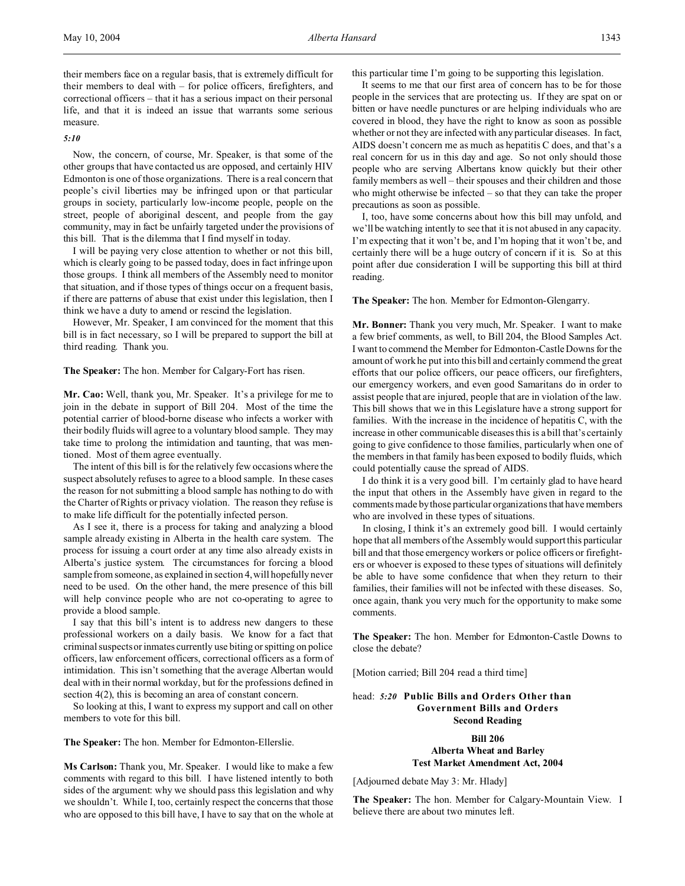their members face on a regular basis, that is extremely difficult for their members to deal with – for police officers, firefighters, and correctional officers – that it has a serious impact on their personal life, and that it is indeed an issue that warrants some serious measure.

*5:10*

Now, the concern, of course, Mr. Speaker, is that some of the other groups that have contacted us are opposed, and certainly HIV Edmonton is one of those organizations. There is a real concern that people's civil liberties may be infringed upon or that particular groups in society, particularly low-income people, people on the street, people of aboriginal descent, and people from the gay community, may in fact be unfairly targeted under the provisions of this bill. That is the dilemma that I find myself in today.

I will be paying very close attention to whether or not this bill, which is clearly going to be passed today, does in fact infringe upon those groups. I think all members of the Assembly need to monitor that situation, and if those types of things occur on a frequent basis, if there are patterns of abuse that exist under this legislation, then I think we have a duty to amend or rescind the legislation.

However, Mr. Speaker, I am convinced for the moment that this bill is in fact necessary, so I will be prepared to support the bill at third reading. Thank you.

**The Speaker:** The hon. Member for Calgary-Fort has risen.

**Mr. Cao:** Well, thank you, Mr. Speaker. It's a privilege for me to join in the debate in support of Bill 204. Most of the time the potential carrier of blood-borne disease who infects a worker with their bodily fluids will agree to a voluntary blood sample. They may take time to prolong the intimidation and taunting, that was mentioned. Most of them agree eventually.

The intent of this bill is for the relatively few occasions where the suspect absolutely refuses to agree to a blood sample. In these cases the reason for not submitting a blood sample has nothing to do with the Charter of Rights or privacy violation. The reason they refuse is to make life difficult for the potentially infected person.

As I see it, there is a process for taking and analyzing a blood sample already existing in Alberta in the health care system. The process for issuing a court order at any time also already exists in Alberta's justice system. The circumstances for forcing a blood sample from someone, as explained in section 4, will hopefully never need to be used. On the other hand, the mere presence of this bill will help convince people who are not co-operating to agree to provide a blood sample.

I say that this bill's intent is to address new dangers to these professional workers on a daily basis. We know for a fact that criminal suspects or inmates currently use biting or spitting on police officers, law enforcement officers, correctional officers as a form of intimidation. This isn't something that the average Albertan would deal with in their normal workday, but for the professions defined in section 4(2), this is becoming an area of constant concern.

So looking at this, I want to express my support and call on other members to vote for this bill.

**The Speaker:** The hon. Member for Edmonton-Ellerslie.

**Ms Carlson:** Thank you, Mr. Speaker. I would like to make a few comments with regard to this bill. I have listened intently to both sides of the argument: why we should pass this legislation and why we shouldn't. While I, too, certainly respect the concerns that those who are opposed to this bill have, I have to say that on the whole at this particular time I'm going to be supporting this legislation.

It seems to me that our first area of concern has to be for those people in the services that are protecting us. If they are spat on or bitten or have needle punctures or are helping individuals who are covered in blood, they have the right to know as soon as possible whether or not they are infected with any particular diseases. In fact, AIDS doesn't concern me as much as hepatitis C does, and that's a real concern for us in this day and age. So not only should those people who are serving Albertans know quickly but their other family members as well – their spouses and their children and those who might otherwise be infected – so that they can take the proper precautions as soon as possible.

I, too, have some concerns about how this bill may unfold, and we'll be watching intently to see that it is not abused in any capacity. I'm expecting that it won't be, and I'm hoping that it won't be, and certainly there will be a huge outcry of concern if it is. So at this point after due consideration I will be supporting this bill at third reading.

**The Speaker:** The hon. Member for Edmonton-Glengarry.

**Mr. Bonner:** Thank you very much, Mr. Speaker. I want to make a few brief comments, as well, to Bill 204, the Blood Samples Act. I want to commend the Member for Edmonton-Castle Downs for the amount of work he put into this bill and certainly commend the great efforts that our police officers, our peace officers, our firefighters, our emergency workers, and even good Samaritans do in order to assist people that are injured, people that are in violation of the law. This bill shows that we in this Legislature have a strong support for families. With the increase in the incidence of hepatitis C, with the increase in other communicable diseases this is a bill that's certainly going to give confidence to those families, particularly when one of the members in that family has been exposed to bodily fluids, which could potentially cause the spread of AIDS.

I do think it is a very good bill. I'm certainly glad to have heard the input that others in the Assembly have given in regard to the comments made by those particular organizations that have members who are involved in these types of situations.

In closing, I think it's an extremely good bill. I would certainly hope that all members of the Assembly would support this particular bill and that those emergency workers or police officers or firefighters or whoever is exposed to these types of situations will definitely be able to have some confidence that when they return to their families, their families will not be infected with these diseases. So, once again, thank you very much for the opportunity to make some comments.

**The Speaker:** The hon. Member for Edmonton-Castle Downs to close the debate?

[Motion carried; Bill 204 read a third time]

head: *5:20* **Public Bills and Orders Other than Government Bills and Orders**
**Second Reading**

**Bill 206**
**Alberta Wheat and Barley Test Market Amendment Act, 2004**

[Adjourned debate May 3: Mr. Hlady]

**The Speaker:** The hon. Member for Calgary-Mountain View. I believe there are about two minutes left.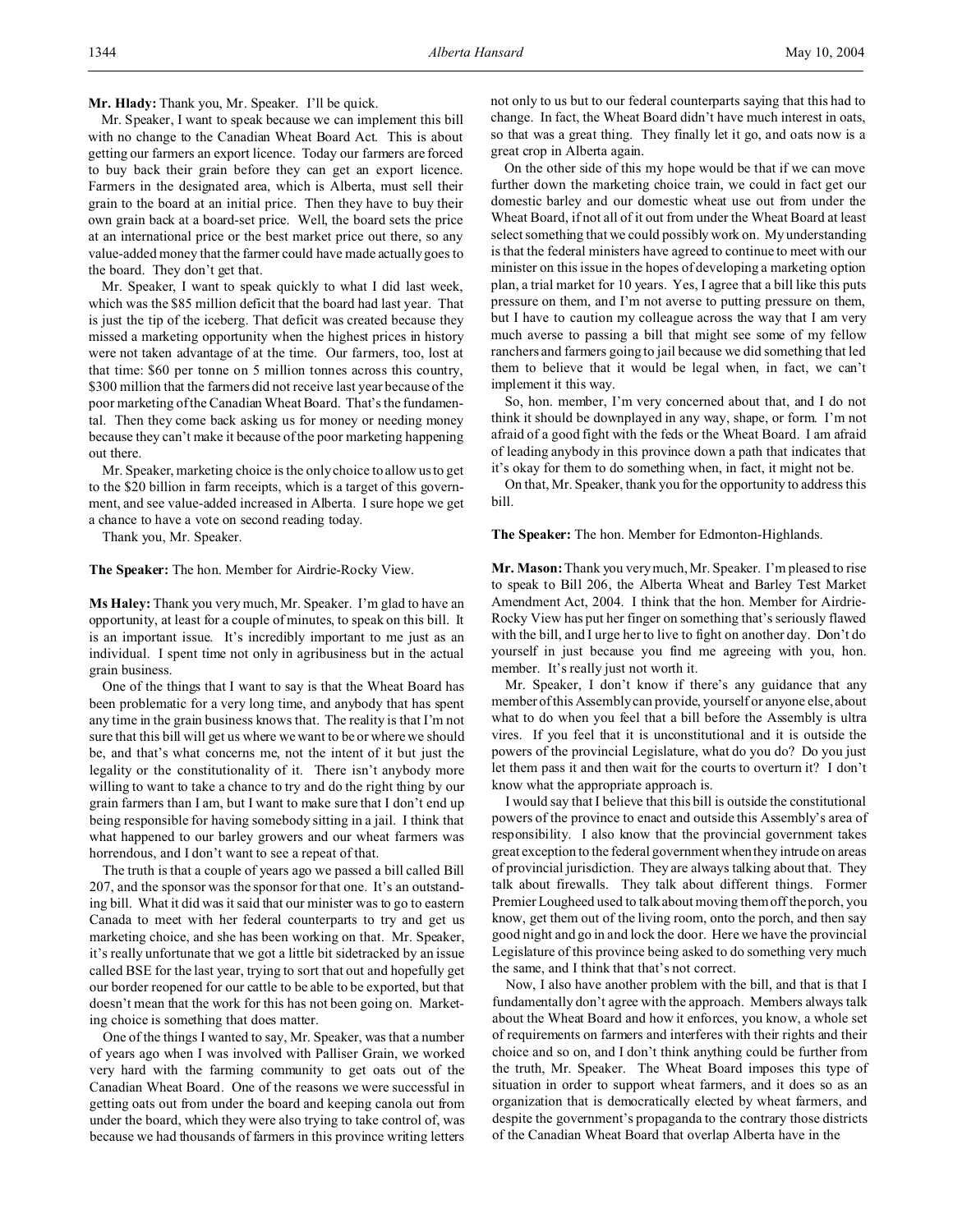**Mr. Hlady:** Thank you, Mr. Speaker. I'll be quick.

Mr. Speaker, I want to speak because we can implement this bill with no change to the Canadian Wheat Board Act. This is about getting our farmers an export licence. Today our farmers are forced to buy back their grain before they can get an export licence. Farmers in the designated area, which is Alberta, must sell their grain to the board at an initial price. Then they have to buy their own grain back at a board-set price. Well, the board sets the price at an international price or the best market price out there, so any value-added money that the farmer could have made actually goes to the board. They don't get that.

Mr. Speaker, I want to speak quickly to what I did last week, which was the $85 million deficit that the board had last year. That is just the tip of the iceberg. That deficit was created because they missed a marketing opportunity when the highest prices in history were not taken advantage of at the time. Our farmers, too, lost at that time: $60 per tonne on 5 million tonnes across this country, $300 million that the farmers did not receive last year because of the poor marketing of the Canadian Wheat Board. That's the fundamental. Then they come back asking us for money or needing money because they can't make it because of the poor marketing happening out there.

Mr. Speaker, marketing choice is the only choice to allow us to get to the $20 billion in farm receipts, which is a target of this government, and see value-added increased in Alberta. I sure hope we get a chance to have a vote on second reading today.

Thank you, Mr. Speaker.

**The Speaker:** The hon. Member for Airdrie-Rocky View.

**Ms Haley:** Thank you very much, Mr. Speaker. I'm glad to have an opportunity, at least for a couple of minutes, to speak on this bill. It is an important issue. It's incredibly important to me just as an individual. I spent time not only in agribusiness but in the actual grain business.

One of the things that I want to say is that the Wheat Board has been problematic for a very long time, and anybody that has spent any time in the grain business knows that. The reality is that I'm not sure that this bill will get us where we want to be or where we should be, and that's what concerns me, not the intent of it but just the legality or the constitutionality of it. There isn't anybody more willing to want to take a chance to try and do the right thing by our grain farmers than I am, but I want to make sure that I don't end up being responsible for having somebody sitting in a jail. I think that what happened to our barley growers and our wheat farmers was horrendous, and I don't want to see a repeat of that.

The truth is that a couple of years ago we passed a bill called Bill 207, and the sponsor was the sponsor for that one. It's an outstanding bill. What it did was it said that our minister was to go to eastern Canada to meet with her federal counterparts to try and get us marketing choice, and she has been working on that. Mr. Speaker, it's really unfortunate that we got a little bit sidetracked by an issue called BSE for the last year, trying to sort that out and hopefully get our border reopened for our cattle to be able to be exported, but that doesn't mean that the work for this has not been going on. Marketing choice is something that does matter.

One of the things I wanted to say, Mr. Speaker, was that a number of years ago when I was involved with Palliser Grain, we worked very hard with the farming community to get oats out of the Canadian Wheat Board. One of the reasons we were successful in getting oats out from under the board and keeping canola out from under the board, which they were also trying to take control of, was because we had thousands of farmers in this province writing letters not only to us but to our federal counterparts saying that this had to change. In fact, the Wheat Board didn't have much interest in oats, so that was a great thing. They finally let it go, and oats now is a great crop in Alberta again.

On the other side of this my hope would be that if we can move further down the marketing choice train, we could in fact get our domestic barley and our domestic wheat use out from under the Wheat Board, if not all of it out from under the Wheat Board at least select something that we could possibly work on. My understanding is that the federal ministers have agreed to continue to meet with our minister on this issue in the hopes of developing a marketing option plan, a trial market for 10 years. Yes, I agree that a bill like this puts pressure on them, and I'm not averse to putting pressure on them, but I have to caution my colleague across the way that I am very much averse to passing a bill that might see some of my fellow ranchers and farmers going to jail because we did something that led them to believe that it would be legal when, in fact, we can't implement it this way.

So, hon. member, I'm very concerned about that, and I do not think it should be downplayed in any way, shape, or form. I'm not afraid of a good fight with the feds or the Wheat Board. I am afraid of leading anybody in this province down a path that indicates that it's okay for them to do something when, in fact, it might not be.

On that, Mr. Speaker, thank you for the opportunity to address this bill.

**The Speaker:** The hon. Member for Edmonton-Highlands.

**Mr. Mason:** Thank you very much, Mr. Speaker. I'm pleased to rise to speak to Bill 206, the Alberta Wheat and Barley Test Market Amendment Act, 2004. I think that the hon. Member for Airdrie-Rocky View has put her finger on something that's seriously flawed with the bill, and I urge her to live to fight on another day. Don't do yourself in just because you find me agreeing with you, hon. member. It's really just not worth it.

Mr. Speaker, I don't know if there's any guidance that any member of this Assembly can provide, yourself or anyone else, about what to do when you feel that a bill before the Assembly is ultra vires. If you feel that it is unconstitutional and it is outside the powers of the provincial Legislature, what do you do? Do you just let them pass it and then wait for the courts to overturn it? I don't know what the appropriate approach is.

I would say that I believe that this bill is outside the constitutional powers of the province to enact and outside this Assembly's area of responsibility. I also know that the provincial government takes great exception to the federal government when they intrude on areas of provincial jurisdiction. They are always talking about that. They talk about firewalls. They talk about different things. Former Premier Lougheed used to talk about moving them off the porch, you know, get them out of the living room, onto the porch, and then say good night and go in and lock the door. Here we have the provincial Legislature of this province being asked to do something very much the same, and I think that that's not correct.

Now, I also have another problem with the bill, and that is that I fundamentally don't agree with the approach. Members always talk about the Wheat Board and how it enforces, you know, a whole set of requirements on farmers and interferes with their rights and their choice and so on, and I don't think anything could be further from the truth, Mr. Speaker. The Wheat Board imposes this type of situation in order to support wheat farmers, and it does so as an organization that is democratically elected by wheat farmers, and despite the government's propaganda to the contrary those districts of the Canadian Wheat Board that overlap Alberta have in the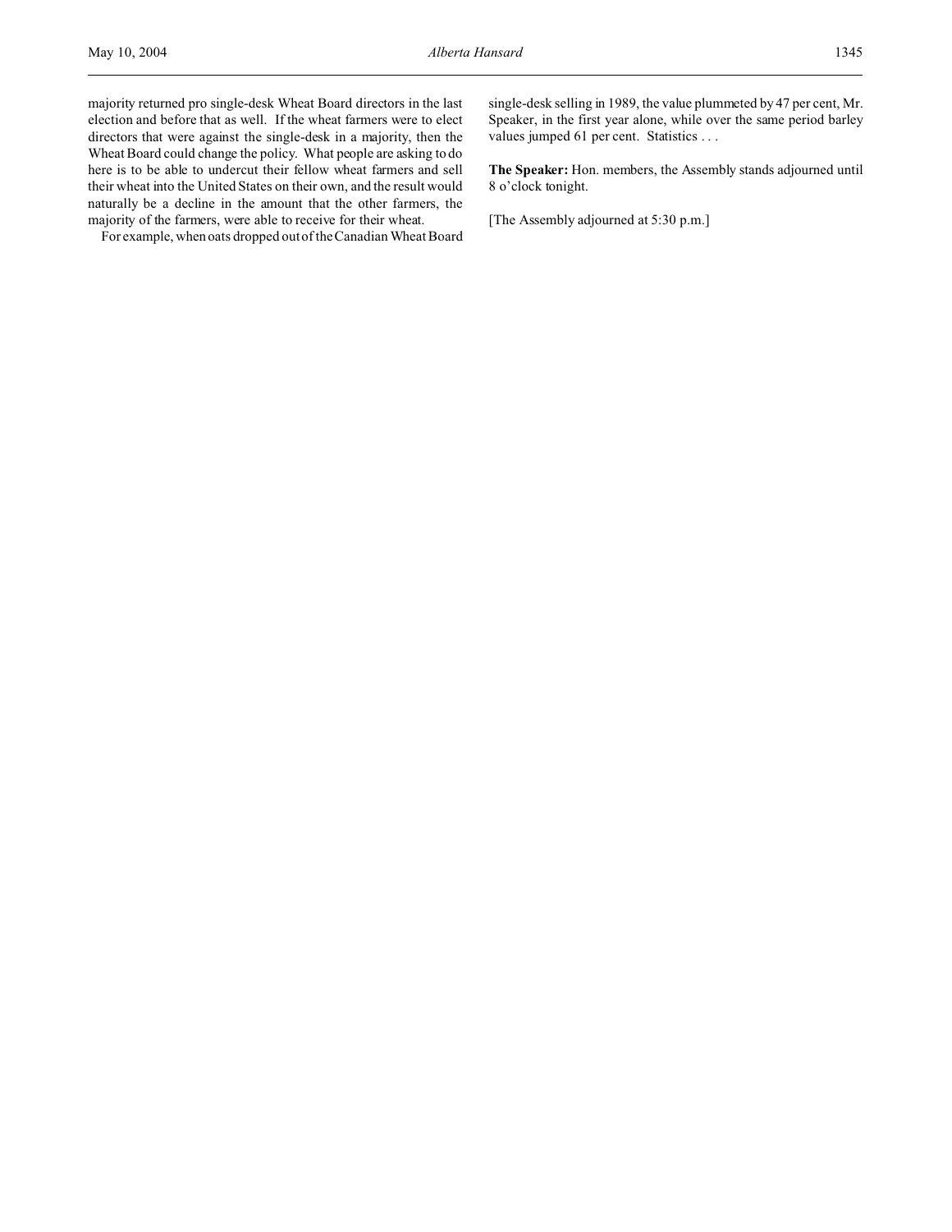majority returned pro single-desk Wheat Board directors in the last election and before that as well. If the wheat farmers were to elect directors that were against the single-desk in a majority, then the Wheat Board could change the policy. What people are asking to do here is to be able to undercut their fellow wheat farmers and sell their wheat into the United States on their own, and the result would naturally be a decline in the amount that the other farmers, the majority of the farmers, were able to receive for their wheat.

For example, when oats dropped out of the Canadian Wheat Board single-desk selling in 1989, the value plummeted by 47 per cent, Mr. Speaker, in the first year alone, while over the same period barley values jumped 61 per cent. Statistics . . .

**The Speaker:** Hon. members, the Assembly stands adjourned until 8 o'clock tonight.

[The Assembly adjourned at 5:30 p.m.]